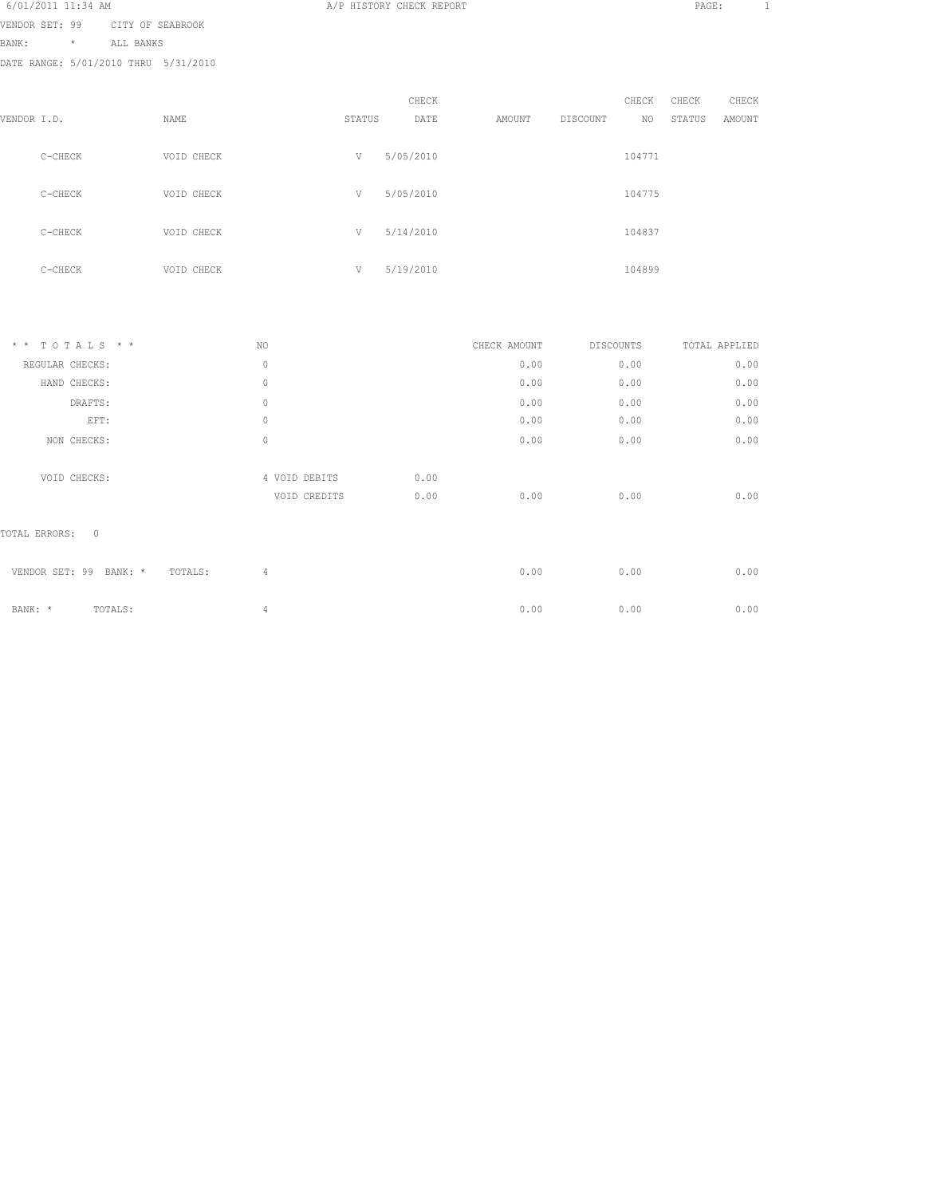6/01/2011 11:34 AM A/P HISTORY CHECK REPORT

VENDOR SET: 99 CITY OF SEABROOK

BANK: * ALL BANKS

DATE RANGE: 5/01/2010 THRU 5/31/2010

| VENDOR I.D. | NAME | STATUS | CHECK DATE | AMOUNT | DISCOUNT | CHECK NO | CHECK STATUS | CHECK AMOUNT |
|---|---|---|---|---|---|---|---|---|
| C-CHECK | VOID CHECK | V | 5/05/2010 | | | 104771 | | |
| C-CHECK | VOID CHECK | V | 5/05/2010 | | | 104775 | | |
| C-CHECK | VOID CHECK | V | 5/14/2010 | | | 104837 | | |
| C-CHECK | VOID CHECK | V | 5/19/2010 | | | 104899 | | |

| * * T O T A L S * * | NO | | | CHECK AMOUNT | DISCOUNTS | TOTAL APPLIED |
|---|---|---|---|---|---|---|
| REGULAR CHECKS: | 0 | | | 0.00 | 0.00 | 0.00 |
| HAND CHECKS: | 0 | | | 0.00 | 0.00 | 0.00 |
| DRAFTS: | 0 | | | 0.00 | 0.00 | 0.00 |
| EFT: | 0 | | | 0.00 | 0.00 | 0.00 |
| NON CHECKS: | 0 | | | 0.00 | 0.00 | 0.00 |
| VOID CHECKS: | 4 | VOID DEBITS | 0.00 | | | |
| | | VOID CREDITS | 0.00 | 0.00 | 0.00 | 0.00 |

TOTAL ERRORS: 0

| | NO | CHECK AMOUNT | DISCOUNTS | TOTAL APPLIED |
|---|---|---|---|---|
| VENDOR SET: 99 BANK: * TOTALS: | 4 | 0.00 | 0.00 | 0.00 |
| BANK: * TOTALS: | 4 | 0.00 | 0.00 | 0.00 |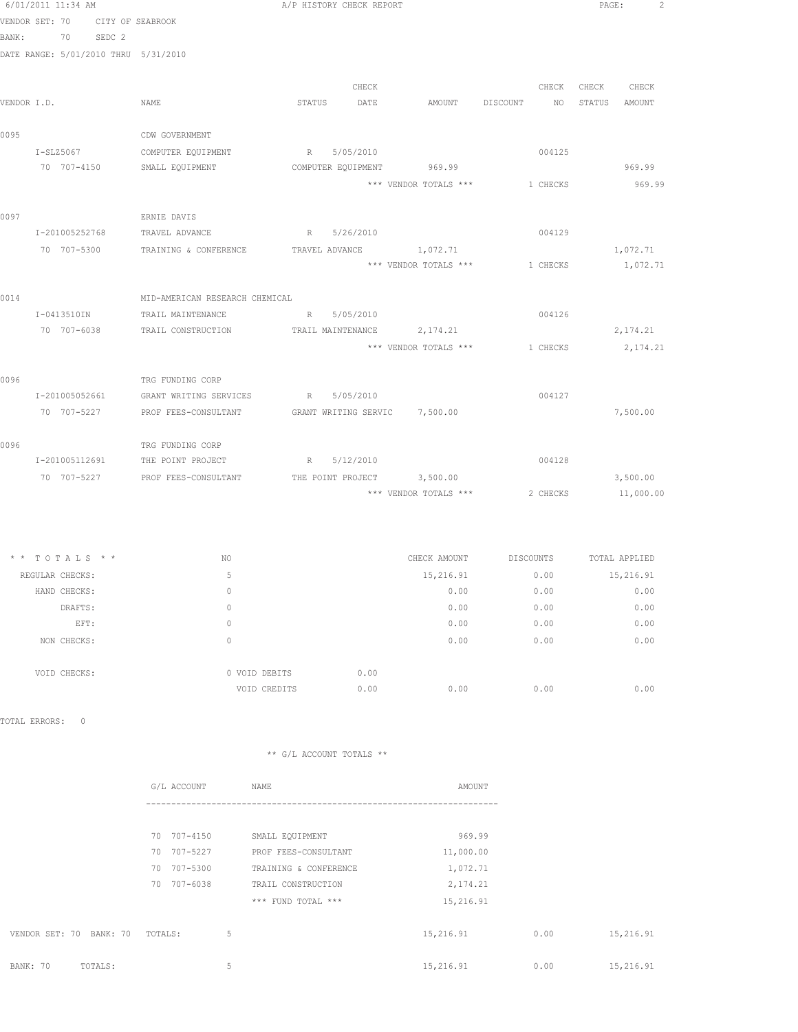6/01/2011 11:34 AM A/P HISTORY CHECK REPORT

VENDOR SET: 70 CITY OF SEABROOK
BANK: 70 SEDC 2
DATE RANGE: 5/01/2010 THRU 5/31/2010

| VENDOR I.D. | NAME | STATUS | CHECK DATE | AMOUNT | DISCOUNT | CHECK NO | CHECK STATUS | CHECK AMOUNT |
|---|---|---|---|---|---|---|---|---|
| 0095 | CDW GOVERNMENT | | | | | | | |
| I-SLZ5067 | COMPUTER EQUIPMENT | R | 5/05/2010 | | | 004125 | | |
| 70 707-4150 | SMALL EQUIPMENT | COMPUTER EQUIPMENT | | 969.99 | | | | 969.99 |
| | | | | *** VENDOR TOTALS *** | | 1 CHECKS | | 969.99 |
| 0097 | ERNIE DAVIS | | | | | | | |
| I-201005252768 | TRAVEL ADVANCE | R | 5/26/2010 | | | 004129 | | |
| 70 707-5300 | TRAINING & CONFERENCE | TRAVEL ADVANCE | | 1,072.71 | | | | 1,072.71 |
| | | | | *** VENDOR TOTALS *** | | 1 CHECKS | | 1,072.71 |
| 0014 | MID-AMERICAN RESEARCH CHEMICAL | | | | | | | |
| I-0413510IN | TRAIL MAINTENANCE | R | 5/05/2010 | | | 004126 | | |
| 70 707-6038 | TRAIL CONSTRUCTION | TRAIL MAINTENANCE | | 2,174.21 | | | | 2,174.21 |
| | | | | *** VENDOR TOTALS *** | | 1 CHECKS | | 2,174.21 |
| 0096 | TRG FUNDING CORP | | | | | | | |
| I-201005052661 | GRANT WRITING SERVICES | R | 5/05/2010 | | | 004127 | | |
| 70 707-5227 | PROF FEES-CONSULTANT | GRANT WRITING SERVIC | | 7,500.00 | | | | 7,500.00 |
| 0096 | TRG FUNDING CORP | | | | | | | |
| I-201005112691 | THE POINT PROJECT | R | 5/12/2010 | | | 004128 | | |
| 70 707-5227 | PROF FEES-CONSULTANT | THE POINT PROJECT | | 3,500.00 | | | | 3,500.00 |
| | | | | *** VENDOR TOTALS *** | | 2 CHECKS | | 11,000.00 |

| * * TOTALS * * | NO | | CHECK AMOUNT | DISCOUNTS | TOTAL APPLIED |
|---|---|---|---|---|---|
| REGULAR CHECKS: | 5 | | 15,216.91 | 0.00 | 15,216.91 |
| HAND CHECKS: | 0 | | 0.00 | 0.00 | 0.00 |
| DRAFTS: | 0 | | 0.00 | 0.00 | 0.00 |
| EFT: | 0 | | 0.00 | 0.00 | 0.00 |
| NON CHECKS: | 0 | | 0.00 | 0.00 | 0.00 |
| VOID CHECKS: | 0 VOID DEBITS | 0.00 | | | |
| | VOID CREDITS | 0.00 | 0.00 | 0.00 | 0.00 |

TOTAL ERRORS: 0

** G/L ACCOUNT TOTALS **

| G/L ACCOUNT | NAME | AMOUNT |
|---|---|---|
| 70 707-4150 | SMALL EQUIPMENT | 969.99 |
| 70 707-5227 | PROF FEES-CONSULTANT | 11,000.00 |
| 70 707-5300 | TRAINING & CONFERENCE | 1,072.71 |
| 70 707-6038 | TRAIL CONSTRUCTION | 2,174.21 |
| | *** FUND TOTAL *** | 15,216.91 |

| | NO | CHECK AMOUNT | DISCOUNTS | TOTAL APPLIED |
|---|---|---|---|---|
| VENDOR SET: 70 BANK: 70 TOTALS: | 5 | 15,216.91 | 0.00 | 15,216.91 |
| BANK: 70 TOTALS: | 5 | 15,216.91 | 0.00 | 15,216.91 |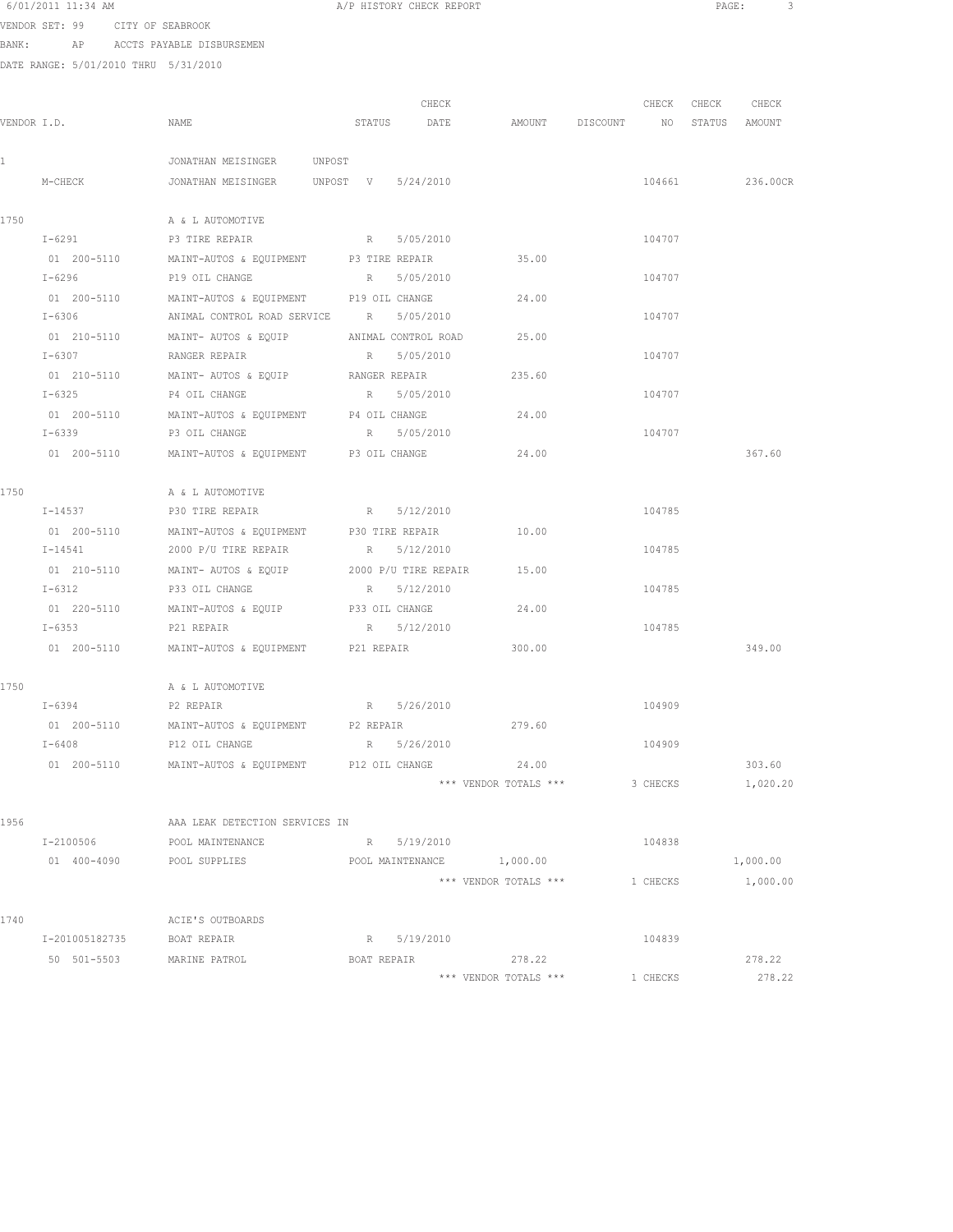6/01/2011 11:34 AM A/P HISTORY CHECK REPORT

VENDOR SET: 99 CITY OF SEABROOK
BANK: AP ACCTS PAYABLE DISBURSEMEN
DATE RANGE: 5/01/2010 THRU 5/31/2010

| VENDOR I.D. | NAME | STATUS | CHECK DATE | AMOUNT | DISCOUNT | CHECK NO | CHECK STATUS | CHECK AMOUNT |
|---|---|---|---|---|---|---|---|---|
| 1 | JONATHAN MEISINGER | UNPOST | | | | | | |
| M-CHECK | JONATHAN MEISINGER | UNPOST V | 5/24/2010 | | | 104661 | | 236.00CR |
| 1750 | A & L AUTOMOTIVE | | | | | | | |
| I-6291 | P3 TIRE REPAIR | R | 5/05/2010 | | | 104707 | | |
| 01 200-5110 | MAINT-AUTOS & EQUIPMENT | P3 TIRE REPAIR | | 35.00 | | | | |
| I-6296 | P19 OIL CHANGE | R | 5/05/2010 | | | 104707 | | |
| 01 200-5110 | MAINT-AUTOS & EQUIPMENT | P19 OIL CHANGE | | 24.00 | | | | |
| I-6306 | ANIMAL CONTROL ROAD SERVICE | R | 5/05/2010 | | | 104707 | | |
| 01 210-5110 | MAINT- AUTOS & EQUIP | ANIMAL CONTROL ROAD | | 25.00 | | | | |
| I-6307 | RANGER REPAIR | R | 5/05/2010 | | | 104707 | | |
| 01 210-5110 | MAINT- AUTOS & EQUIP | RANGER REPAIR | | 235.60 | | | | |
| I-6325 | P4 OIL CHANGE | R | 5/05/2010 | | | 104707 | | |
| 01 200-5110 | MAINT-AUTOS & EQUIPMENT | P4 OIL CHANGE | | 24.00 | | | | |
| I-6339 | P3 OIL CHANGE | R | 5/05/2010 | | | 104707 | | |
| 01 200-5110 | MAINT-AUTOS & EQUIPMENT | P3 OIL CHANGE | | 24.00 | | | | 367.60 |
| 1750 | A & L AUTOMOTIVE | | | | | | | |
| I-14537 | P30 TIRE REPAIR | R | 5/12/2010 | | | 104785 | | |
| 01 200-5110 | MAINT-AUTOS & EQUIPMENT | P30 TIRE REPAIR | | 10.00 | | | | |
| I-14541 | 2000 P/U TIRE REPAIR | R | 5/12/2010 | | | 104785 | | |
| 01 210-5110 | MAINT- AUTOS & EQUIP | 2000 P/U TIRE REPAIR | | 15.00 | | | | |
| I-6312 | P33 OIL CHANGE | R | 5/12/2010 | | | 104785 | | |
| 01 220-5110 | MAINT-AUTOS & EQUIP | P33 OIL CHANGE | | 24.00 | | | | |
| I-6353 | P21 REPAIR | R | 5/12/2010 | | | 104785 | | |
| 01 200-5110 | MAINT-AUTOS & EQUIPMENT | P21 REPAIR | | 300.00 | | | | 349.00 |
| 1750 | A & L AUTOMOTIVE | | | | | | | |
| I-6394 | P2 REPAIR | R | 5/26/2010 | | | 104909 | | |
| 01 200-5110 | MAINT-AUTOS & EQUIPMENT | P2 REPAIR | | 279.60 | | | | |
| I-6408 | P12 OIL CHANGE | R | 5/26/2010 | | | 104909 | | |
| 01 200-5110 | MAINT-AUTOS & EQUIPMENT | P12 OIL CHANGE | | 24.00 | | | | 303.60 |
| | | | | *** VENDOR TOTALS *** | | 3 CHECKS | | 1,020.20 |
| 1956 | AAA LEAK DETECTION SERVICES IN | | | | | | | |
| I-2100506 | POOL MAINTENANCE | R | 5/19/2010 | | | 104838 | | |
| 01 400-4090 | POOL SUPPLIES | POOL MAINTENANCE | | 1,000.00 | | | | 1,000.00 |
| | | | | *** VENDOR TOTALS *** | | 1 CHECKS | | 1,000.00 |
| 1740 | ACIE'S OUTBOARDS | | | | | | | |
| I-201005182735 | BOAT REPAIR | R | 5/19/2010 | | | 104839 | | |
| 50 501-5503 | MARINE PATROL | BOAT REPAIR | | 278.22 | | | | 278.22 |
| | | | | *** VENDOR TOTALS *** | | 1 CHECKS | | 278.22 |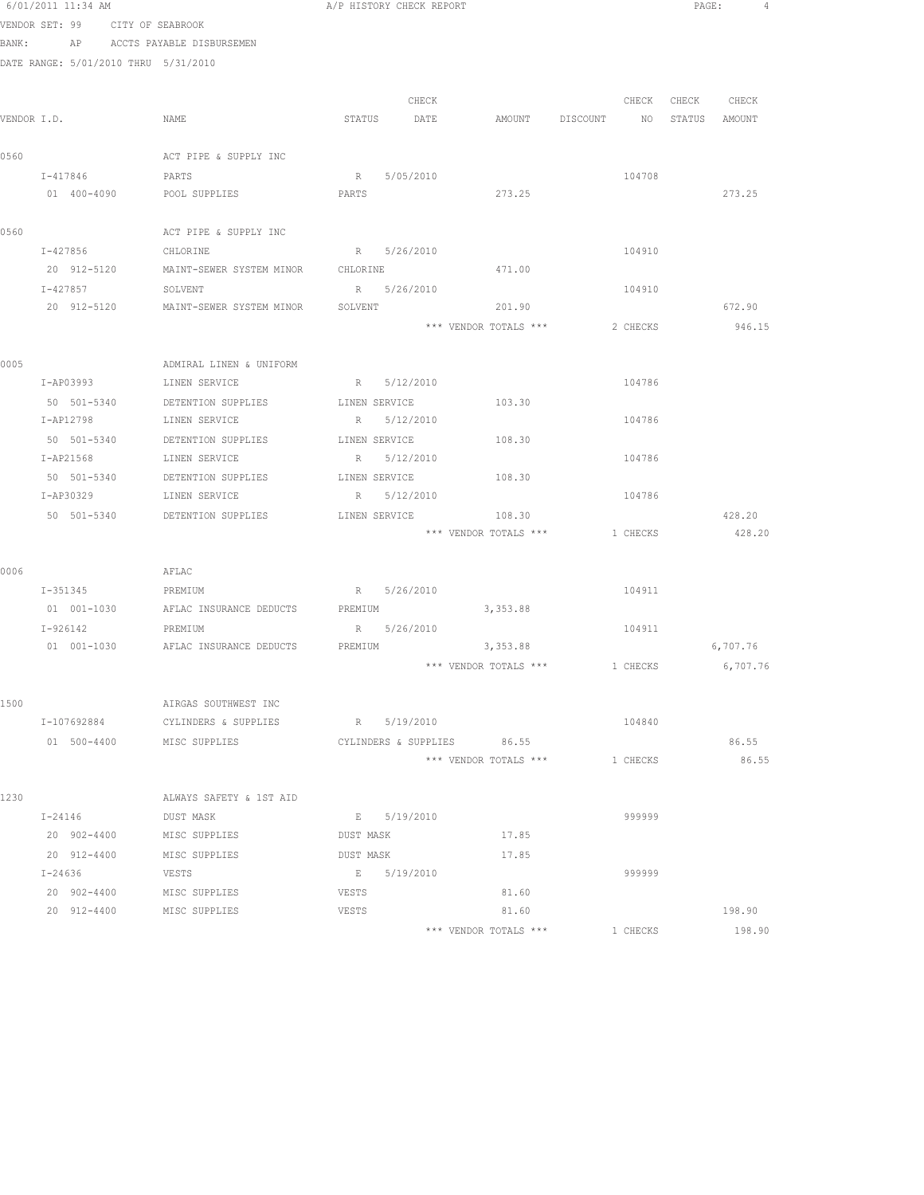6/01/2011 11:34 AM A/P HISTORY CHECK REPORT

VENDOR SET: 99 CITY OF SEABROOK

BANK: AP ACCTS PAYABLE DISBURSEMEN

DATE RANGE: 5/01/2010 THRU 5/31/2010

| VENDOR I.D. | NAME | STATUS | CHECK DATE | AMOUNT | DISCOUNT | CHECK NO | CHECK STATUS | CHECK AMOUNT |
|---|---|---|---|---|---|---|---|---|
| 0560 | ACT PIPE & SUPPLY INC | | | | | | | |
| I-417846 | PARTS | R | 5/05/2010 | | | 104708 | | |
| 01 400-4090 | POOL SUPPLIES | PARTS | | 273.25 | | | | 273.25 |
| 0560 | ACT PIPE & SUPPLY INC | | | | | | | |
| I-427856 | CHLORINE | R | 5/26/2010 | | | 104910 | | |
| 20 912-5120 | MAINT-SEWER SYSTEM MINOR | CHLORINE | | 471.00 | | | | |
| I-427857 | SOLVENT | R | 5/26/2010 | | | 104910 | | |
| 20 912-5120 | MAINT-SEWER SYSTEM MINOR | SOLVENT | | 201.90 | | | | 672.90 |
| | | | | *** VENDOR TOTALS *** | | 2 CHECKS | | 946.15 |
| 0005 | ADMIRAL LINEN & UNIFORM | | | | | | | |
| I-AP03993 | LINEN SERVICE | R | 5/12/2010 | | | 104786 | | |
| 50 501-5340 | DETENTION SUPPLIES | LINEN SERVICE | | 103.30 | | | | |
| I-AP12798 | LINEN SERVICE | R | 5/12/2010 | | | 104786 | | |
| 50 501-5340 | DETENTION SUPPLIES | LINEN SERVICE | | 108.30 | | | | |
| I-AP21568 | LINEN SERVICE | R | 5/12/2010 | | | 104786 | | |
| 50 501-5340 | DETENTION SUPPLIES | LINEN SERVICE | | 108.30 | | | | |
| I-AP30329 | LINEN SERVICE | R | 5/12/2010 | | | 104786 | | |
| 50 501-5340 | DETENTION SUPPLIES | LINEN SERVICE | | 108.30 | | | | 428.20 |
| | | | | *** VENDOR TOTALS *** | | 1 CHECKS | | 428.20 |
| 0006 | AFLAC | | | | | | | |
| I-351345 | PREMIUM | R | 5/26/2010 | | | 104911 | | |
| 01 001-1030 | AFLAC INSURANCE DEDUCTS | PREMIUM | | 3,353.88 | | | | |
| I-926142 | PREMIUM | R | 5/26/2010 | | | 104911 | | |
| 01 001-1030 | AFLAC INSURANCE DEDUCTS | PREMIUM | | 3,353.88 | | | | 6,707.76 |
| | | | | *** VENDOR TOTALS *** | | 1 CHECKS | | 6,707.76 |
| 1500 | AIRGAS SOUTHWEST INC | | | | | | | |
| I-107692884 | CYLINDERS & SUPPLIES | R | 5/19/2010 | | | 104840 | | |
| 01 500-4400 | MISC SUPPLIES | CYLINDERS & SUPPLIES | | 86.55 | | | | 86.55 |
| | | | | *** VENDOR TOTALS *** | | 1 CHECKS | | 86.55 |
| 1230 | ALWAYS SAFETY & 1ST AID | | | | | | | |
| I-24146 | DUST MASK | E | 5/19/2010 | | | 999999 | | |
| 20 902-4400 | MISC SUPPLIES | DUST MASK | | 17.85 | | | | |
| 20 912-4400 | MISC SUPPLIES | DUST MASK | | 17.85 | | | | |
| I-24636 | VESTS | E | 5/19/2010 | | | 999999 | | |
| 20 902-4400 | MISC SUPPLIES | VESTS | | 81.60 | | | | |
| 20 912-4400 | MISC SUPPLIES | VESTS | | 81.60 | | | | 198.90 |
| | | | | *** VENDOR TOTALS *** | | 1 CHECKS | | 198.90 |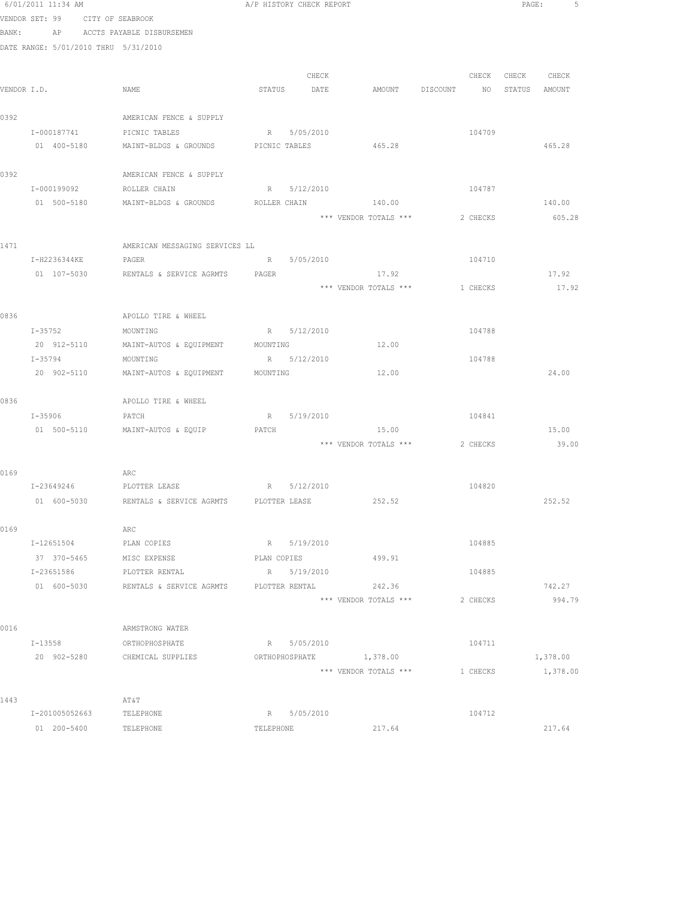6/01/2011 11:34 AM A/P HISTORY CHECK REPORT

VENDOR SET: 99 CITY OF SEABROOK

BANK: AP ACCTS PAYABLE DISBURSEMEN

DATE RANGE: 5/01/2010 THRU 5/31/2010

| VENDOR I.D. | NAME | STATUS | CHECK DATE | AMOUNT | DISCOUNT | CHECK NO | CHECK STATUS | CHECK AMOUNT |
|---|---|---|---|---|---|---|---|---|
| 0392 | AMERICAN FENCE & SUPPLY | | | | | | | |
| I-000187741 | PICNIC TABLES | R | 5/05/2010 | | | 104709 | | |
| 01 400-5180 | MAINT-BLDGS & GROUNDS | PICNIC TABLES | | 465.28 | | | | 465.28 |
| 0392 | AMERICAN FENCE & SUPPLY | | | | | | | |
| I-000199092 | ROLLER CHAIN | R | 5/12/2010 | | | 104787 | | |
| 01 500-5180 | MAINT-BLDGS & GROUNDS | ROLLER CHAIN | | 140.00 | | | | 140.00 |
| | | | | *** VENDOR TOTALS *** | | 2 CHECKS | | 605.28 |
| 1471 | AMERICAN MESSAGING SERVICES LL | | | | | | | |
| I-H2236344KE | PAGER | R | 5/05/2010 | | | 104710 | | |
| 01 107-5030 | RENTALS & SERVICE AGRMTS | PAGER | | 17.92 | | | | 17.92 |
| | | | | *** VENDOR TOTALS *** | | 1 CHECKS | | 17.92 |
| 0836 | APOLLO TIRE & WHEEL | | | | | | | |
| I-35752 | MOUNTING | R | 5/12/2010 | | | 104788 | | |
| 20 912-5110 | MAINT-AUTOS & EQUIPMENT | MOUNTING | | 12.00 | | | | |
| I-35794 | MOUNTING | R | 5/12/2010 | | | 104788 | | |
| 20 902-5110 | MAINT-AUTOS & EQUIPMENT | MOUNTING | | 12.00 | | | | 24.00 |
| 0836 | APOLLO TIRE & WHEEL | | | | | | | |
| I-35906 | PATCH | R | 5/19/2010 | | | 104841 | | |
| 01 500-5110 | MAINT-AUTOS & EQUIP | PATCH | | 15.00 | | | | 15.00 |
| | | | | *** VENDOR TOTALS *** | | 2 CHECKS | | 39.00 |
| 0169 | ARC | | | | | | | |
| I-23649246 | PLOTTER LEASE | R | 5/12/2010 | | | 104820 | | |
| 01 600-5030 | RENTALS & SERVICE AGRMTS | PLOTTER LEASE | | 252.52 | | | | 252.52 |
| 0169 | ARC | | | | | | | |
| I-12651504 | PLAN COPIES | R | 5/19/2010 | | | 104885 | | |
| 37 370-5465 | MISC EXPENSE | PLAN COPIES | | 499.91 | | | | |
| I-23651586 | PLOTTER RENTAL | R | 5/19/2010 | | | 104885 | | |
| 01 600-5030 | RENTALS & SERVICE AGRMTS | PLOTTER RENTAL | | 242.36 | | | | 742.27 |
| | | | | *** VENDOR TOTALS *** | | 2 CHECKS | | 994.79 |
| 0016 | ARMSTRONG WATER | | | | | | | |
| I-13558 | ORTHOPHOSPHATE | R | 5/05/2010 | | | 104711 | | |
| 20 902-5280 | CHEMICAL SUPPLIES | ORTHOPHOSPHATE | | 1,378.00 | | | | 1,378.00 |
| | | | | *** VENDOR TOTALS *** | | 1 CHECKS | | 1,378.00 |
| 1443 | AT&T | | | | | | | |
| I-201005052663 | TELEPHONE | R | 5/05/2010 | | | 104712 | | |
| 01 200-5400 | TELEPHONE | TELEPHONE | | 217.64 | | | | 217.64 |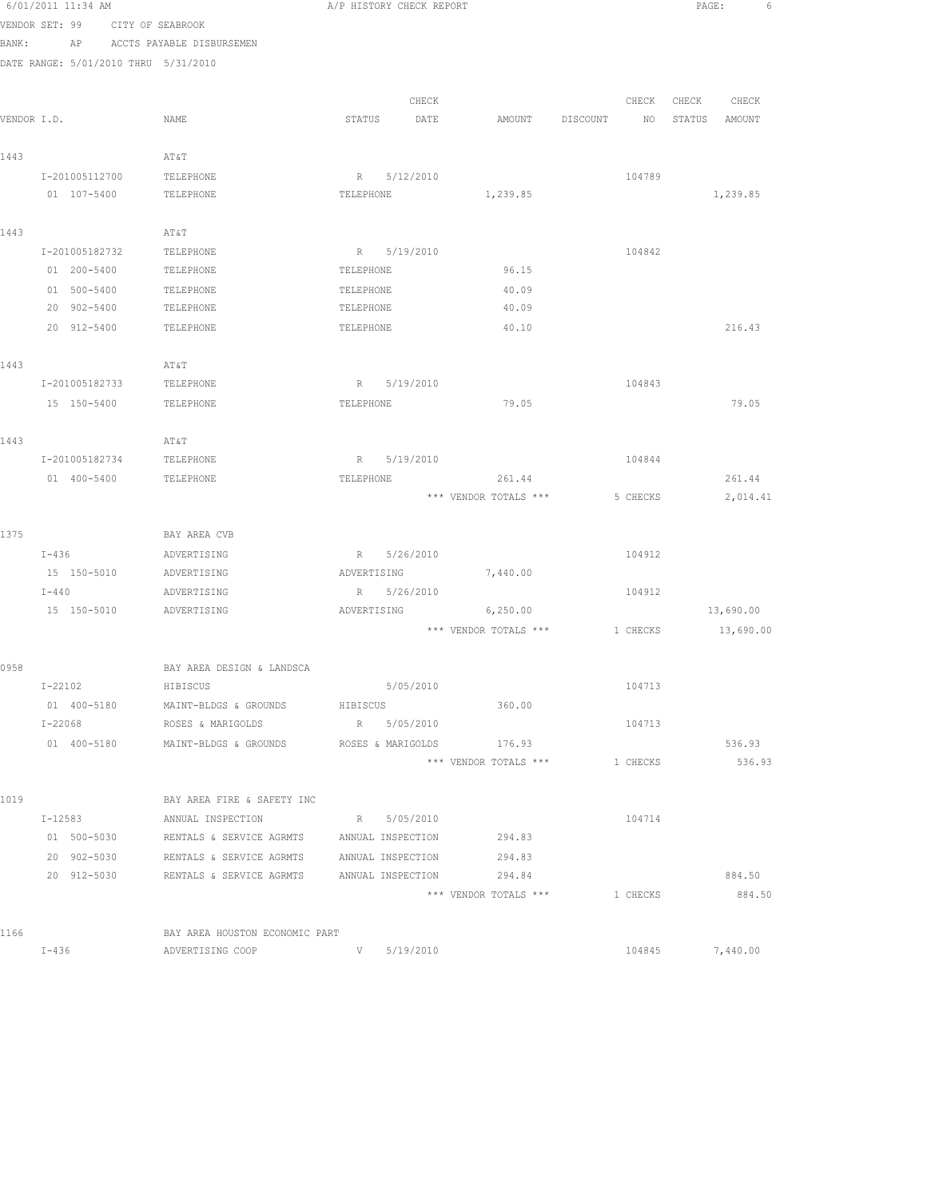6/01/2011 11:34 AM — A/P HISTORY CHECK REPORT

VENDOR SET: 99 CITY OF SEABROOK
BANK: AP ACCTS PAYABLE DISBURSEMEN
DATE RANGE: 5/01/2010 THRU 5/31/2010

| VENDOR I.D. | NAME | STATUS | CHECK DATE | AMOUNT | DISCOUNT | CHECK NO | CHECK STATUS | CHECK AMOUNT |
|---|---|---|---|---|---|---|---|---|
| 1443 | AT&T | | | | | | | |
| I-201005112700 | TELEPHONE | R | 5/12/2010 | | | 104789 | | |
| 01 107-5400 | TELEPHONE | TELEPHONE | | 1,239.85 | | | | 1,239.85 |
| 1443 | AT&T | | | | | | | |
| I-201005182732 | TELEPHONE | R | 5/19/2010 | | | 104842 | | |
| 01 200-5400 | TELEPHONE | TELEPHONE | | 96.15 | | | | |
| 01 500-5400 | TELEPHONE | TELEPHONE | | 40.09 | | | | |
| 20 902-5400 | TELEPHONE | TELEPHONE | | 40.09 | | | | |
| 20 912-5400 | TELEPHONE | TELEPHONE | | 40.10 | | | | 216.43 |
| 1443 | AT&T | | | | | | | |
| I-201005182733 | TELEPHONE | R | 5/19/2010 | | | 104843 | | |
| 15 150-5400 | TELEPHONE | TELEPHONE | | 79.05 | | | | 79.05 |
| 1443 | AT&T | | | | | | | |
| I-201005182734 | TELEPHONE | R | 5/19/2010 | | | 104844 | | |
| 01 400-5400 | TELEPHONE | TELEPHONE | | 261.44 | | | | 261.44 |
| | | | | *** VENDOR TOTALS *** | | 5 CHECKS | | 2,014.41 |
| 1375 | BAY AREA CVB | | | | | | | |
| I-436 | ADVERTISING | R | 5/26/2010 | | | 104912 | | |
| 15 150-5010 | ADVERTISING | ADVERTISING | | 7,440.00 | | | | |
| I-440 | ADVERTISING | R | 5/26/2010 | | | 104912 | | |
| 15 150-5010 | ADVERTISING | ADVERTISING | | 6,250.00 | | | | 13,690.00 |
| | | | | *** VENDOR TOTALS *** | | 1 CHECKS | | 13,690.00 |
| 0958 | BAY AREA DESIGN & LANDSCA | | | | | | | |
| I-22102 | HIBISCUS | | 5/05/2010 | | | 104713 | | |
| 01 400-5180 | MAINT-BLDGS & GROUNDS | HIBISCUS | | 360.00 | | | | |
| I-22068 | ROSES & MARIGOLDS | R | 5/05/2010 | | | 104713 | | |
| 01 400-5180 | MAINT-BLDGS & GROUNDS | ROSES & MARIGOLDS | | 176.93 | | | | 536.93 |
| | | | | *** VENDOR TOTALS *** | | 1 CHECKS | | 536.93 |
| 1019 | BAY AREA FIRE & SAFETY INC | | | | | | | |
| I-12583 | ANNUAL INSPECTION | R | 5/05/2010 | | | 104714 | | |
| 01 500-5030 | RENTALS & SERVICE AGRMTS | ANNUAL INSPECTION | | 294.83 | | | | |
| 20 902-5030 | RENTALS & SERVICE AGRMTS | ANNUAL INSPECTION | | 294.83 | | | | |
| 20 912-5030 | RENTALS & SERVICE AGRMTS | ANNUAL INSPECTION | | 294.84 | | | | 884.50 |
| | | | | *** VENDOR TOTALS *** | | 1 CHECKS | | 884.50 |
| 1166 | BAY AREA HOUSTON ECONOMIC PART | | | | | | | |
| I-436 | ADVERTISING COOP | V | 5/19/2010 | | | 104845 | | 7,440.00 |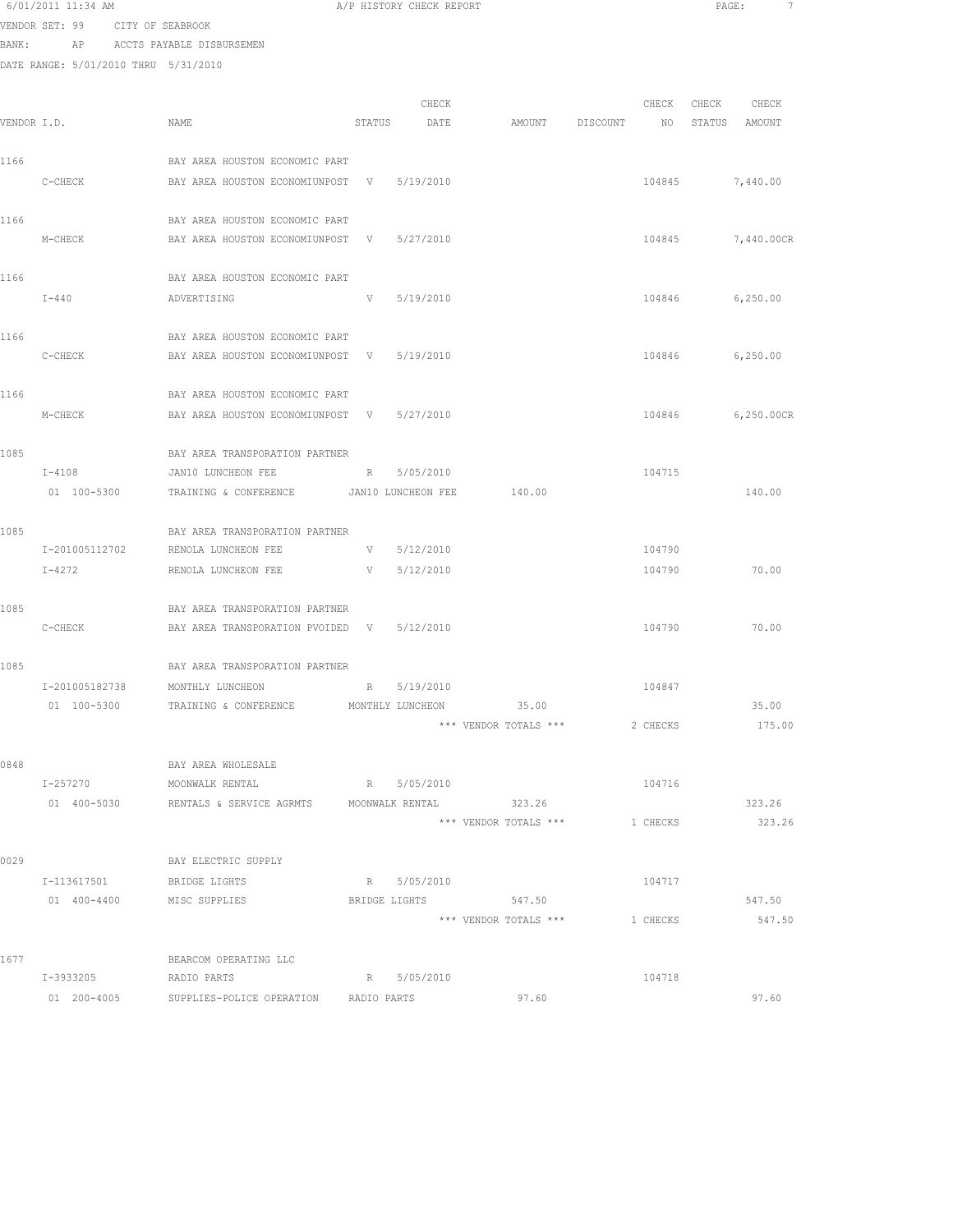6/01/2011 11:34 AM A/P HISTORY CHECK REPORT

VENDOR SET: 99 CITY OF SEABROOK
BANK: AP ACCTS PAYABLE DISBURSEMEN
DATE RANGE: 5/01/2010 THRU 5/31/2010

| VENDOR I.D. | NAME | STATUS | CHECK DATE | AMOUNT | DISCOUNT | CHECK NO | CHECK STATUS | CHECK AMOUNT |
|---|---|---|---|---|---|---|---|---|
| 1166 | BAY AREA HOUSTON ECONOMIC PART | | | | | | | |
| C-CHECK | BAY AREA HOUSTON ECONOMIUNPOST | V | 5/19/2010 | | | 104845 | | 7,440.00 |
| 1166 | BAY AREA HOUSTON ECONOMIC PART | | | | | | | |
| M-CHECK | BAY AREA HOUSTON ECONOMIUNPOST | V | 5/27/2010 | | | 104845 | | 7,440.00CR |
| 1166 | BAY AREA HOUSTON ECONOMIC PART | | | | | | | |
| I-440 | ADVERTISING | V | 5/19/2010 | | | 104846 | | 6,250.00 |
| 1166 | BAY AREA HOUSTON ECONOMIC PART | | | | | | | |
| C-CHECK | BAY AREA HOUSTON ECONOMIUNPOST | V | 5/19/2010 | | | 104846 | | 6,250.00 |
| 1166 | BAY AREA HOUSTON ECONOMIC PART | | | | | | | |
| M-CHECK | BAY AREA HOUSTON ECONOMIUNPOST | V | 5/27/2010 | | | 104846 | | 6,250.00CR |
| 1085 | BAY AREA TRANSPORATION PARTNER | | | | | | | |
| I-4108 | JAN10 LUNCHEON FEE | R | 5/05/2010 | | | 104715 | | |
| 01 100-5300 | TRAINING & CONFERENCE | JAN10 LUNCHEON FEE | | 140.00 | | | | 140.00 |
| 1085 | BAY AREA TRANSPORATION PARTNER | | | | | | | |
| I-201005112702 | RENOLA LUNCHEON FEE | V | 5/12/2010 | | | 104790 | | |
| I-4272 | RENOLA LUNCHEON FEE | V | 5/12/2010 | | | 104790 | | 70.00 |
| 1085 | BAY AREA TRANSPORATION PARTNER | | | | | | | |
| C-CHECK | BAY AREA TRANSPORATION PVOIDED | V | 5/12/2010 | | | 104790 | | 70.00 |
| 1085 | BAY AREA TRANSPORATION PARTNER | | | | | | | |
| I-201005182738 | MONTHLY LUNCHEON | R | 5/19/2010 | | | 104847 | | |
| 01 100-5300 | TRAINING & CONFERENCE | MONTHLY LUNCHEON | | 35.00 | | | | 35.00 |
| | | | | *** VENDOR TOTALS *** | | 2 CHECKS | | 175.00 |
| 0848 | BAY AREA WHOLESALE | | | | | | | |
| I-257270 | MOONWALK RENTAL | R | 5/05/2010 | | | 104716 | | |
| 01 400-5030 | RENTALS & SERVICE AGRMTS | MOONWALK RENTAL | | 323.26 | | | | 323.26 |
| | | | | *** VENDOR TOTALS *** | | 1 CHECKS | | 323.26 |
| 0029 | BAY ELECTRIC SUPPLY | | | | | | | |
| I-113617501 | BRIDGE LIGHTS | R | 5/05/2010 | | | 104717 | | |
| 01 400-4400 | MISC SUPPLIES | BRIDGE LIGHTS | | 547.50 | | | | 547.50 |
| | | | | *** VENDOR TOTALS *** | | 1 CHECKS | | 547.50 |
| 1677 | BEARCOM OPERATING LLC | | | | | | | |
| I-3933205 | RADIO PARTS | R | 5/05/2010 | | | 104718 | | |
| 01 200-4005 | SUPPLIES-POLICE OPERATION | RADIO PARTS | | 97.60 | | | | 97.60 |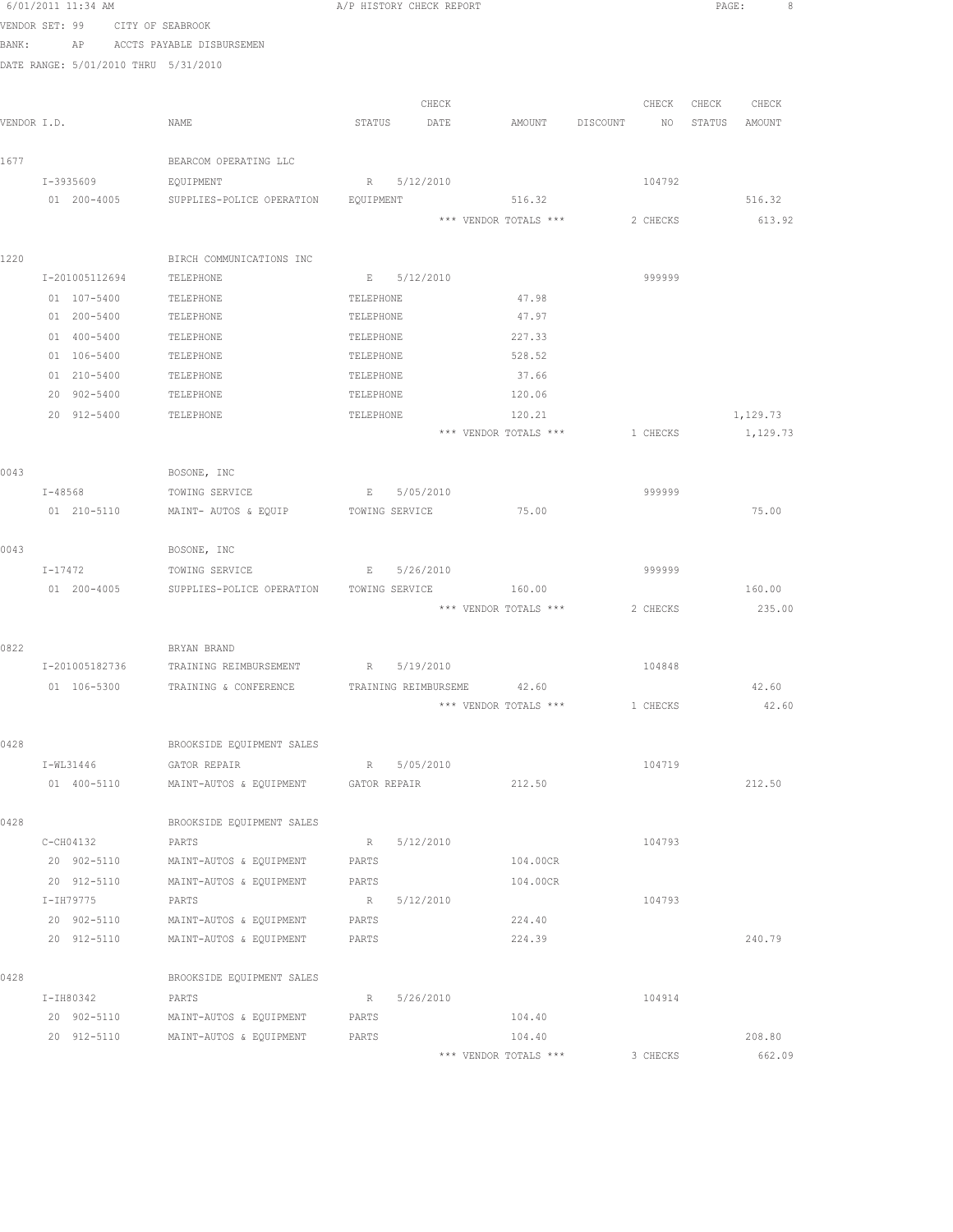6/01/2011 11:34 AM — A/P HISTORY CHECK REPORT

VENDOR SET: 99 CITY OF SEABROOK
BANK: AP ACCTS PAYABLE DISBURSEMEN
DATE RANGE: 5/01/2010 THRU 5/31/2010

| VENDOR I.D. | NAME | STATUS | CHECK DATE | AMOUNT | DISCOUNT | CHECK NO | CHECK STATUS | CHECK AMOUNT |
|---|---|---|---|---|---|---|---|---|
| 1677 | BEARCOM OPERATING LLC | | | | | | | |
| I-3935609 | EQUIPMENT | R | 5/12/2010 | | | 104792 | | |
| 01 200-4005 | SUPPLIES-POLICE OPERATION | EQUIPMENT | | 516.32 | | | | 516.32 |
| | | | | *** VENDOR TOTALS *** | | 2 CHECKS | | 613.92 |
| 1220 | BIRCH COMMUNICATIONS INC | | | | | | | |
| I-201005112694 | TELEPHONE | E | 5/12/2010 | | | 999999 | | |
| 01 107-5400 | TELEPHONE | TELEPHONE | | 47.98 | | | | |
| 01 200-5400 | TELEPHONE | TELEPHONE | | 47.97 | | | | |
| 01 400-5400 | TELEPHONE | TELEPHONE | | 227.33 | | | | |
| 01 106-5400 | TELEPHONE | TELEPHONE | | 528.52 | | | | |
| 01 210-5400 | TELEPHONE | TELEPHONE | | 37.66 | | | | |
| 20 902-5400 | TELEPHONE | TELEPHONE | | 120.06 | | | | |
| 20 912-5400 | TELEPHONE | TELEPHONE | | 120.21 | | | | 1,129.73 |
| | | | | *** VENDOR TOTALS *** | | 1 CHECKS | | 1,129.73 |
| 0043 | BOSONE, INC | | | | | | | |
| I-48568 | TOWING SERVICE | E | 5/05/2010 | | | 999999 | | |
| 01 210-5110 | MAINT- AUTOS & EQUIP | TOWING SERVICE | | 75.00 | | | | 75.00 |
| 0043 | BOSONE, INC | | | | | | | |
| I-17472 | TOWING SERVICE | E | 5/26/2010 | | | 999999 | | |
| 01 200-4005 | SUPPLIES-POLICE OPERATION | TOWING SERVICE | | 160.00 | | | | 160.00 |
| | | | | *** VENDOR TOTALS *** | | 2 CHECKS | | 235.00 |
| 0822 | BRYAN BRAND | | | | | | | |
| I-201005182736 | TRAINING REIMBURSEMENT | R | 5/19/2010 | | | 104848 | | |
| 01 106-5300 | TRAINING & CONFERENCE | TRAINING REIMBURSEME | | 42.60 | | | | 42.60 |
| | | | | *** VENDOR TOTALS *** | | 1 CHECKS | | 42.60 |
| 0428 | BROOKSIDE EQUIPMENT SALES | | | | | | | |
| I-WL31446 | GATOR REPAIR | R | 5/05/2010 | | | 104719 | | |
| 01 400-5110 | MAINT-AUTOS & EQUIPMENT | GATOR REPAIR | | 212.50 | | | | 212.50 |
| 0428 | BROOKSIDE EQUIPMENT SALES | | | | | | | |
| C-CH04132 | PARTS | R | 5/12/2010 | | | 104793 | | |
| 20 902-5110 | MAINT-AUTOS & EQUIPMENT | PARTS | | 104.00CR | | | | |
| 20 912-5110 | MAINT-AUTOS & EQUIPMENT | PARTS | | 104.00CR | | | | |
| I-IH79775 | PARTS | R | 5/12/2010 | | | 104793 | | |
| 20 902-5110 | MAINT-AUTOS & EQUIPMENT | PARTS | | 224.40 | | | | |
| 20 912-5110 | MAINT-AUTOS & EQUIPMENT | PARTS | | 224.39 | | | | 240.79 |
| 0428 | BROOKSIDE EQUIPMENT SALES | | | | | | | |
| I-IH80342 | PARTS | R | 5/26/2010 | | | 104914 | | |
| 20 902-5110 | MAINT-AUTOS & EQUIPMENT | PARTS | | 104.40 | | | | |
| 20 912-5110 | MAINT-AUTOS & EQUIPMENT | PARTS | | 104.40 | | | | 208.80 |
| | | | | *** VENDOR TOTALS *** | | 3 CHECKS | | 662.09 |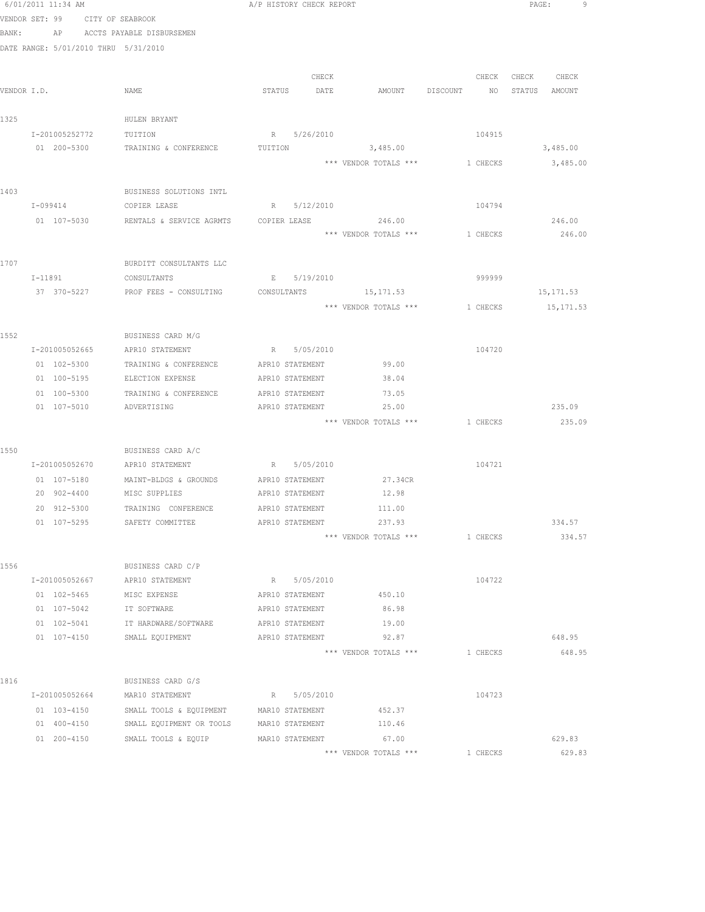6/01/2011 11:34 AM A/P HISTORY CHECK REPORT

VENDOR SET: 99 CITY OF SEABROOK
BANK: AP ACCTS PAYABLE DISBURSEMEN
DATE RANGE: 5/01/2010 THRU 5/31/2010

| VENDOR I.D. | NAME | STATUS | CHECK DATE | AMOUNT | DISCOUNT | CHECK NO | CHECK STATUS | CHECK AMOUNT |
|---|---|---|---|---|---|---|---|---|
| 1325 | HULEN BRYANT | | | | | | | |
| I-201005252772 | TUITION | R | 5/26/2010 | | | 104915 | | |
| 01 200-5300 | TRAINING & CONFERENCE | TUITION | | 3,485.00 | | | | 3,485.00 |
| | | | | *** VENDOR TOTALS *** | | 1 CHECKS | | 3,485.00 |
| 1403 | BUSINESS SOLUTIONS INTL | | | | | | | |
| I-099414 | COPIER LEASE | R | 5/12/2010 | | | 104794 | | |
| 01 107-5030 | RENTALS & SERVICE AGRMTS | COPIER LEASE | | 246.00 | | | | 246.00 |
| | | | | *** VENDOR TOTALS *** | | 1 CHECKS | | 246.00 |
| 1707 | BURDITT CONSULTANTS LLC | | | | | | | |
| I-11891 | CONSULTANTS | E | 5/19/2010 | | | 999999 | | |
| 37 370-5227 | PROF FEES - CONSULTING | CONSULTANTS | | 15,171.53 | | | | 15,171.53 |
| | | | | *** VENDOR TOTALS *** | | 1 CHECKS | | 15,171.53 |
| 1552 | BUSINESS CARD M/G | | | | | | | |
| I-201005052665 | APR10 STATEMENT | R | 5/05/2010 | | | 104720 | | |
| 01 102-5300 | TRAINING & CONFERENCE | APR10 STATEMENT | | 99.00 | | | | |
| 01 100-5195 | ELECTION EXPENSE | APR10 STATEMENT | | 38.04 | | | | |
| 01 100-5300 | TRAINING & CONFERENCE | APR10 STATEMENT | | 73.05 | | | | |
| 01 107-5010 | ADVERTISING | APR10 STATEMENT | | 25.00 | | | | 235.09 |
| | | | | *** VENDOR TOTALS *** | | 1 CHECKS | | 235.09 |
| 1550 | BUSINESS CARD A/C | | | | | | | |
| I-201005052670 | APR10 STATEMENT | R | 5/05/2010 | | | 104721 | | |
| 01 107-5180 | MAINT-BLDGS & GROUNDS | APR10 STATEMENT | | 27.34CR | | | | |
| 20 902-4400 | MISC SUPPLIES | APR10 STATEMENT | | 12.98 | | | | |
| 20 912-5300 | TRAINING CONFERENCE | APR10 STATEMENT | | 111.00 | | | | |
| 01 107-5295 | SAFETY COMMITTEE | APR10 STATEMENT | | 237.93 | | | | 334.57 |
| | | | | *** VENDOR TOTALS *** | | 1 CHECKS | | 334.57 |
| 1556 | BUSINESS CARD C/P | | | | | | | |
| I-201005052667 | APR10 STATEMENT | R | 5/05/2010 | | | 104722 | | |
| 01 102-5465 | MISC EXPENSE | APR10 STATEMENT | | 450.10 | | | | |
| 01 107-5042 | IT SOFTWARE | APR10 STATEMENT | | 86.98 | | | | |
| 01 102-5041 | IT HARDWARE/SOFTWARE | APR10 STATEMENT | | 19.00 | | | | |
| 01 107-4150 | SMALL EQUIPMENT | APR10 STATEMENT | | 92.87 | | | | 648.95 |
| | | | | *** VENDOR TOTALS *** | | 1 CHECKS | | 648.95 |
| 1816 | BUSINESS CARD G/S | | | | | | | |
| I-201005052664 | MAR10 STATEMENT | R | 5/05/2010 | | | 104723 | | |
| 01 103-4150 | SMALL TOOLS & EQUIPMENT | MAR10 STATEMENT | | 452.37 | | | | |
| 01 400-4150 | SMALL EQUIPMENT OR TOOLS | MAR10 STATEMENT | | 110.46 | | | | |
| 01 200-4150 | SMALL TOOLS & EQUIP | MAR10 STATEMENT | | 67.00 | | | | 629.83 |
| | | | | *** VENDOR TOTALS *** | | 1 CHECKS | | 629.83 |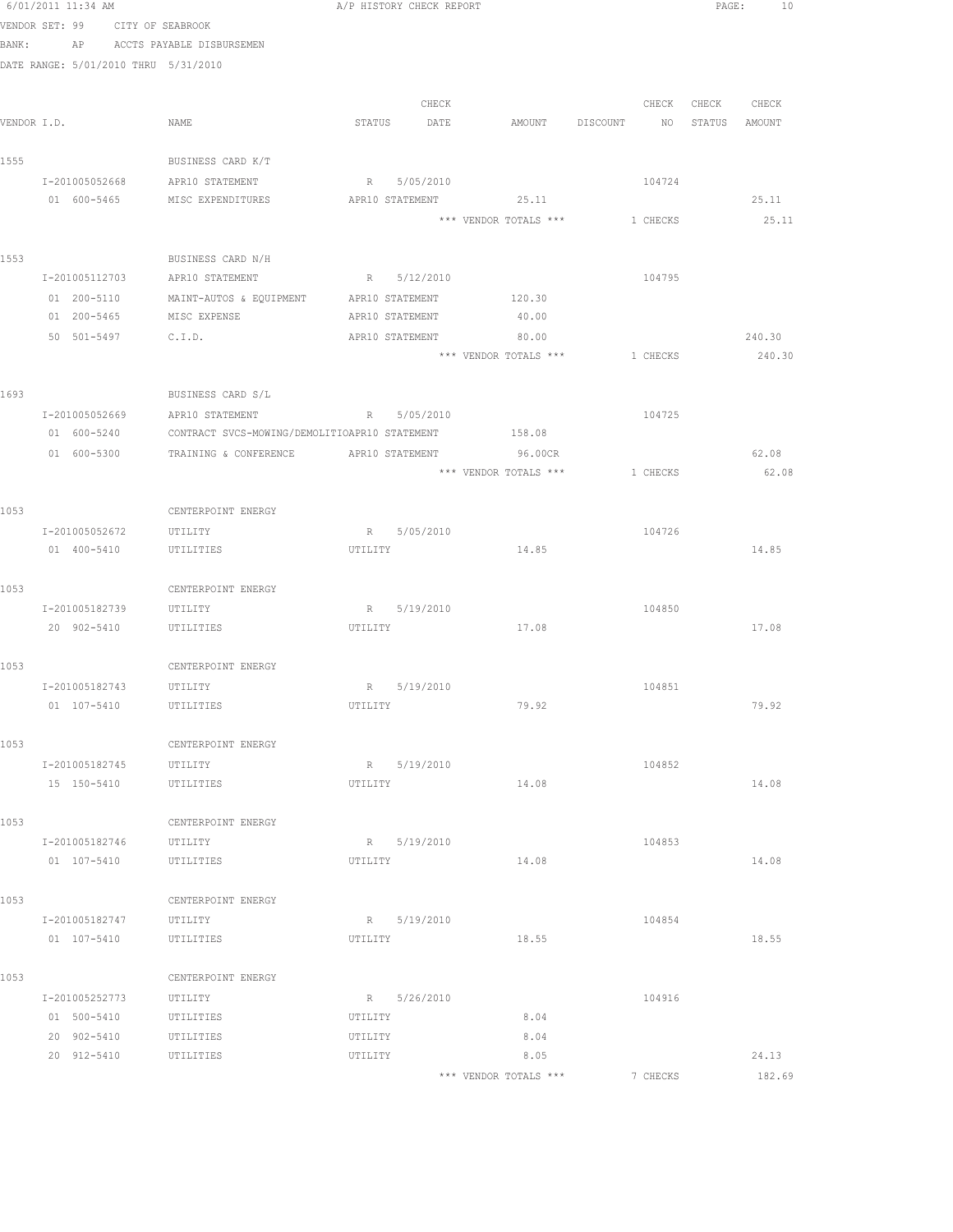VENDOR SET: 99 CITY OF SEABROOK

BANK: AP ACCTS PAYABLE DISBURSEMEN

DATE RANGE: 5/01/2010 THRU 5/31/2010

| VENDOR I.D. | NAME | STATUS | CHECK DATE | AMOUNT | DISCOUNT | CHECK NO | CHECK STATUS | CHECK AMOUNT |
|---|---|---|---|---|---|---|---|---|
| 1555 | BUSINESS CARD K/T | | | | | | | |
| I-201005052668 | APR10 STATEMENT | R | 5/05/2010 | | | 104724 | | |
| 01 600-5465 | MISC EXPENDITURES | APR10 STATEMENT | | 25.11 | | | | 25.11 |
| | | | | *** VENDOR TOTALS *** | | 1 CHECKS | | 25.11 |
| 1553 | BUSINESS CARD N/H | | | | | | | |
| I-201005112703 | APR10 STATEMENT | R | 5/12/2010 | | | 104795 | | |
| 01 200-5110 | MAINT-AUTOS & EQUIPMENT | APR10 STATEMENT | | 120.30 | | | | |
| 01 200-5465 | MISC EXPENSE | APR10 STATEMENT | | 40.00 | | | | |
| 50 501-5497 | C.I.D. | APR10 STATEMENT | | 80.00 | | | | 240.30 |
| | | | | *** VENDOR TOTALS *** | | 1 CHECKS | | 240.30 |
| 1693 | BUSINESS CARD S/L | | | | | | | |
| I-201005052669 | APR10 STATEMENT | R | 5/05/2010 | | | 104725 | | |
| 01 600-5240 | CONTRACT SVCS-MOWING/DEMOLITIO | APR10 STATEMENT | | 158.08 | | | | |
| 01 600-5300 | TRAINING & CONFERENCE | APR10 STATEMENT | | 96.00CR | | | | 62.08 |
| | | | | *** VENDOR TOTALS *** | | 1 CHECKS | | 62.08 |
| 1053 | CENTERPOINT ENERGY | | | | | | | |
| I-201005052672 | UTILITY | R | 5/05/2010 | | | 104726 | | |
| 01 400-5410 | UTILITIES | UTILITY | | 14.85 | | | | 14.85 |
| 1053 | CENTERPOINT ENERGY | | | | | | | |
| I-201005182739 | UTILITY | R | 5/19/2010 | | | 104850 | | |
| 20 902-5410 | UTILITIES | UTILITY | | 17.08 | | | | 17.08 |
| 1053 | CENTERPOINT ENERGY | | | | | | | |
| I-201005182743 | UTILITY | R | 5/19/2010 | | | 104851 | | |
| 01 107-5410 | UTILITIES | UTILITY | | 79.92 | | | | 79.92 |
| 1053 | CENTERPOINT ENERGY | | | | | | | |
| I-201005182745 | UTILITY | R | 5/19/2010 | | | 104852 | | |
| 15 150-5410 | UTILITIES | UTILITY | | 14.08 | | | | 14.08 |
| 1053 | CENTERPOINT ENERGY | | | | | | | |
| I-201005182746 | UTILITY | R | 5/19/2010 | | | 104853 | | |
| 01 107-5410 | UTILITIES | UTILITY | | 14.08 | | | | 14.08 |
| 1053 | CENTERPOINT ENERGY | | | | | | | |
| I-201005182747 | UTILITY | R | 5/19/2010 | | | 104854 | | |
| 01 107-5410 | UTILITIES | UTILITY | | 18.55 | | | | 18.55 |
| 1053 | CENTERPOINT ENERGY | | | | | | | |
| I-201005252773 | UTILITY | R | 5/26/2010 | | | 104916 | | |
| 01 500-5410 | UTILITIES | UTILITY | | 8.04 | | | | |
| 20 902-5410 | UTILITIES | UTILITY | | 8.04 | | | | |
| 20 912-5410 | UTILITIES | UTILITY | | 8.05 | | | | 24.13 |
| | | | | *** VENDOR TOTALS *** | | 7 CHECKS | | 182.69 |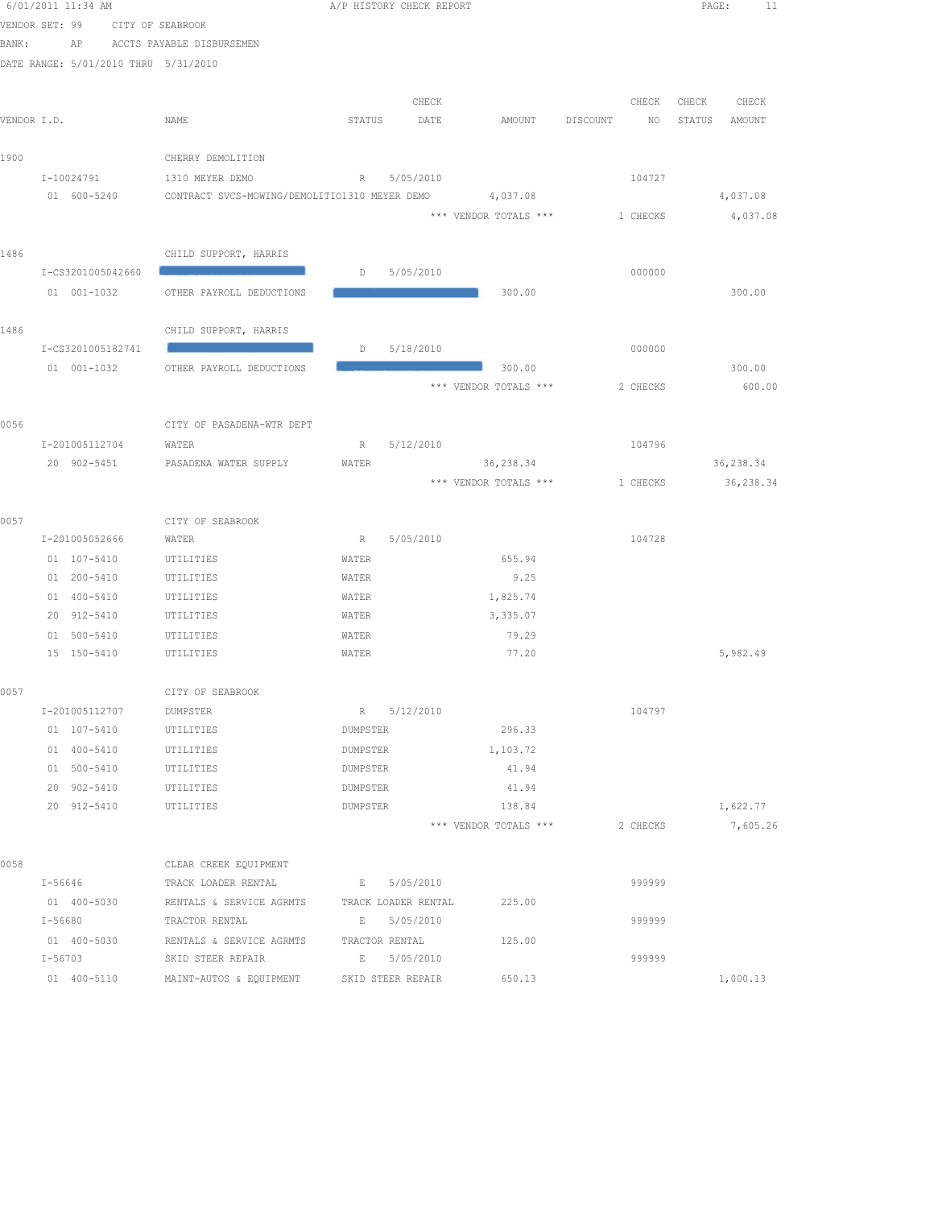6/01/2011 11:34 AM A/P HISTORY CHECK REPORT

VENDOR SET: 99 CITY OF SEABROOK
BANK: AP ACCTS PAYABLE DISBURSEMEN
DATE RANGE: 5/01/2010 THRU 5/31/2010

| VENDOR I.D. | NAME | STATUS | CHECK DATE | AMOUNT | DISCOUNT | CHECK NO | CHECK STATUS | CHECK AMOUNT |
|---|---|---|---|---|---|---|---|---|
| 1900 | CHERRY DEMOLITION | | | | | | | |
| I-10024791 | 1310 MEYER DEMO | R | 5/05/2010 | | | 104727 | | |
| 01 600-5240 | CONTRACT SVCS-MOWING/DEMOLITIO1310 MEYER DEMO | | | 4,037.08 | | | | 4,037.08 |
| | | | *** VENDOR TOTALS *** | | | 1 CHECKS | | 4,037.08 |
| 1486 | CHILD SUPPORT, HARRIS | | | | | | | |
| I-CS3201005042660 | | D | 5/05/2010 | | | 000000 | | |
| 01 001-1032 | OTHER PAYROLL DEDUCTIONS | | | 300.00 | | | | 300.00 |
| 1486 | CHILD SUPPORT, HARRIS | | | | | | | |
| I-CS3201005182741 | | D | 5/18/2010 | | | 000000 | | |
| 01 001-1032 | OTHER PAYROLL DEDUCTIONS | | | 300.00 | | | | 300.00 |
| | | | *** VENDOR TOTALS *** | | | 2 CHECKS | | 600.00 |
| 0056 | CITY OF PASADENA-WTR DEPT | | | | | | | |
| I-201005112704 | WATER | R | 5/12/2010 | | | 104796 | | |
| 20 902-5451 | PASADENA WATER SUPPLY | WATER | | 36,238.34 | | | | 36,238.34 |
| | | | *** VENDOR TOTALS *** | | | 1 CHECKS | | 36,238.34 |
| 0057 | CITY OF SEABROOK | | | | | | | |
| I-201005052666 | WATER | R | 5/05/2010 | | | 104728 | | |
| 01 107-5410 | UTILITIES | WATER | | 655.94 | | | | |
| 01 200-5410 | UTILITIES | WATER | | 9.25 | | | | |
| 01 400-5410 | UTILITIES | WATER | | 1,825.74 | | | | |
| 20 912-5410 | UTILITIES | WATER | | 3,335.07 | | | | |
| 01 500-5410 | UTILITIES | WATER | | 79.29 | | | | |
| 15 150-5410 | UTILITIES | WATER | | 77.20 | | | | 5,982.49 |
| 0057 | CITY OF SEABROOK | | | | | | | |
| I-201005112707 | DUMPSTER | R | 5/12/2010 | | | 104797 | | |
| 01 107-5410 | UTILITIES | DUMPSTER | | 296.33 | | | | |
| 01 400-5410 | UTILITIES | DUMPSTER | | 1,103.72 | | | | |
| 01 500-5410 | UTILITIES | DUMPSTER | | 41.94 | | | | |
| 20 902-5410 | UTILITIES | DUMPSTER | | 41.94 | | | | |
| 20 912-5410 | UTILITIES | DUMPSTER | | 138.84 | | | | 1,622.77 |
| | | | *** VENDOR TOTALS *** | | | 2 CHECKS | | 7,605.26 |
| 0058 | CLEAR CREEK EQUIPMENT | | | | | | | |
| I-56646 | TRACK LOADER RENTAL | E | 5/05/2010 | | | 999999 | | |
| 01 400-5030 | RENTALS & SERVICE AGRMTS | TRACK LOADER RENTAL | | 225.00 | | | | |
| I-56680 | TRACTOR RENTAL | E | 5/05/2010 | | | 999999 | | |
| 01 400-5030 | RENTALS & SERVICE AGRMTS | TRACTOR RENTAL | | 125.00 | | | | |
| I-56703 | SKID STEER REPAIR | E | 5/05/2010 | | | 999999 | | |
| 01 400-5110 | MAINT-AUTOS & EQUIPMENT | SKID STEER REPAIR | | 650.13 | | | | 1,000.13 |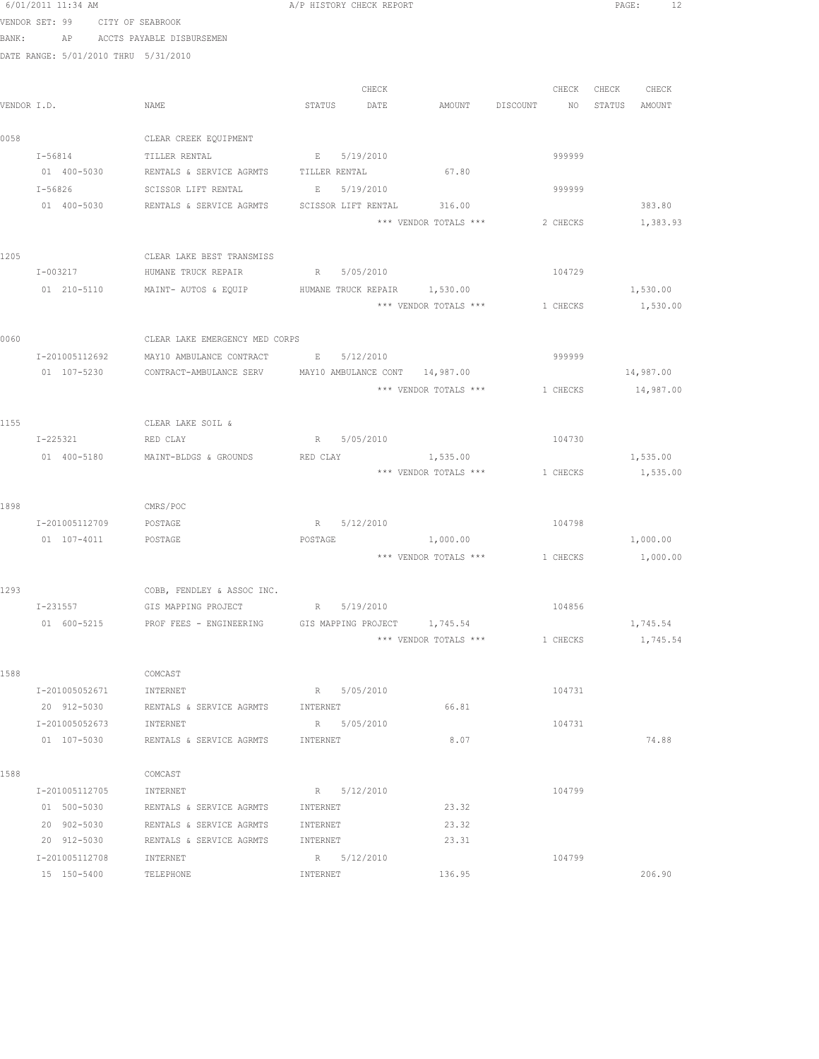6/01/2011 11:34 AM A/P HISTORY CHECK REPORT

VENDOR SET: 99 CITY OF SEABROOK
BANK: AP ACCTS PAYABLE DISBURSEMEN
DATE RANGE: 5/01/2010 THRU 5/31/2010

| VENDOR I.D. | NAME | STATUS | CHECK DATE | AMOUNT | DISCOUNT | CHECK NO | CHECK STATUS | CHECK AMOUNT |
|---|---|---|---|---|---|---|---|---|
| 0058 | CLEAR CREEK EQUIPMENT | | | | | | | |
| I-56814 | TILLER RENTAL | E | 5/19/2010 | | | 999999 | | |
| 01 400-5030 | RENTALS & SERVICE AGRMTS | TILLER RENTAL | | 67.80 | | | | |
| I-56826 | SCISSOR LIFT RENTAL | E | 5/19/2010 | | | 999999 | | |
| 01 400-5030 | RENTALS & SERVICE AGRMTS | SCISSOR LIFT RENTAL | | 316.00 | | | | 383.80 |
| | | | | *** VENDOR TOTALS *** | | 2 CHECKS | | 1,383.93 |
| 1205 | CLEAR LAKE BEST TRANSMISS | | | | | | | |
| I-003217 | HUMANE TRUCK REPAIR | R | 5/05/2010 | | | 104729 | | |
| 01 210-5110 | MAINT- AUTOS & EQUIP | HUMANE TRUCK REPAIR | | 1,530.00 | | | | 1,530.00 |
| | | | | *** VENDOR TOTALS *** | | 1 CHECKS | | 1,530.00 |
| 0060 | CLEAR LAKE EMERGENCY MED CORPS | | | | | | | |
| I-201005112692 | MAY10 AMBULANCE CONTRACT | E | 5/12/2010 | | | 999999 | | |
| 01 107-5230 | CONTRACT-AMBULANCE SERV | MAY10 AMBULANCE CONT | | 14,987.00 | | | | 14,987.00 |
| | | | | *** VENDOR TOTALS *** | | 1 CHECKS | | 14,987.00 |
| 1155 | CLEAR LAKE SOIL & | | | | | | | |
| I-225321 | RED CLAY | R | 5/05/2010 | | | 104730 | | |
| 01 400-5180 | MAINT-BLDGS & GROUNDS | RED CLAY | | 1,535.00 | | | | 1,535.00 |
| | | | | *** VENDOR TOTALS *** | | 1 CHECKS | | 1,535.00 |
| 1898 | CMRS/POC | | | | | | | |
| I-201005112709 | POSTAGE | R | 5/12/2010 | | | 104798 | | |
| 01 107-4011 | POSTAGE | POSTAGE | | 1,000.00 | | | | 1,000.00 |
| | | | | *** VENDOR TOTALS *** | | 1 CHECKS | | 1,000.00 |
| 1293 | COBB, FENDLEY & ASSOC INC. | | | | | | | |
| I-231557 | GIS MAPPING PROJECT | R | 5/19/2010 | | | 104856 | | |
| 01 600-5215 | PROF FEES - ENGINEERING | GIS MAPPING PROJECT | | 1,745.54 | | | | 1,745.54 |
| | | | | *** VENDOR TOTALS *** | | 1 CHECKS | | 1,745.54 |
| 1588 | COMCAST | | | | | | | |
| I-201005052671 | INTERNET | R | 5/05/2010 | | | 104731 | | |
| 20 912-5030 | RENTALS & SERVICE AGRMTS | INTERNET | | 66.81 | | | | |
| I-201005052673 | INTERNET | R | 5/05/2010 | | | 104731 | | |
| 01 107-5030 | RENTALS & SERVICE AGRMTS | INTERNET | | 8.07 | | | | 74.88 |
| 1588 | COMCAST | | | | | | | |
| I-201005112705 | INTERNET | R | 5/12/2010 | | | 104799 | | |
| 01 500-5030 | RENTALS & SERVICE AGRMTS | INTERNET | | 23.32 | | | | |
| 20 902-5030 | RENTALS & SERVICE AGRMTS | INTERNET | | 23.32 | | | | |
| 20 912-5030 | RENTALS & SERVICE AGRMTS | INTERNET | | 23.31 | | | | |
| I-201005112708 | INTERNET | R | 5/12/2010 | | | 104799 | | |
| 15 150-5400 | TELEPHONE | INTERNET | | 136.95 | | | | 206.90 |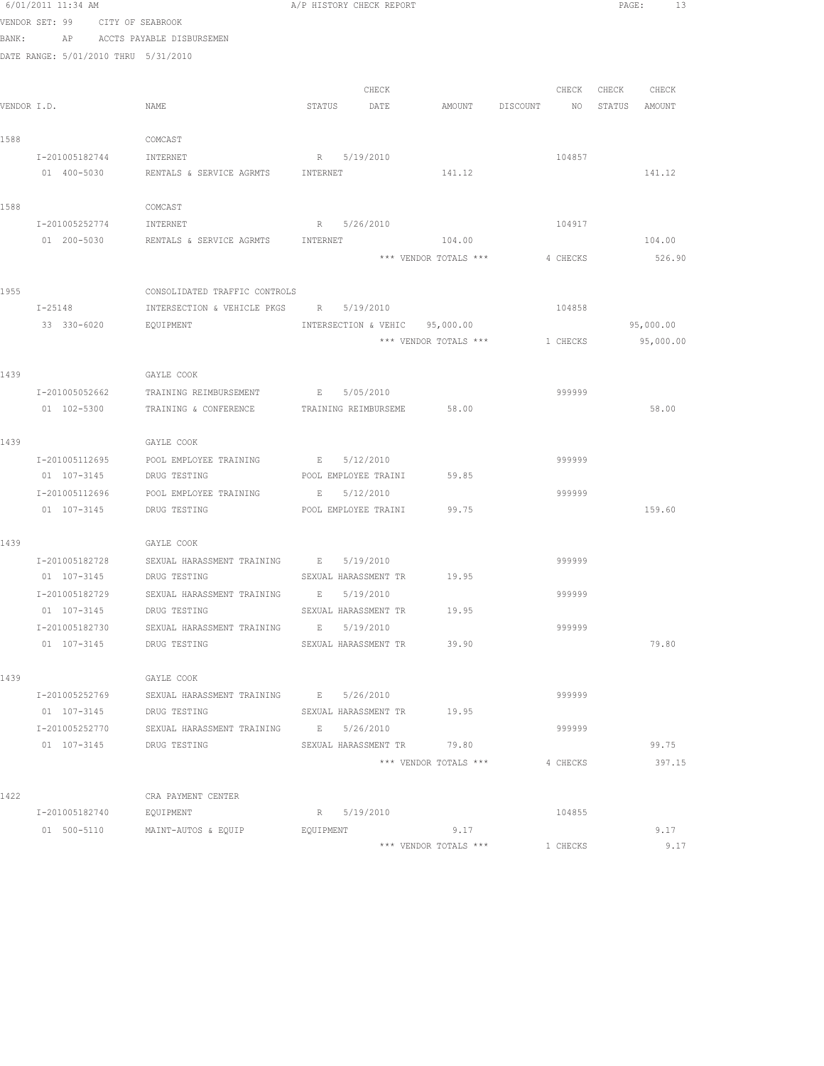6/01/2011 11:34 AM A/P HISTORY CHECK REPORT

VENDOR SET: 99 CITY OF SEABROOK

BANK: AP ACCTS PAYABLE DISBURSEMEN

DATE RANGE: 5/01/2010 THRU 5/31/2010

| VENDOR I.D. | NAME | STATUS | CHECK DATE | AMOUNT | DISCOUNT | CHECK NO | CHECK STATUS | CHECK AMOUNT |
|---|---|---|---|---|---|---|---|---|
| 1588 | COMCAST | | | | | | | |
| I-201005182744 | INTERNET | R | 5/19/2010 | | | 104857 | | |
| 01 400-5030 | RENTALS & SERVICE AGRMTS | INTERNET | | 141.12 | | | | 141.12 |
| 1588 | COMCAST | | | | | | | |
| I-201005252774 | INTERNET | R | 5/26/2010 | | | 104917 | | |
| 01 200-5030 | RENTALS & SERVICE AGRMTS | INTERNET | | 104.00 | | | | 104.00 |
| | | | | *** VENDOR TOTALS *** | | 4 CHECKS | | 526.90 |
| 1955 | CONSOLIDATED TRAFFIC CONTROLS | | | | | | | |
| I-25148 | INTERSECTION & VEHICLE PKGS | R | 5/19/2010 | | | 104858 | | |
| 33 330-6020 | EQUIPMENT | INTERSECTION & VEHIC | | 95,000.00 | | | | 95,000.00 |
| | | | | *** VENDOR TOTALS *** | | 1 CHECKS | | 95,000.00 |
| 1439 | GAYLE COOK | | | | | | | |
| I-201005052662 | TRAINING REIMBURSEMENT | E | 5/05/2010 | | | 999999 | | |
| 01 102-5300 | TRAINING & CONFERENCE | TRAINING REIMBURSEME | | 58.00 | | | | 58.00 |
| 1439 | GAYLE COOK | | | | | | | |
| I-201005112695 | POOL EMPLOYEE TRAINING | E | 5/12/2010 | | | 999999 | | |
| 01 107-3145 | DRUG TESTING | POOL EMPLOYEE TRAINI | | 59.85 | | | | |
| I-201005112696 | POOL EMPLOYEE TRAINING | E | 5/12/2010 | | | 999999 | | |
| 01 107-3145 | DRUG TESTING | POOL EMPLOYEE TRAINI | | 99.75 | | | | 159.60 |
| 1439 | GAYLE COOK | | | | | | | |
| I-201005182728 | SEXUAL HARASSMENT TRAINING | E | 5/19/2010 | | | 999999 | | |
| 01 107-3145 | DRUG TESTING | SEXUAL HARASSMENT TR | | 19.95 | | | | |
| I-201005182729 | SEXUAL HARASSMENT TRAINING | E | 5/19/2010 | | | 999999 | | |
| 01 107-3145 | DRUG TESTING | SEXUAL HARASSMENT TR | | 19.95 | | | | |
| I-201005182730 | SEXUAL HARASSMENT TRAINING | E | 5/19/2010 | | | 999999 | | |
| 01 107-3145 | DRUG TESTING | SEXUAL HARASSMENT TR | | 39.90 | | | | 79.80 |
| 1439 | GAYLE COOK | | | | | | | |
| I-201005252769 | SEXUAL HARASSMENT TRAINING | E | 5/26/2010 | | | 999999 | | |
| 01 107-3145 | DRUG TESTING | SEXUAL HARASSMENT TR | | 19.95 | | | | |
| I-201005252770 | SEXUAL HARASSMENT TRAINING | E | 5/26/2010 | | | 999999 | | |
| 01 107-3145 | DRUG TESTING | SEXUAL HARASSMENT TR | | 79.80 | | | | 99.75 |
| | | | | *** VENDOR TOTALS *** | | 4 CHECKS | | 397.15 |
| 1422 | CRA PAYMENT CENTER | | | | | | | |
| I-201005182740 | EQUIPMENT | R | 5/19/2010 | | | 104855 | | |
| 01 500-5110 | MAINT-AUTOS & EQUIP | EQUIPMENT | | 9.17 | | | | 9.17 |
| | | | | *** VENDOR TOTALS *** | | 1 CHECKS | | 9.17 |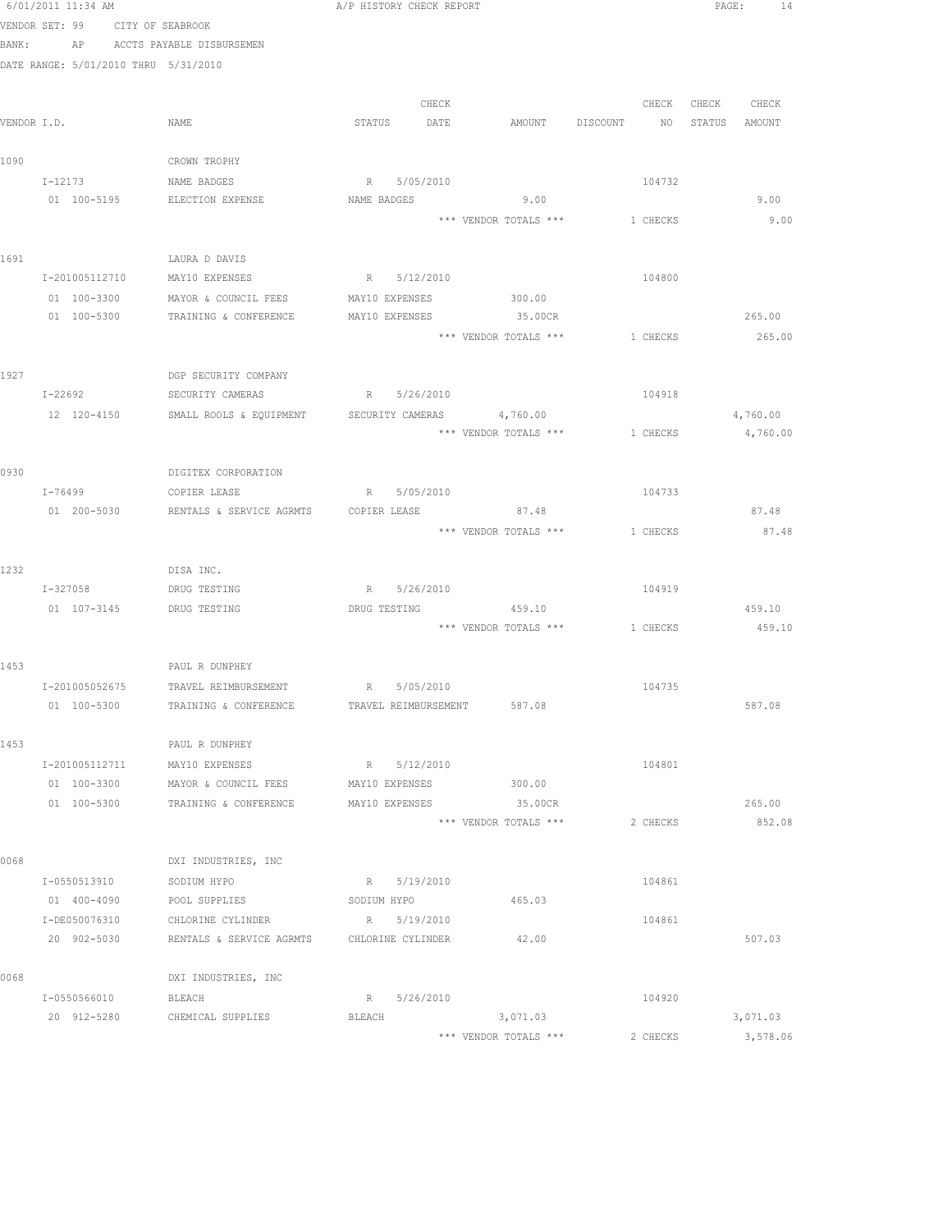6/01/2011 11:34 AM A/P HISTORY CHECK REPORT

VENDOR SET: 99 CITY OF SEABROOK

BANK: AP ACCTS PAYABLE DISBURSEMEN

DATE RANGE: 5/01/2010 THRU 5/31/2010

| VENDOR I.D. | NAME | STATUS | CHECK DATE | AMOUNT | DISCOUNT | CHECK NO | CHECK STATUS | CHECK AMOUNT |
|---|---|---|---|---|---|---|---|---|
| 1090 | CROWN TROPHY | | | | | | | |
| I-12173 | NAME BADGES | R | 5/05/2010 | | | 104732 | | |
| 01 100-5195 | ELECTION EXPENSE | NAME BADGES | | 9.00 | | | | 9.00 |
| | | | | *** VENDOR TOTALS *** | | 1 CHECKS | | 9.00 |
| 1691 | LAURA D DAVIS | | | | | | | |
| I-201005112710 | MAY10 EXPENSES | R | 5/12/2010 | | | 104800 | | |
| 01 100-3300 | MAYOR & COUNCIL FEES | MAY10 EXPENSES | | 300.00 | | | | |
| 01 100-5300 | TRAINING & CONFERENCE | MAY10 EXPENSES | | 35.00CR | | | | 265.00 |
| | | | | *** VENDOR TOTALS *** | | 1 CHECKS | | 265.00 |
| 1927 | DGP SECURITY COMPANY | | | | | | | |
| I-22692 | SECURITY CAMERAS | R | 5/26/2010 | | | 104918 | | |
| 12 120-4150 | SMALL ROOLS & EQUIPMENT | SECURITY CAMERAS | | 4,760.00 | | | | 4,760.00 |
| | | | | *** VENDOR TOTALS *** | | 1 CHECKS | | 4,760.00 |
| 0930 | DIGITEX CORPORATION | | | | | | | |
| I-76499 | COPIER LEASE | R | 5/05/2010 | | | 104733 | | |
| 01 200-5030 | RENTALS & SERVICE AGRMTS | COPIER LEASE | | 87.48 | | | | 87.48 |
| | | | | *** VENDOR TOTALS *** | | 1 CHECKS | | 87.48 |
| 1232 | DISA INC. | | | | | | | |
| I-327058 | DRUG TESTING | R | 5/26/2010 | | | 104919 | | |
| 01 107-3145 | DRUG TESTING | DRUG TESTING | | 459.10 | | | | 459.10 |
| | | | | *** VENDOR TOTALS *** | | 1 CHECKS | | 459.10 |
| 1453 | PAUL R DUNPHEY | | | | | | | |
| I-201005052675 | TRAVEL REIMBURSEMENT | R | 5/05/2010 | | | 104735 | | |
| 01 100-5300 | TRAINING & CONFERENCE | TRAVEL REIMBURSEMENT | | 587.08 | | | | 587.08 |
| 1453 | PAUL R DUNPHEY | | | | | | | |
| I-201005112711 | MAY10 EXPENSES | R | 5/12/2010 | | | 104801 | | |
| 01 100-3300 | MAYOR & COUNCIL FEES | MAY10 EXPENSES | | 300.00 | | | | |
| 01 100-5300 | TRAINING & CONFERENCE | MAY10 EXPENSES | | 35.00CR | | | | 265.00 |
| | | | | *** VENDOR TOTALS *** | | 2 CHECKS | | 852.08 |
| 0068 | DXI INDUSTRIES, INC | | | | | | | |
| I-0550513910 | SODIUM HYPO | R | 5/19/2010 | | | 104861 | | |
| 01 400-4090 | POOL SUPPLIES | SODIUM HYPO | | 465.03 | | | | |
| I-DE050076310 | CHLORINE CYLINDER | R | 5/19/2010 | | | 104861 | | |
| 20 902-5030 | RENTALS & SERVICE AGRMTS | CHLORINE CYLINDER | | 42.00 | | | | 507.03 |
| 0068 | DXI INDUSTRIES, INC | | | | | | | |
| I-0550566010 | BLEACH | R | 5/26/2010 | | | 104920 | | |
| 20 912-5280 | CHEMICAL SUPPLIES | BLEACH | | 3,071.03 | | | | 3,071.03 |
| | | | | *** VENDOR TOTALS *** | | 2 CHECKS | | 3,578.06 |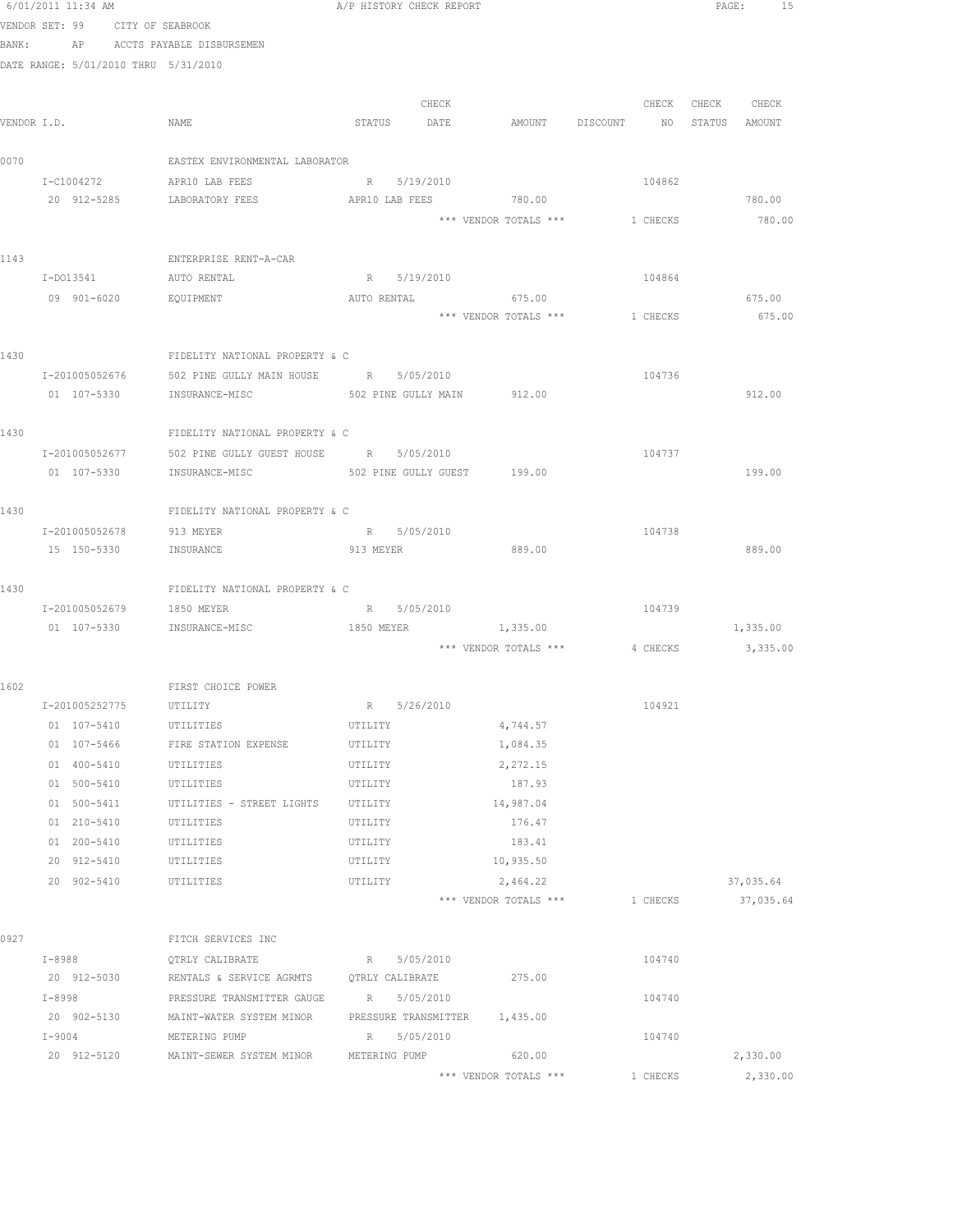6/01/2011 11:34 AM A/P HISTORY CHECK REPORT

VENDOR SET: 99 CITY OF SEABROOK

BANK: AP ACCTS PAYABLE DISBURSEMEN

DATE RANGE: 5/01/2010 THRU 5/31/2010

| VENDOR I.D. | NAME | STATUS | CHECK DATE | AMOUNT | DISCOUNT | CHECK NO | CHECK STATUS | CHECK AMOUNT |
|---|---|---|---|---|---|---|---|---|
| 0070 | EASTEX ENVIRONMENTAL LABORATOR | | | | | | | |
| I-C1004272 | APR10 LAB FEES | R | 5/19/2010 | | | 104862 | | |
| 20 912-5285 | LABORATORY FEES | APR10 LAB FEES | | 780.00 | | | | 780.00 |
| | | | | *** VENDOR TOTALS *** | | 1 CHECKS | | 780.00 |
| 1143 | ENTERPRISE RENT-A-CAR | | | | | | | |
| I-DO13541 | AUTO RENTAL | R | 5/19/2010 | | | 104864 | | |
| 09 901-6020 | EQUIPMENT | AUTO RENTAL | | 675.00 | | | | 675.00 |
| | | | | *** VENDOR TOTALS *** | | 1 CHECKS | | 675.00 |
| 1430 | FIDELITY NATIONAL PROPERTY & C | | | | | | | |
| I-201005052676 | 502 PINE GULLY MAIN HOUSE | R | 5/05/2010 | | | 104736 | | |
| 01 107-5330 | INSURANCE-MISC | 502 PINE GULLY MAIN | | 912.00 | | | | 912.00 |
| 1430 | FIDELITY NATIONAL PROPERTY & C | | | | | | | |
| I-201005052677 | 502 PINE GULLY GUEST HOUSE | R | 5/05/2010 | | | 104737 | | |
| 01 107-5330 | INSURANCE-MISC | 502 PINE GULLY GUEST | | 199.00 | | | | 199.00 |
| 1430 | FIDELITY NATIONAL PROPERTY & C | | | | | | | |
| I-201005052678 | 913 MEYER | R | 5/05/2010 | | | 104738 | | |
| 15 150-5330 | INSURANCE | 913 MEYER | | 889.00 | | | | 889.00 |
| 1430 | FIDELITY NATIONAL PROPERTY & C | | | | | | | |
| I-201005052679 | 1850 MEYER | R | 5/05/2010 | | | 104739 | | |
| 01 107-5330 | INSURANCE-MISC | 1850 MEYER | | 1,335.00 | | | | 1,335.00 |
| | | | | *** VENDOR TOTALS *** | | 4 CHECKS | | 3,335.00 |
| 1602 | FIRST CHOICE POWER | | | | | | | |
| I-201005252775 | UTILITY | R | 5/26/2010 | | | 104921 | | |
| 01 107-5410 | UTILITIES | UTILITY | | 4,744.57 | | | | |
| 01 107-5466 | FIRE STATION EXPENSE | UTILITY | | 1,084.35 | | | | |
| 01 400-5410 | UTILITIES | UTILITY | | 2,272.15 | | | | |
| 01 500-5410 | UTILITIES | UTILITY | | 187.93 | | | | |
| 01 500-5411 | UTILITIES - STREET LIGHTS | UTILITY | | 14,987.04 | | | | |
| 01 210-5410 | UTILITIES | UTILITY | | 176.47 | | | | |
| 01 200-5410 | UTILITIES | UTILITY | | 183.41 | | | | |
| 20 912-5410 | UTILITIES | UTILITY | | 10,935.50 | | | | |
| 20 902-5410 | UTILITIES | UTILITY | | 2,464.22 | | | | 37,035.64 |
| | | | | *** VENDOR TOTALS *** | | 1 CHECKS | | 37,035.64 |
| 0927 | FITCH SERVICES INC | | | | | | | |
| I-8988 | QTRLY CALIBRATE | R | 5/05/2010 | | | 104740 | | |
| 20 912-5030 | RENTALS & SERVICE AGRMTS | QTRLY CALIBRATE | | 275.00 | | | | |
| I-8998 | PRESSURE TRANSMITTER GAUGE | R | 5/05/2010 | | | 104740 | | |
| 20 902-5130 | MAINT-WATER SYSTEM MINOR | PRESSURE TRANSMITTER | | 1,435.00 | | | | |
| I-9004 | METERING PUMP | R | 5/05/2010 | | | 104740 | | |
| 20 912-5120 | MAINT-SEWER SYSTEM MINOR | METERING PUMP | | 620.00 | | | | 2,330.00 |
| | | | | *** VENDOR TOTALS *** | | 1 CHECKS | | 2,330.00 |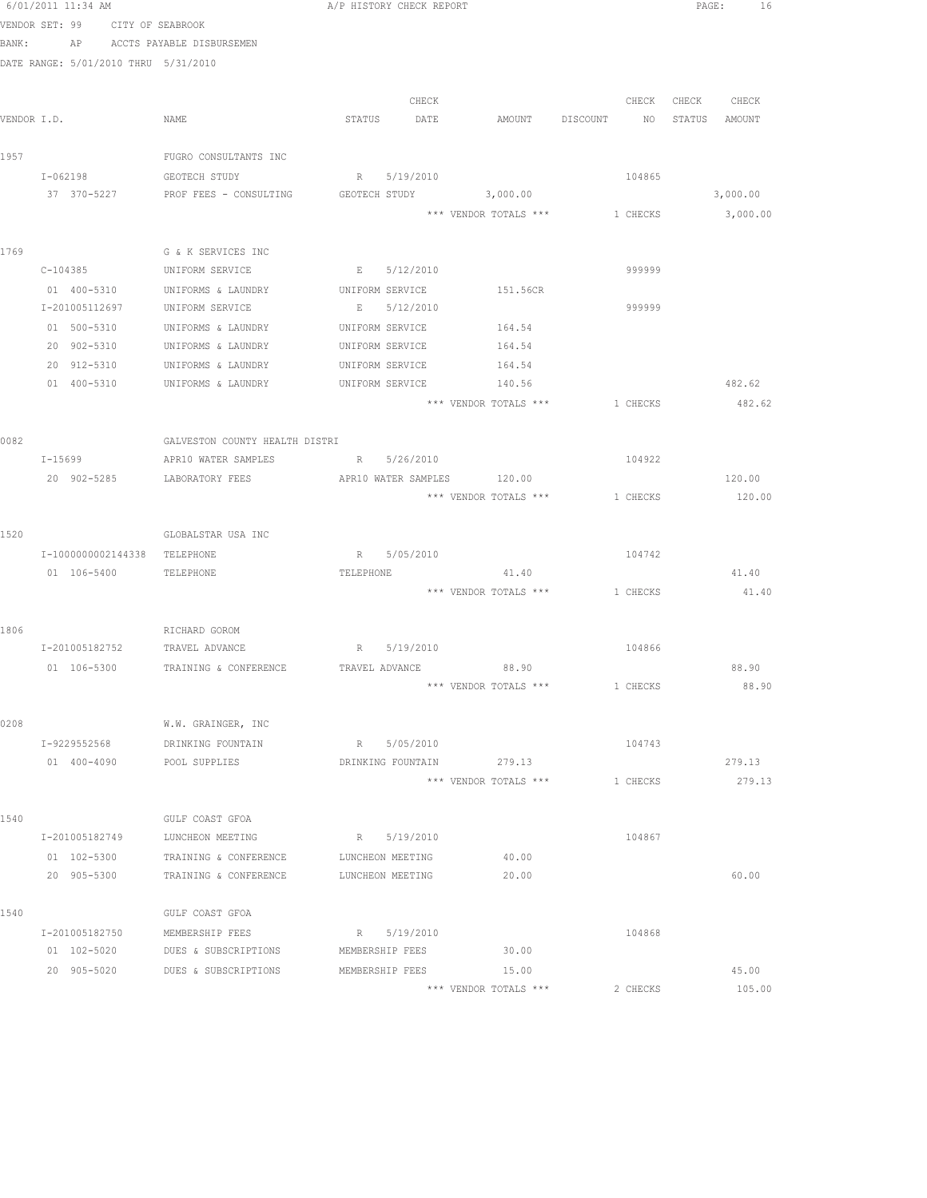6/01/2011 11:34 AM A/P HISTORY CHECK REPORT

VENDOR SET: 99 CITY OF SEABROOK

BANK: AP ACCTS PAYABLE DISBURSEMEN

DATE RANGE: 5/01/2010 THRU 5/31/2010

| VENDOR I.D. | NAME | STATUS | CHECK DATE | AMOUNT | DISCOUNT | CHECK NO | CHECK STATUS | CHECK AMOUNT |
|---|---|---|---|---|---|---|---|---|
| 1957 | FUGRO CONSULTANTS INC | | | | | | | |
| I-062198 | GEOTECH STUDY | R | 5/19/2010 | | | 104865 | | |
| 37 370-5227 | PROF FEES - CONSULTING | GEOTECH STUDY | | 3,000.00 | | | | 3,000.00 |
| | | | | *** VENDOR TOTALS *** | | 1 CHECKS | | 3,000.00 |
| 1769 | G & K SERVICES INC | | | | | | | |
| C-104385 | UNIFORM SERVICE | E | 5/12/2010 | | | 999999 | | |
| 01 400-5310 | UNIFORMS & LAUNDRY | UNIFORM SERVICE | | 151.56CR | | | | |
| I-201005112697 | UNIFORM SERVICE | E | 5/12/2010 | | | 999999 | | |
| 01 500-5310 | UNIFORMS & LAUNDRY | UNIFORM SERVICE | | 164.54 | | | | |
| 20 902-5310 | UNIFORMS & LAUNDRY | UNIFORM SERVICE | | 164.54 | | | | |
| 20 912-5310 | UNIFORMS & LAUNDRY | UNIFORM SERVICE | | 164.54 | | | | |
| 01 400-5310 | UNIFORMS & LAUNDRY | UNIFORM SERVICE | | 140.56 | | | | 482.62 |
| | | | | *** VENDOR TOTALS *** | | 1 CHECKS | | 482.62 |
| 0082 | GALVESTON COUNTY HEALTH DISTRI | | | | | | | |
| I-15699 | APR10 WATER SAMPLES | R | 5/26/2010 | | | 104922 | | |
| 20 902-5285 | LABORATORY FEES | APR10 WATER SAMPLES | | 120.00 | | | | 120.00 |
| | | | | *** VENDOR TOTALS *** | | 1 CHECKS | | 120.00 |
| 1520 | GLOBALSTAR USA INC | | | | | | | |
| I-1000000002144338 | TELEPHONE | R | 5/05/2010 | | | 104742 | | |
| 01 106-5400 | TELEPHONE | TELEPHONE | | 41.40 | | | | 41.40 |
| | | | | *** VENDOR TOTALS *** | | 1 CHECKS | | 41.40 |
| 1806 | RICHARD GOROM | | | | | | | |
| I-201005182752 | TRAVEL ADVANCE | R | 5/19/2010 | | | 104866 | | |
| 01 106-5300 | TRAINING & CONFERENCE | TRAVEL ADVANCE | | 88.90 | | | | 88.90 |
| | | | | *** VENDOR TOTALS *** | | 1 CHECKS | | 88.90 |
| 0208 | W.W. GRAINGER, INC | | | | | | | |
| I-9229552568 | DRINKING FOUNTAIN | R | 5/05/2010 | | | 104743 | | |
| 01 400-4090 | POOL SUPPLIES | DRINKING FOUNTAIN | | 279.13 | | | | 279.13 |
| | | | | *** VENDOR TOTALS *** | | 1 CHECKS | | 279.13 |
| 1540 | GULF COAST GFOA | | | | | | | |
| I-201005182749 | LUNCHEON MEETING | R | 5/19/2010 | | | 104867 | | |
| 01 102-5300 | TRAINING & CONFERENCE | LUNCHEON MEETING | | 40.00 | | | | |
| 20 905-5300 | TRAINING & CONFERENCE | LUNCHEON MEETING | | 20.00 | | | | 60.00 |
| 1540 | GULF COAST GFOA | | | | | | | |
| I-201005182750 | MEMBERSHIP FEES | R | 5/19/2010 | | | 104868 | | |
| 01 102-5020 | DUES & SUBSCRIPTIONS | MEMBERSHIP FEES | | 30.00 | | | | |
| 20 905-5020 | DUES & SUBSCRIPTIONS | MEMBERSHIP FEES | | 15.00 | | | | 45.00 |
| | | | | *** VENDOR TOTALS *** | | 2 CHECKS | | 105.00 |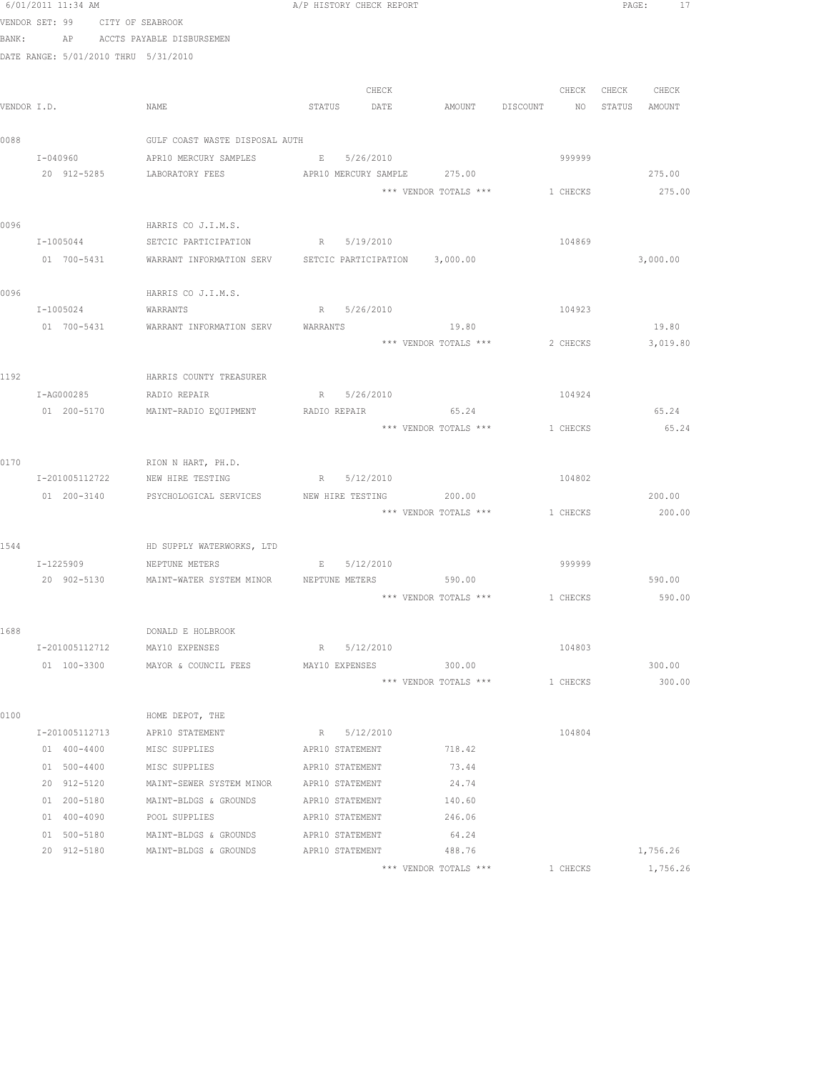6/01/2011 11:34 AM A/P HISTORY CHECK REPORT

VENDOR SET: 99 CITY OF SEABROOK

BANK: AP ACCTS PAYABLE DISBURSEMEN

DATE RANGE: 5/01/2010 THRU 5/31/2010

| VENDOR I.D. | NAME | STATUS | CHECK DATE | AMOUNT | DISCOUNT | CHECK NO | CHECK STATUS | CHECK AMOUNT |
|---|---|---|---|---|---|---|---|---|
| 0088 | GULF COAST WASTE DISPOSAL AUTH | | | | | | | |
| I-040960 | APR10 MERCURY SAMPLES | E | 5/26/2010 | | | 999999 | | |
| 20 912-5285 | LABORATORY FEES | APR10 MERCURY SAMPLE | | 275.00 | | | | 275.00 |
| | | | | *** VENDOR TOTALS *** | | 1 CHECKS | | 275.00 |
| 0096 | HARRIS CO J.I.M.S. | | | | | | | |
| I-1005044 | SETCIC PARTICIPATION | R | 5/19/2010 | | | 104869 | | |
| 01 700-5431 | WARRANT INFORMATION SERV | SETCIC PARTICIPATION | | 3,000.00 | | | | 3,000.00 |
| 0096 | HARRIS CO J.I.M.S. | | | | | | | |
| I-1005024 | WARRANTS | R | 5/26/2010 | | | 104923 | | |
| 01 700-5431 | WARRANT INFORMATION SERV | WARRANTS | | 19.80 | | | | 19.80 |
| | | | | *** VENDOR TOTALS *** | | 2 CHECKS | | 3,019.80 |
| 1192 | HARRIS COUNTY TREASURER | | | | | | | |
| I-AG000285 | RADIO REPAIR | R | 5/26/2010 | | | 104924 | | |
| 01 200-5170 | MAINT-RADIO EQUIPMENT | RADIO REPAIR | | 65.24 | | | | 65.24 |
| | | | | *** VENDOR TOTALS *** | | 1 CHECKS | | 65.24 |
| 0170 | RION N HART, PH.D. | | | | | | | |
| I-201005112722 | NEW HIRE TESTING | R | 5/12/2010 | | | 104802 | | |
| 01 200-3140 | PSYCHOLOGICAL SERVICES | NEW HIRE TESTING | | 200.00 | | | | 200.00 |
| | | | | *** VENDOR TOTALS *** | | 1 CHECKS | | 200.00 |
| 1544 | HD SUPPLY WATERWORKS, LTD | | | | | | | |
| I-1225909 | NEPTUNE METERS | E | 5/12/2010 | | | 999999 | | |
| 20 902-5130 | MAINT-WATER SYSTEM MINOR | NEPTUNE METERS | | 590.00 | | | | 590.00 |
| | | | | *** VENDOR TOTALS *** | | 1 CHECKS | | 590.00 |
| 1688 | DONALD E HOLBROOK | | | | | | | |
| I-201005112712 | MAY10 EXPENSES | R | 5/12/2010 | | | 104803 | | |
| 01 100-3300 | MAYOR & COUNCIL FEES | MAY10 EXPENSES | | 300.00 | | | | 300.00 |
| | | | | *** VENDOR TOTALS *** | | 1 CHECKS | | 300.00 |
| 0100 | HOME DEPOT, THE | | | | | | | |
| I-201005112713 | APR10 STATEMENT | R | 5/12/2010 | | | 104804 | | |
| 01 400-4400 | MISC SUPPLIES | APR10 STATEMENT | | 718.42 | | | | |
| 01 500-4400 | MISC SUPPLIES | APR10 STATEMENT | | 73.44 | | | | |
| 20 912-5120 | MAINT-SEWER SYSTEM MINOR | APR10 STATEMENT | | 24.74 | | | | |
| 01 200-5180 | MAINT-BLDGS & GROUNDS | APR10 STATEMENT | | 140.60 | | | | |
| 01 400-4090 | POOL SUPPLIES | APR10 STATEMENT | | 246.06 | | | | |
| 01 500-5180 | MAINT-BLDGS & GROUNDS | APR10 STATEMENT | | 64.24 | | | | |
| 20 912-5180 | MAINT-BLDGS & GROUNDS | APR10 STATEMENT | | 488.76 | | | | 1,756.26 |
| | | | | *** VENDOR TOTALS *** | | 1 CHECKS | | 1,756.26 |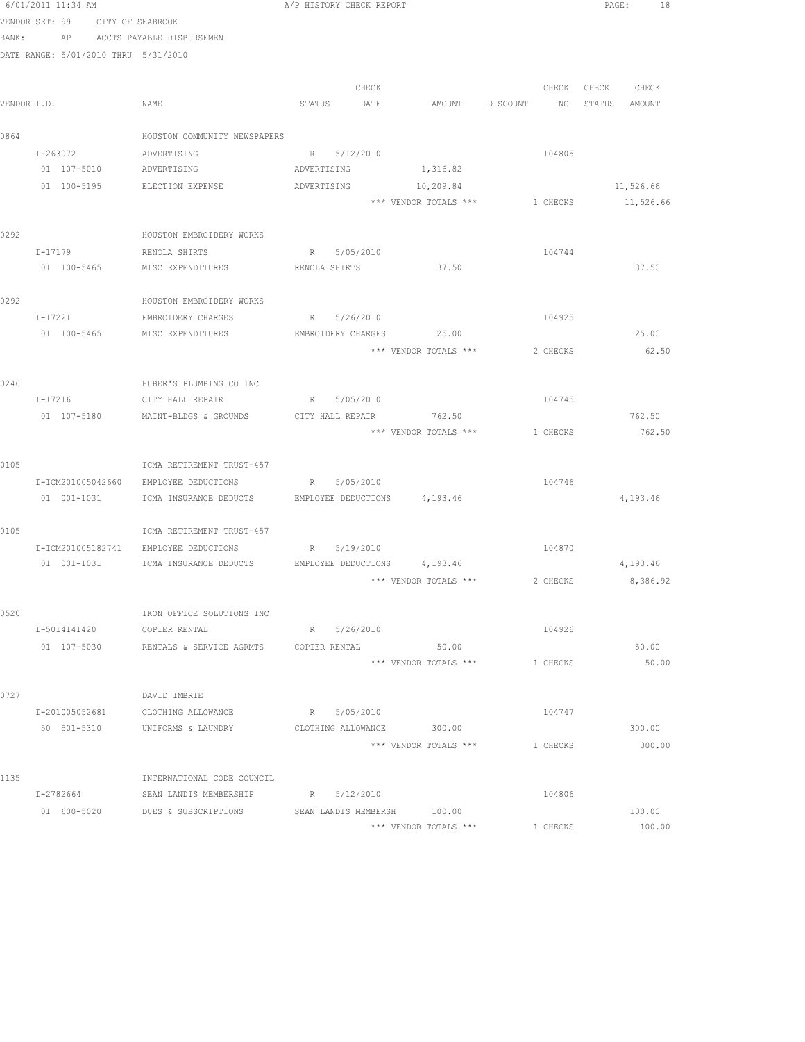6/01/2011 11:34 AM A/P HISTORY CHECK REPORT

VENDOR SET: 99 CITY OF SEABROOK
BANK: AP ACCTS PAYABLE DISBURSEMEN
DATE RANGE: 5/01/2010 THRU 5/31/2010

| VENDOR I.D. | NAME | STATUS | CHECK DATE | AMOUNT | DISCOUNT | CHECK NO | CHECK STATUS | CHECK AMOUNT |
|---|---|---|---|---|---|---|---|---|
| 0864 | HOUSTON COMMUNITY NEWSPAPERS | | | | | | | |
| I-263072 | ADVERTISING | R | 5/12/2010 | | | 104805 | | |
| 01 107-5010 | ADVERTISING | ADVERTISING | | 1,316.82 | | | | |
| 01 100-5195 | ELECTION EXPENSE | ADVERTISING | | 10,209.84 | | | | 11,526.66 |
| | | | | *** VENDOR TOTALS *** | | 1 CHECKS | | 11,526.66 |
| 0292 | HOUSTON EMBROIDERY WORKS | | | | | | | |
| I-17179 | RENOLA SHIRTS | R | 5/05/2010 | | | 104744 | | |
| 01 100-5465 | MISC EXPENDITURES | RENOLA SHIRTS | | 37.50 | | | | 37.50 |
| 0292 | HOUSTON EMBROIDERY WORKS | | | | | | | |
| I-17221 | EMBROIDERY CHARGES | R | 5/26/2010 | | | 104925 | | |
| 01 100-5465 | MISC EXPENDITURES | EMBROIDERY CHARGES | | 25.00 | | | | 25.00 |
| | | | | *** VENDOR TOTALS *** | | 2 CHECKS | | 62.50 |
| 0246 | HUBER'S PLUMBING CO INC | | | | | | | |
| I-17216 | CITY HALL REPAIR | R | 5/05/2010 | | | 104745 | | |
| 01 107-5180 | MAINT-BLDGS & GROUNDS | CITY HALL REPAIR | | 762.50 | | | | 762.50 |
| | | | | *** VENDOR TOTALS *** | | 1 CHECKS | | 762.50 |
| 0105 | ICMA RETIREMENT TRUST-457 | | | | | | | |
| I-ICM201005042660 | EMPLOYEE DEDUCTIONS | R | 5/05/2010 | | | 104746 | | |
| 01 001-1031 | ICMA INSURANCE DEDUCTS | EMPLOYEE DEDUCTIONS | | 4,193.46 | | | | 4,193.46 |
| 0105 | ICMA RETIREMENT TRUST-457 | | | | | | | |
| I-ICM201005182741 | EMPLOYEE DEDUCTIONS | R | 5/19/2010 | | | 104870 | | |
| 01 001-1031 | ICMA INSURANCE DEDUCTS | EMPLOYEE DEDUCTIONS | | 4,193.46 | | | | 4,193.46 |
| | | | | *** VENDOR TOTALS *** | | 2 CHECKS | | 8,386.92 |
| 0520 | IKON OFFICE SOLUTIONS INC | | | | | | | |
| I-5014141420 | COPIER RENTAL | R | 5/26/2010 | | | 104926 | | |
| 01 107-5030 | RENTALS & SERVICE AGRMTS | COPIER RENTAL | | 50.00 | | | | 50.00 |
| | | | | *** VENDOR TOTALS *** | | 1 CHECKS | | 50.00 |
| 0727 | DAVID IMBRIE | | | | | | | |
| I-201005052681 | CLOTHING ALLOWANCE | R | 5/05/2010 | | | 104747 | | |
| 50 501-5310 | UNIFORMS & LAUNDRY | CLOTHING ALLOWANCE | | 300.00 | | | | 300.00 |
| | | | | *** VENDOR TOTALS *** | | 1 CHECKS | | 300.00 |
| 1135 | INTERNATIONAL CODE COUNCIL | | | | | | | |
| I-2782664 | SEAN LANDIS MEMBERSHIP | R | 5/12/2010 | | | 104806 | | |
| 01 600-5020 | DUES & SUBSCRIPTIONS | SEAN LANDIS MEMBERSH | | 100.00 | | | | 100.00 |
| | | | | *** VENDOR TOTALS *** | | 1 CHECKS | | 100.00 |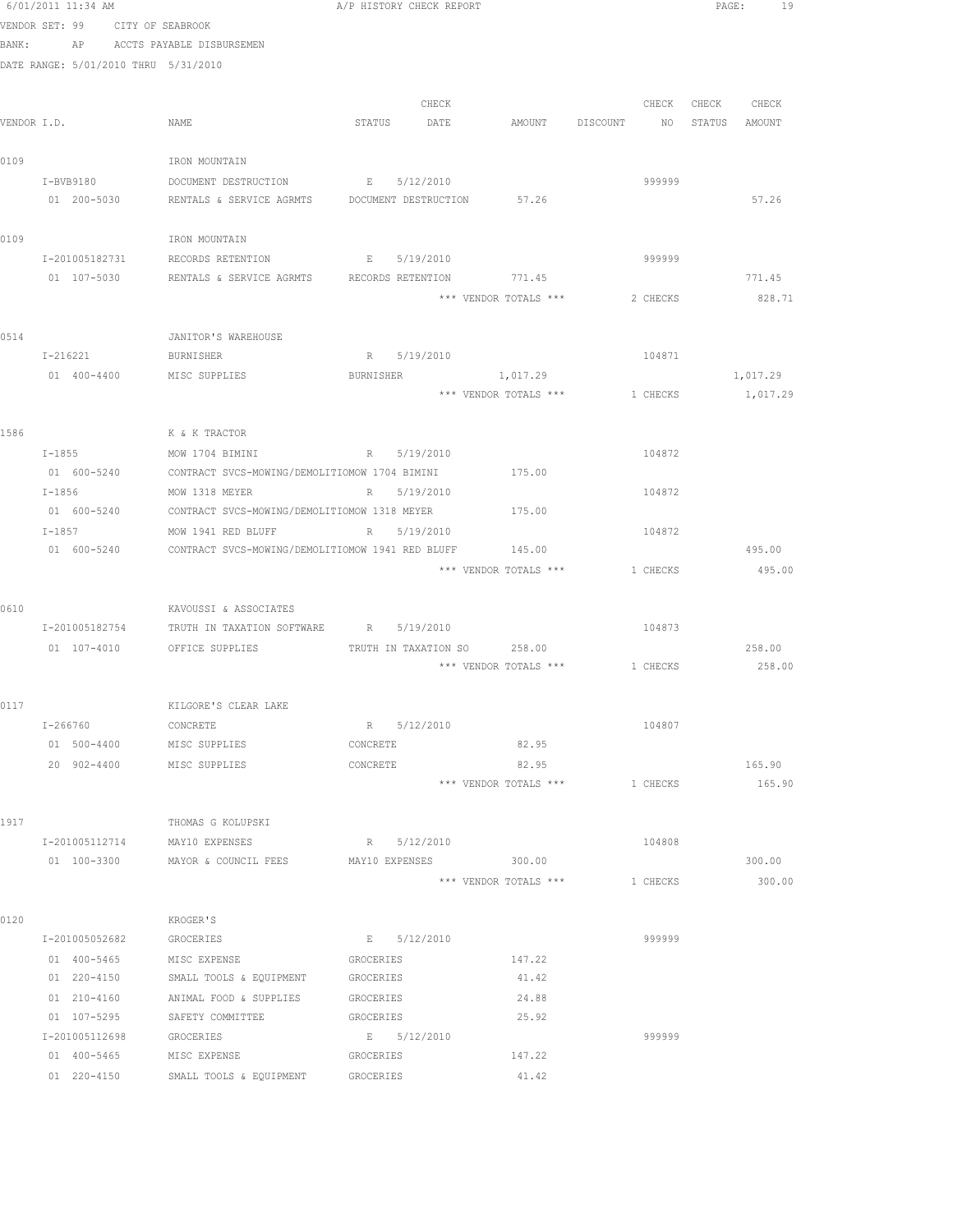6/01/2011 11:34 AM A/P HISTORY CHECK REPORT

VENDOR SET: 99 CITY OF SEABROOK

BANK: AP ACCTS PAYABLE DISBURSEMEN

DATE RANGE: 5/01/2010 THRU 5/31/2010

| VENDOR I.D. | NAME | STATUS | CHECK DATE | AMOUNT | DISCOUNT | CHECK NO | CHECK STATUS | CHECK AMOUNT |
|---|---|---|---|---|---|---|---|---|
| 0109 | IRON MOUNTAIN | | | | | | | |
| I-BVB9180 | DOCUMENT DESTRUCTION | E | 5/12/2010 | | | 999999 | | |
| 01 200-5030 | RENTALS & SERVICE AGRMTS | DOCUMENT DESTRUCTION | | 57.26 | | | | 57.26 |
| 0109 | IRON MOUNTAIN | | | | | | | |
| I-201005182731 | RECORDS RETENTION | E | 5/19/2010 | | | 999999 | | |
| 01 107-5030 | RENTALS & SERVICE AGRMTS | RECORDS RETENTION | | 771.45 | | | | 771.45 |
| | | | | *** VENDOR TOTALS *** | | 2 CHECKS | | 828.71 |
| 0514 | JANITOR'S WAREHOUSE | | | | | | | |
| I-216221 | BURNISHER | R | 5/19/2010 | | | 104871 | | |
| 01 400-4400 | MISC SUPPLIES | BURNISHER | | 1,017.29 | | | | 1,017.29 |
| | | | | *** VENDOR TOTALS *** | | 1 CHECKS | | 1,017.29 |
| 1586 | K & K TRACTOR | | | | | | | |
| I-1855 | MOW 1704 BIMINI | R | 5/19/2010 | | | 104872 | | |
| 01 600-5240 | CONTRACT SVCS-MOWING/DEMOLITIOMOW 1704 BIMINI | | | 175.00 | | | | |
| I-1856 | MOW 1318 MEYER | R | 5/19/2010 | | | 104872 | | |
| 01 600-5240 | CONTRACT SVCS-MOWING/DEMOLITIOMOW 1318 MEYER | | | 175.00 | | | | |
| I-1857 | MOW 1941 RED BLUFF | R | 5/19/2010 | | | 104872 | | |
| 01 600-5240 | CONTRACT SVCS-MOWING/DEMOLITIOMOW 1941 RED BLUFF | | | 145.00 | | | | 495.00 |
| | | | | *** VENDOR TOTALS *** | | 1 CHECKS | | 495.00 |
| 0610 | KAVOUSSI & ASSOCIATES | | | | | | | |
| I-201005182754 | TRUTH IN TAXATION SOFTWARE | R | 5/19/2010 | | | 104873 | | |
| 01 107-4010 | OFFICE SUPPLIES | TRUTH IN TAXATION SO | | 258.00 | | | | 258.00 |
| | | | | *** VENDOR TOTALS *** | | 1 CHECKS | | 258.00 |
| 0117 | KILGORE'S CLEAR LAKE | | | | | | | |
| I-266760 | CONCRETE | R | 5/12/2010 | | | 104807 | | |
| 01 500-4400 | MISC SUPPLIES | CONCRETE | | 82.95 | | | | |
| 20 902-4400 | MISC SUPPLIES | CONCRETE | | 82.95 | | | | 165.90 |
| | | | | *** VENDOR TOTALS *** | | 1 CHECKS | | 165.90 |
| 1917 | THOMAS G KOLUPSKI | | | | | | | |
| I-201005112714 | MAY10 EXPENSES | R | 5/12/2010 | | | 104808 | | |
| 01 100-3300 | MAYOR & COUNCIL FEES | MAY10 EXPENSES | | 300.00 | | | | 300.00 |
| | | | | *** VENDOR TOTALS *** | | 1 CHECKS | | 300.00 |
| 0120 | KROGER'S | | | | | | | |
| I-201005052682 | GROCERIES | E | 5/12/2010 | | | 999999 | | |
| 01 400-5465 | MISC EXPENSE | GROCERIES | | 147.22 | | | | |
| 01 220-4150 | SMALL TOOLS & EQUIPMENT | GROCERIES | | 41.42 | | | | |
| 01 210-4160 | ANIMAL FOOD & SUPPLIES | GROCERIES | | 24.88 | | | | |
| 01 107-5295 | SAFETY COMMITTEE | GROCERIES | | 25.92 | | | | |
| I-201005112698 | GROCERIES | E | 5/12/2010 | | | 999999 | | |
| 01 400-5465 | MISC EXPENSE | GROCERIES | | 147.22 | | | | |
| 01 220-4150 | SMALL TOOLS & EQUIPMENT | GROCERIES | | 41.42 | | | | |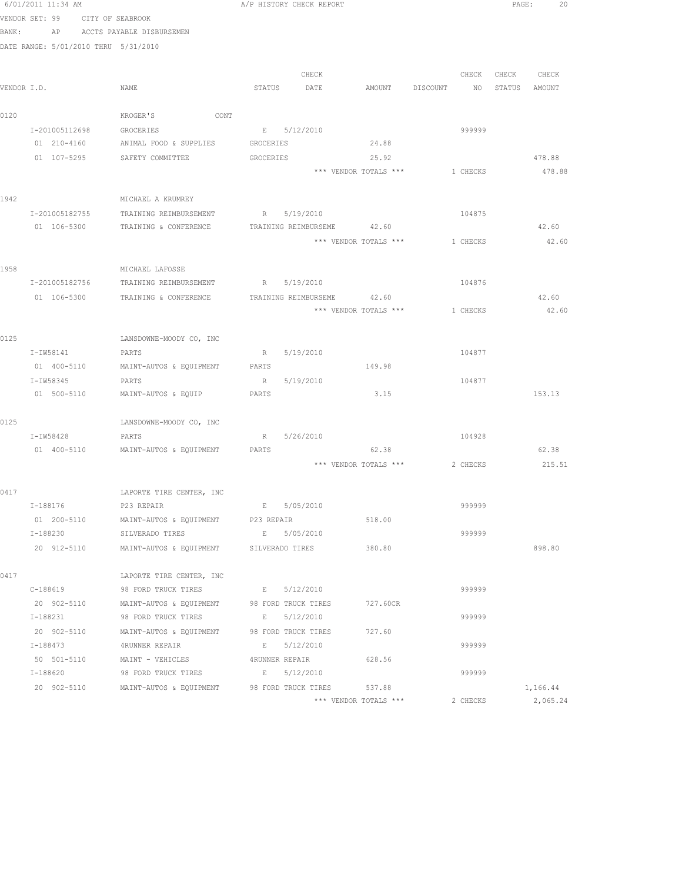6/01/2011 11:34 AM A/P HISTORY CHECK REPORT

VENDOR SET: 99 CITY OF SEABROOK
BANK: AP ACCTS PAYABLE DISBURSEMEN
DATE RANGE: 5/01/2010 THRU 5/31/2010

| VENDOR I.D. | NAME | STATUS | CHECK DATE | AMOUNT | DISCOUNT | CHECK NO | CHECK STATUS | CHECK AMOUNT |
|---|---|---|---|---|---|---|---|---|
| 0120 | KROGER'S CONT | | | | | | | |
| I-201005112698 | GROCERIES | E | 5/12/2010 | | | 999999 | | |
| 01 210-4160 | ANIMAL FOOD & SUPPLIES | GROCERIES | | 24.88 | | | | |
| 01 107-5295 | SAFETY COMMITTEE | GROCERIES | | 25.92 | | | | 478.88 |
| | | | | *** VENDOR TOTALS *** | | 1 CHECKS | | 478.88 |
| 1942 | MICHAEL A KRUMREY | | | | | | | |
| I-201005182755 | TRAINING REIMBURSEMENT | R | 5/19/2010 | | | 104875 | | |
| 01 106-5300 | TRAINING & CONFERENCE | TRAINING REIMBURSEME | | 42.60 | | | | 42.60 |
| | | | | *** VENDOR TOTALS *** | | 1 CHECKS | | 42.60 |
| 1958 | MICHAEL LAFOSSE | | | | | | | |
| I-201005182756 | TRAINING REIMBURSEMENT | R | 5/19/2010 | | | 104876 | | |
| 01 106-5300 | TRAINING & CONFERENCE | TRAINING REIMBURSEME | | 42.60 | | | | 42.60 |
| | | | | *** VENDOR TOTALS *** | | 1 CHECKS | | 42.60 |
| 0125 | LANSDOWNE-MOODY CO, INC | | | | | | | |
| I-IW58141 | PARTS | R | 5/19/2010 | | | 104877 | | |
| 01 400-5110 | MAINT-AUTOS & EQUIPMENT | PARTS | | 149.98 | | | | |
| I-IW58345 | PARTS | R | 5/19/2010 | | | 104877 | | |
| 01 500-5110 | MAINT-AUTOS & EQUIP | PARTS | | 3.15 | | | | 153.13 |
| 0125 | LANSDOWNE-MOODY CO, INC | | | | | | | |
| I-IW58428 | PARTS | R | 5/26/2010 | | | 104928 | | |
| 01 400-5110 | MAINT-AUTOS & EQUIPMENT | PARTS | | 62.38 | | | | 62.38 |
| | | | | *** VENDOR TOTALS *** | | 2 CHECKS | | 215.51 |
| 0417 | LAPORTE TIRE CENTER, INC | | | | | | | |
| I-188176 | P23 REPAIR | E | 5/05/2010 | | | 999999 | | |
| 01 200-5110 | MAINT-AUTOS & EQUIPMENT | P23 REPAIR | | 518.00 | | | | |
| I-188230 | SILVERADO TIRES | E | 5/05/2010 | | | 999999 | | |
| 20 912-5110 | MAINT-AUTOS & EQUIPMENT | SILVERADO TIRES | | 380.80 | | | | 898.80 |
| 0417 | LAPORTE TIRE CENTER, INC | | | | | | | |
| C-188619 | 98 FORD TRUCK TIRES | E | 5/12/2010 | | | 999999 | | |
| 20 902-5110 | MAINT-AUTOS & EQUIPMENT | 98 FORD TRUCK TIRES | | 727.60CR | | | | |
| I-188231 | 98 FORD TRUCK TIRES | E | 5/12/2010 | | | 999999 | | |
| 20 902-5110 | MAINT-AUTOS & EQUIPMENT | 98 FORD TRUCK TIRES | | 727.60 | | | | |
| I-188473 | 4RUNNER REPAIR | E | 5/12/2010 | | | 999999 | | |
| 50 501-5110 | MAINT - VEHICLES | 4RUNNER REPAIR | | 628.56 | | | | |
| I-188620 | 98 FORD TRUCK TIRES | E | 5/12/2010 | | | 999999 | | |
| 20 902-5110 | MAINT-AUTOS & EQUIPMENT | 98 FORD TRUCK TIRES | | 537.88 | | | | 1,166.44 |
| | | | | *** VENDOR TOTALS *** | | 2 CHECKS | | 2,065.24 |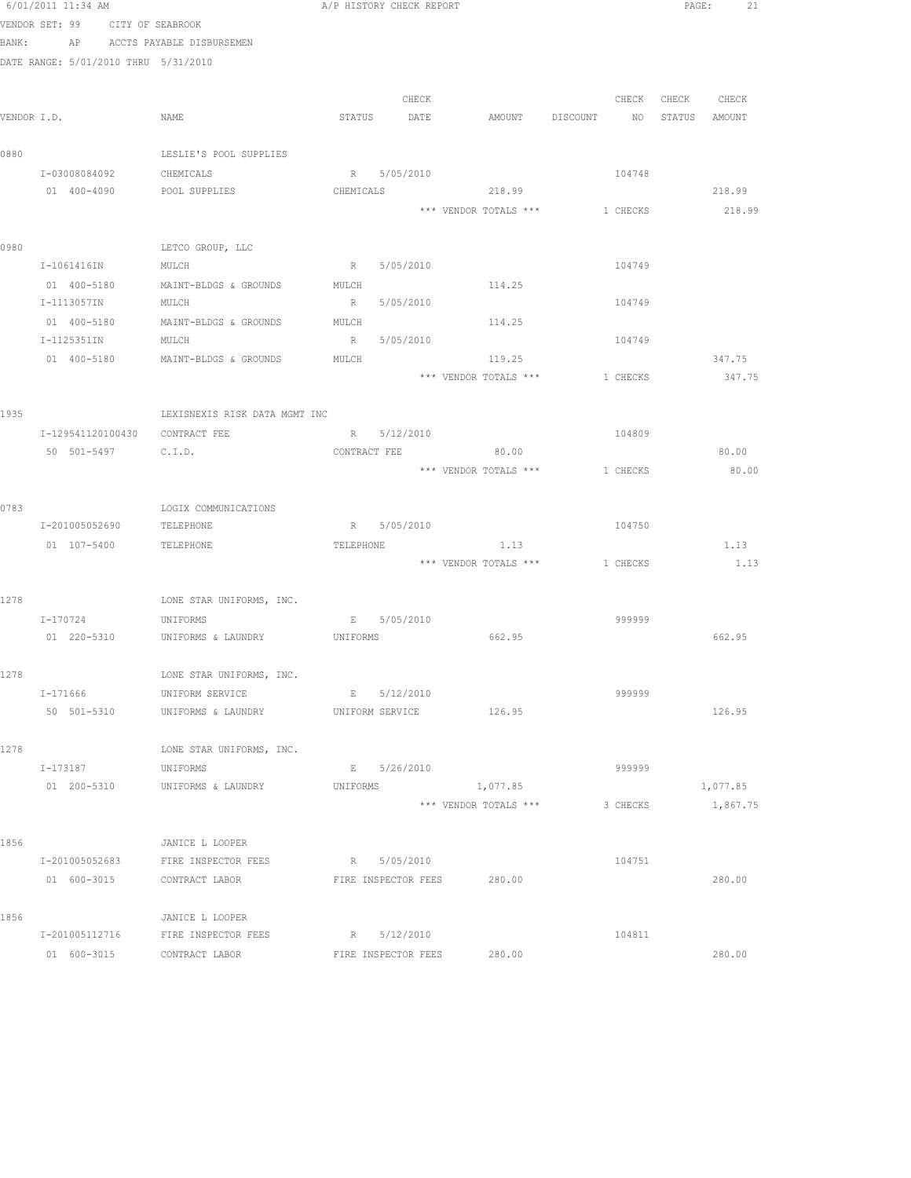6/01/2011 11:34 AM A/P HISTORY CHECK REPORT

VENDOR SET: 99 CITY OF SEABROOK

BANK: AP ACCTS PAYABLE DISBURSEMEN

DATE RANGE: 5/01/2010 THRU 5/31/2010

| VENDOR I.D. | NAME | STATUS | CHECK DATE | AMOUNT | DISCOUNT | CHECK NO | CHECK STATUS | CHECK AMOUNT |
|---|---|---|---|---|---|---|---|---|
| 0880 | LESLIE'S POOL SUPPLIES | | | | | | | |
| I-03008084092 | CHEMICALS | R | 5/05/2010 | | | 104748 | | |
| 01 400-4090 | POOL SUPPLIES | CHEMICALS | | 218.99 | | | | 218.99 |
| | | | | *** VENDOR TOTALS *** | | 1 CHECKS | | 218.99 |
| 0980 | LETCO GROUP, LLC | | | | | | | |
| I-1061416IN | MULCH | R | 5/05/2010 | | | 104749 | | |
| 01 400-5180 | MAINT-BLDGS & GROUNDS | MULCH | | 114.25 | | | | |
| I-1113057IN | MULCH | R | 5/05/2010 | | | 104749 | | |
| 01 400-5180 | MAINT-BLDGS & GROUNDS | MULCH | | 114.25 | | | | |
| I-1125351IN | MULCH | R | 5/05/2010 | | | 104749 | | |
| 01 400-5180 | MAINT-BLDGS & GROUNDS | MULCH | | 119.25 | | | | 347.75 |
| | | | | *** VENDOR TOTALS *** | | 1 CHECKS | | 347.75 |
| 1935 | LEXISNEXIS RISK DATA MGMT INC | | | | | | | |
| I-129541120100430 | CONTRACT FEE | R | 5/12/2010 | | | 104809 | | |
| 50 501-5497 | C.I.D. | CONTRACT FEE | | 80.00 | | | | 80.00 |
| | | | | *** VENDOR TOTALS *** | | 1 CHECKS | | 80.00 |
| 0783 | LOGIX COMMUNICATIONS | | | | | | | |
| I-201005052690 | TELEPHONE | R | 5/05/2010 | | | 104750 | | |
| 01 107-5400 | TELEPHONE | TELEPHONE | | 1.13 | | | | 1.13 |
| | | | | *** VENDOR TOTALS *** | | 1 CHECKS | | 1.13 |
| 1278 | LONE STAR UNIFORMS, INC. | | | | | | | |
| I-170724 | UNIFORMS | E | 5/05/2010 | | | 999999 | | |
| 01 220-5310 | UNIFORMS & LAUNDRY | UNIFORMS | | 662.95 | | | | 662.95 |
| 1278 | LONE STAR UNIFORMS, INC. | | | | | | | |
| I-171666 | UNIFORM SERVICE | E | 5/12/2010 | | | 999999 | | |
| 50 501-5310 | UNIFORMS & LAUNDRY | UNIFORM SERVICE | | 126.95 | | | | 126.95 |
| 1278 | LONE STAR UNIFORMS, INC. | | | | | | | |
| I-173187 | UNIFORMS | E | 5/26/2010 | | | 999999 | | |
| 01 200-5310 | UNIFORMS & LAUNDRY | UNIFORMS | | 1,077.85 | | | | 1,077.85 |
| | | | | *** VENDOR TOTALS *** | | 3 CHECKS | | 1,867.75 |
| 1856 | JANICE L LOOPER | | | | | | | |
| I-201005052683 | FIRE INSPECTOR FEES | R | 5/05/2010 | | | 104751 | | |
| 01 600-3015 | CONTRACT LABOR | FIRE INSPECTOR FEES | | 280.00 | | | | 280.00 |
| 1856 | JANICE L LOOPER | | | | | | | |
| I-201005112716 | FIRE INSPECTOR FEES | R | 5/12/2010 | | | 104811 | | |
| 01 600-3015 | CONTRACT LABOR | FIRE INSPECTOR FEES | | 280.00 | | | | 280.00 |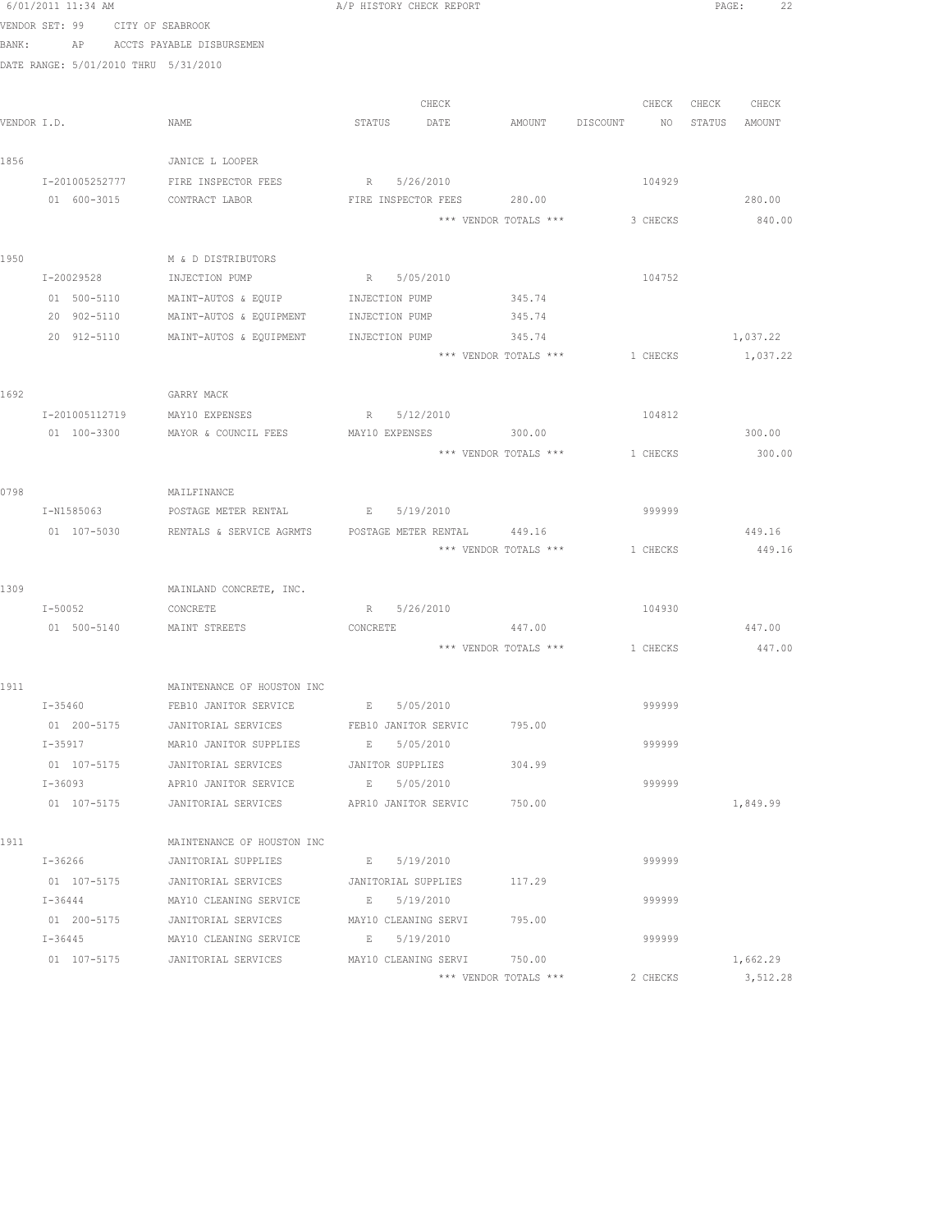6/01/2011 11:34 AM A/P HISTORY CHECK REPORT

VENDOR SET: 99 CITY OF SEABROOK
BANK: AP ACCTS PAYABLE DISBURSEMEN
DATE RANGE: 5/01/2010 THRU 5/31/2010

| VENDOR I.D. | NAME | STATUS | CHECK DATE | AMOUNT | DISCOUNT | CHECK NO | CHECK STATUS | CHECK AMOUNT |
|---|---|---|---|---|---|---|---|---|
| 1856 | JANICE L LOOPER | | | | | | | |
| I-201005252777 | FIRE INSPECTOR FEES | R | 5/26/2010 | | | 104929 | | |
| 01 600-3015 | CONTRACT LABOR | FIRE INSPECTOR FEES | | 280.00 | | | | 280.00 |
| | | | | *** VENDOR TOTALS *** | | 3 CHECKS | | 840.00 |
| 1950 | M & D DISTRIBUTORS | | | | | | | |
| I-20029528 | INJECTION PUMP | R | 5/05/2010 | | | 104752 | | |
| 01 500-5110 | MAINT-AUTOS & EQUIP | INJECTION PUMP | | 345.74 | | | | |
| 20 902-5110 | MAINT-AUTOS & EQUIPMENT | INJECTION PUMP | | 345.74 | | | | |
| 20 912-5110 | MAINT-AUTOS & EQUIPMENT | INJECTION PUMP | | 345.74 | | | | 1,037.22 |
| | | | | *** VENDOR TOTALS *** | | 1 CHECKS | | 1,037.22 |
| 1692 | GARRY MACK | | | | | | | |
| I-201005112719 | MAY10 EXPENSES | R | 5/12/2010 | | | 104812 | | |
| 01 100-3300 | MAYOR & COUNCIL FEES | MAY10 EXPENSES | | 300.00 | | | | 300.00 |
| | | | | *** VENDOR TOTALS *** | | 1 CHECKS | | 300.00 |
| 0798 | MAILFINANCE | | | | | | | |
| I-N1585063 | POSTAGE METER RENTAL | E | 5/19/2010 | | | 999999 | | |
| 01 107-5030 | RENTALS & SERVICE AGRMTS | POSTAGE METER RENTAL | | 449.16 | | | | 449.16 |
| | | | | *** VENDOR TOTALS *** | | 1 CHECKS | | 449.16 |
| 1309 | MAINLAND CONCRETE, INC. | | | | | | | |
| I-50052 | CONCRETE | R | 5/26/2010 | | | 104930 | | |
| 01 500-5140 | MAINT STREETS | CONCRETE | | 447.00 | | | | 447.00 |
| | | | | *** VENDOR TOTALS *** | | 1 CHECKS | | 447.00 |
| 1911 | MAINTENANCE OF HOUSTON INC | | | | | | | |
| I-35460 | FEB10 JANITOR SERVICE | E | 5/05/2010 | | | 999999 | | |
| 01 200-5175 | JANITORIAL SERVICES | FEB10 JANITOR SERVIC | | 795.00 | | | | |
| I-35917 | MAR10 JANITOR SUPPLIES | E | 5/05/2010 | | | 999999 | | |
| 01 107-5175 | JANITORIAL SERVICES | JANITOR SUPPLIES | | 304.99 | | | | |
| I-36093 | APR10 JANITOR SERVICE | E | 5/05/2010 | | | 999999 | | |
| 01 107-5175 | JANITORIAL SERVICES | APR10 JANITOR SERVIC | | 750.00 | | | | 1,849.99 |
| 1911 | MAINTENANCE OF HOUSTON INC | | | | | | | |
| I-36266 | JANITORIAL SUPPLIES | E | 5/19/2010 | | | 999999 | | |
| 01 107-5175 | JANITORIAL SERVICES | JANITORIAL SUPPLIES | | 117.29 | | | | |
| I-36444 | MAY10 CLEANING SERVICE | E | 5/19/2010 | | | 999999 | | |
| 01 200-5175 | JANITORIAL SERVICES | MAY10 CLEANING SERVI | | 795.00 | | | | |
| I-36445 | MAY10 CLEANING SERVICE | E | 5/19/2010 | | | 999999 | | |
| 01 107-5175 | JANITORIAL SERVICES | MAY10 CLEANING SERVI | | 750.00 | | | | 1,662.29 |
| | | | | *** VENDOR TOTALS *** | | 2 CHECKS | | 3,512.28 |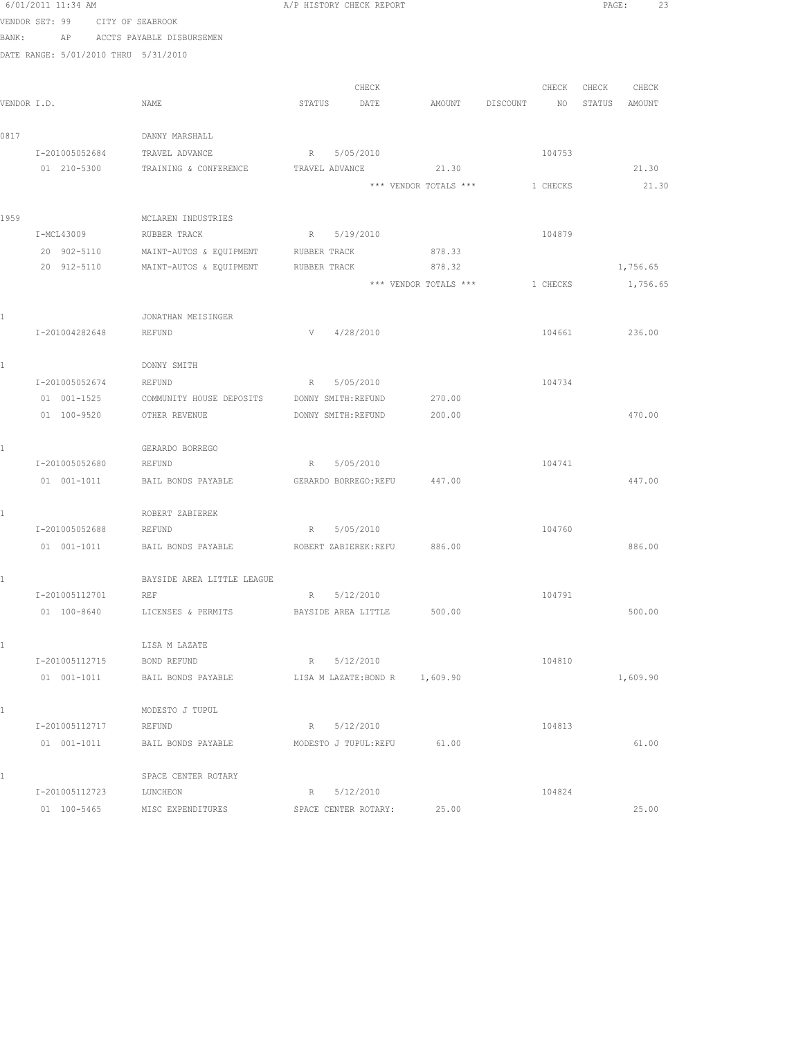A/P HISTORY CHECK REPORT

VENDOR SET: 99 CITY OF SEABROOK
BANK: AP ACCTS PAYABLE DISBURSEMEN
DATE RANGE: 5/01/2010 THRU 5/31/2010

| VENDOR I.D. | NAME | STATUS | CHECK DATE | AMOUNT | DISCOUNT | CHECK NO | CHECK STATUS | CHECK AMOUNT |
|---|---|---|---|---|---|---|---|---|
| 0817 | DANNY MARSHALL | | | | | | | |
| I-201005052684 | TRAVEL ADVANCE | R | 5/05/2010 | | | 104753 | | |
| 01 210-5300 | TRAINING & CONFERENCE | TRAVEL ADVANCE | | 21.30 | | | | 21.30 |
| | | | | *** VENDOR TOTALS *** | | 1 CHECKS | | 21.30 |
| 1959 | MCLAREN INDUSTRIES | | | | | | | |
| I-MCL43009 | RUBBER TRACK | R | 5/19/2010 | | | 104879 | | |
| 20 902-5110 | MAINT-AUTOS & EQUIPMENT | RUBBER TRACK | | 878.33 | | | | |
| 20 912-5110 | MAINT-AUTOS & EQUIPMENT | RUBBER TRACK | | 878.32 | | | | 1,756.65 |
| | | | | *** VENDOR TOTALS *** | | 1 CHECKS | | 1,756.65 |
| 1 | JONATHAN MEISINGER | | | | | | | |
| I-201004282648 | REFUND | V | 4/28/2010 | | | 104661 | | 236.00 |
| 1 | DONNY SMITH | | | | | | | |
| I-201005052674 | REFUND | R | 5/05/2010 | | | 104734 | | |
| 01 001-1525 | COMMUNITY HOUSE DEPOSITS | DONNY SMITH:REFUND | | 270.00 | | | | |
| 01 100-9520 | OTHER REVENUE | DONNY SMITH:REFUND | | 200.00 | | | | 470.00 |
| 1 | GERARDO BORREGO | | | | | | | |
| I-201005052680 | REFUND | R | 5/05/2010 | | | 104741 | | |
| 01 001-1011 | BAIL BONDS PAYABLE | GERARDO BORREGO:REFU | | 447.00 | | | | 447.00 |
| 1 | ROBERT ZABIEREK | | | | | | | |
| I-201005052688 | REFUND | R | 5/05/2010 | | | 104760 | | |
| 01 001-1011 | BAIL BONDS PAYABLE | ROBERT ZABIEREK:REFU | | 886.00 | | | | 886.00 |
| 1 | BAYSIDE AREA LITTLE LEAGUE | | | | | | | |
| I-201005112701 | REF | R | 5/12/2010 | | | 104791 | | |
| 01 100-8640 | LICENSES & PERMITS | BAYSIDE AREA LITTLE | | 500.00 | | | | 500.00 |
| 1 | LISA M LAZATE | | | | | | | |
| I-201005112715 | BOND REFUND | R | 5/12/2010 | | | 104810 | | |
| 01 001-1011 | BAIL BONDS PAYABLE | LISA M LAZATE:BOND R | | 1,609.90 | | | | 1,609.90 |
| 1 | MODESTO J TUPUL | | | | | | | |
| I-201005112717 | REFUND | R | 5/12/2010 | | | 104813 | | |
| 01 001-1011 | BAIL BONDS PAYABLE | MODESTO J TUPUL:REFU | | 61.00 | | | | 61.00 |
| 1 | SPACE CENTER ROTARY | | | | | | | |
| I-201005112723 | LUNCHEON | R | 5/12/2010 | | | 104824 | | |
| 01 100-5465 | MISC EXPENDITURES | SPACE CENTER ROTARY: | | 25.00 | | | | 25.00 |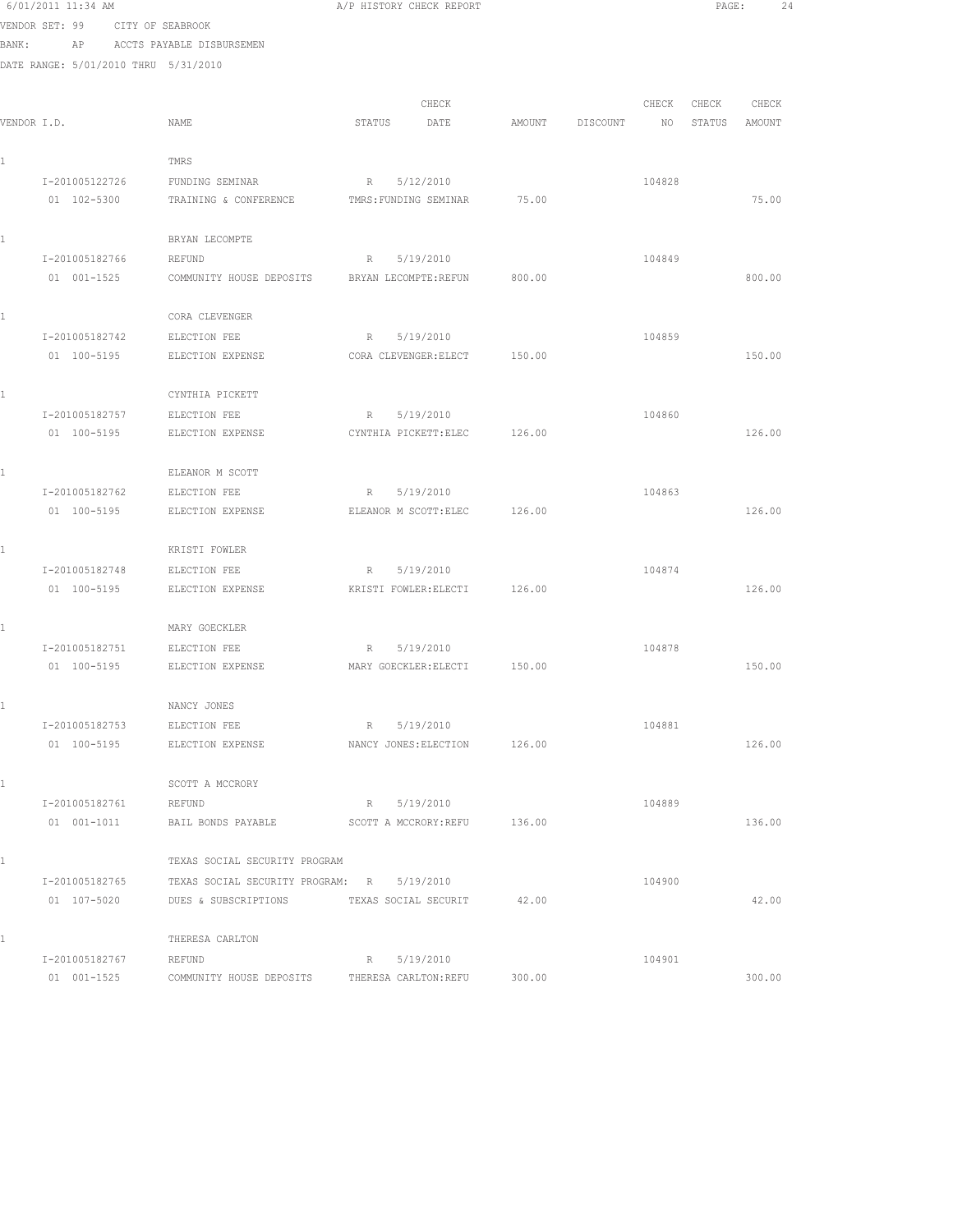6/01/2011 11:34 AM A/P HISTORY CHECK REPORT

VENDOR SET: 99 CITY OF SEABROOK
BANK: AP ACCTS PAYABLE DISBURSEMEN
DATE RANGE: 5/01/2010 THRU 5/31/2010

| VENDOR I.D. | NAME | STATUS | CHECK DATE | AMOUNT | DISCOUNT | CHECK NO | CHECK STATUS | CHECK AMOUNT |
|---|---|---|---|---|---|---|---|---|
| 1 | TMRS | | | | | | | |
| I-201005122726 | FUNDING SEMINAR | R | 5/12/2010 | | | 104828 | | |
| 01 102-5300 | TRAINING & CONFERENCE | TMRS:FUNDING SEMINAR | | 75.00 | | | | 75.00 |
| 1 | BRYAN LECOMPTE | | | | | | | |
| I-201005182766 | REFUND | R | 5/19/2010 | | | 104849 | | |
| 01 001-1525 | COMMUNITY HOUSE DEPOSITS | BRYAN LECOMPTE:REFUN | | 800.00 | | | | 800.00 |
| 1 | CORA CLEVENGER | | | | | | | |
| I-201005182742 | ELECTION FEE | R | 5/19/2010 | | | 104859 | | |
| 01 100-5195 | ELECTION EXPENSE | CORA CLEVENGER:ELECT | | 150.00 | | | | 150.00 |
| 1 | CYNTHIA PICKETT | | | | | | | |
| I-201005182757 | ELECTION FEE | R | 5/19/2010 | | | 104860 | | |
| 01 100-5195 | ELECTION EXPENSE | CYNTHIA PICKETT:ELEC | | 126.00 | | | | 126.00 |
| 1 | ELEANOR M SCOTT | | | | | | | |
| I-201005182762 | ELECTION FEE | R | 5/19/2010 | | | 104863 | | |
| 01 100-5195 | ELECTION EXPENSE | ELEANOR M SCOTT:ELEC | | 126.00 | | | | 126.00 |
| 1 | KRISTI FOWLER | | | | | | | |
| I-201005182748 | ELECTION FEE | R | 5/19/2010 | | | 104874 | | |
| 01 100-5195 | ELECTION EXPENSE | KRISTI FOWLER:ELECTI | | 126.00 | | | | 126.00 |
| 1 | MARY GOECKLER | | | | | | | |
| I-201005182751 | ELECTION FEE | R | 5/19/2010 | | | 104878 | | |
| 01 100-5195 | ELECTION EXPENSE | MARY GOECKLER:ELECTI | | 150.00 | | | | 150.00 |
| 1 | NANCY JONES | | | | | | | |
| I-201005182753 | ELECTION FEE | R | 5/19/2010 | | | 104881 | | |
| 01 100-5195 | ELECTION EXPENSE | NANCY JONES:ELECTION | | 126.00 | | | | 126.00 |
| 1 | SCOTT A MCCRORY | | | | | | | |
| I-201005182761 | REFUND | R | 5/19/2010 | | | 104889 | | |
| 01 001-1011 | BAIL BONDS PAYABLE | SCOTT A MCCRORY:REFU | | 136.00 | | | | 136.00 |
| 1 | TEXAS SOCIAL SECURITY PROGRAM | | | | | | | |
| I-201005182765 | TEXAS SOCIAL SECURITY PROGRAM: | R | 5/19/2010 | | | 104900 | | |
| 01 107-5020 | DUES & SUBSCRIPTIONS | TEXAS SOCIAL SECURIT | | 42.00 | | | | 42.00 |
| 1 | THERESA CARLTON | | | | | | | |
| I-201005182767 | REFUND | R | 5/19/2010 | | | 104901 | | |
| 01 001-1525 | COMMUNITY HOUSE DEPOSITS | THERESA CARLTON:REFU | | 300.00 | | | | 300.00 |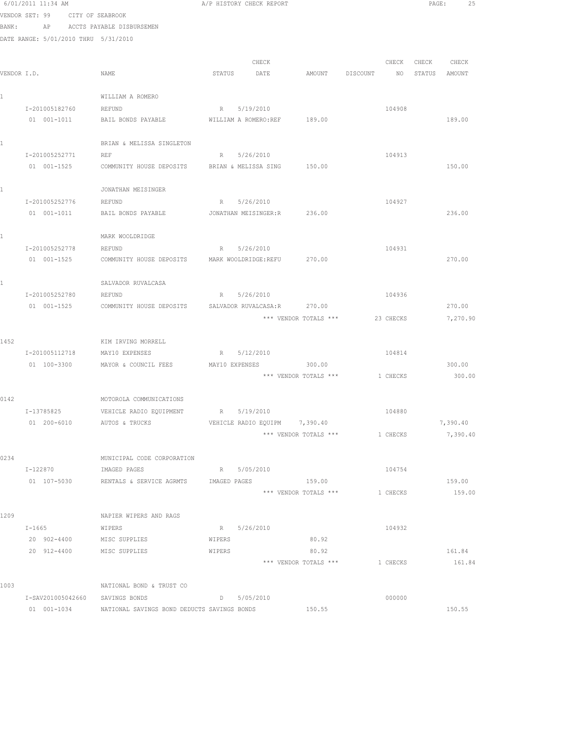6/01/2011 11:34 AM A/P HISTORY CHECK REPORT

VENDOR SET: 99 CITY OF SEABROOK

BANK: AP ACCTS PAYABLE DISBURSEMEN

DATE RANGE: 5/01/2010 THRU 5/31/2010

| VENDOR I.D. | NAME | STATUS | CHECK DATE | AMOUNT | DISCOUNT | CHECK NO | CHECK STATUS | CHECK AMOUNT |
|---|---|---|---|---|---|---|---|---|
| 1 | WILLIAM A ROMERO | | | | | | | |
| I-201005182760 | REFUND | R | 5/19/2010 | | | 104908 | | |
| 01 001-1011 | BAIL BONDS PAYABLE | WILLIAM A ROMERO:REF | | 189.00 | | | | 189.00 |
| 1 | BRIAN & MELISSA SINGLETON | | | | | | | |
| I-201005252771 | REF | R | 5/26/2010 | | | 104913 | | |
| 01 001-1525 | COMMUNITY HOUSE DEPOSITS | BRIAN & MELISSA SING | | 150.00 | | | | 150.00 |
| 1 | JONATHAN MEISINGER | | | | | | | |
| I-201005252776 | REFUND | R | 5/26/2010 | | | 104927 | | |
| 01 001-1011 | BAIL BONDS PAYABLE | JONATHAN MEISINGER:R | | 236.00 | | | | 236.00 |
| 1 | MARK WOOLDRIDGE | | | | | | | |
| I-201005252778 | REFUND | R | 5/26/2010 | | | 104931 | | |
| 01 001-1525 | COMMUNITY HOUSE DEPOSITS | MARK WOOLDRIDGE:REFU | | 270.00 | | | | 270.00 |
| 1 | SALVADOR RUVALCASA | | | | | | | |
| I-201005252780 | REFUND | R | 5/26/2010 | | | 104936 | | |
| 01 001-1525 | COMMUNITY HOUSE DEPOSITS | SALVADOR RUVALCASA:R | | 270.00 | | | | 270.00 |
| | | | | *** VENDOR TOTALS *** | | 23 CHECKS | | 7,270.90 |
| 1452 | KIM IRVING MORRELL | | | | | | | |
| I-201005112718 | MAY10 EXPENSES | R | 5/12/2010 | | | 104814 | | |
| 01 100-3300 | MAYOR & COUNCIL FEES | MAY10 EXPENSES | | 300.00 | | | | 300.00 |
| | | | | *** VENDOR TOTALS *** | | 1 CHECKS | | 300.00 |
| 0142 | MOTOROLA COMMUNICATIONS | | | | | | | |
| I-13785825 | VEHICLE RADIO EQUIPMENT | R | 5/19/2010 | | | 104880 | | |
| 01 200-6010 | AUTOS & TRUCKS | VEHICLE RADIO EQUIPM | | 7,390.40 | | | | 7,390.40 |
| | | | | *** VENDOR TOTALS *** | | 1 CHECKS | | 7,390.40 |
| 0234 | MUNICIPAL CODE CORPORATION | | | | | | | |
| I-122870 | IMAGED PAGES | R | 5/05/2010 | | | 104754 | | |
| 01 107-5030 | RENTALS & SERVICE AGRMTS | IMAGED PAGES | | 159.00 | | | | 159.00 |
| | | | | *** VENDOR TOTALS *** | | 1 CHECKS | | 159.00 |
| 1209 | NAPIER WIPERS AND RAGS | | | | | | | |
| I-1665 | WIPERS | R | 5/26/2010 | | | 104932 | | |
| 20 902-4400 | MISC SUPPLIES | WIPERS | | 80.92 | | | | |
| 20 912-4400 | MISC SUPPLIES | WIPERS | | 80.92 | | | | 161.84 |
| | | | | *** VENDOR TOTALS *** | | 1 CHECKS | | 161.84 |
| 1003 | NATIONAL BOND & TRUST CO | | | | | | | |
| I-SAV201005042660 | SAVINGS BONDS | D | 5/05/2010 | | | 000000 | | |
| 01 001-1034 | NATIONAL SAVINGS BOND DEDUCTS SAVINGS BONDS | | | 150.55 | | | | 150.55 |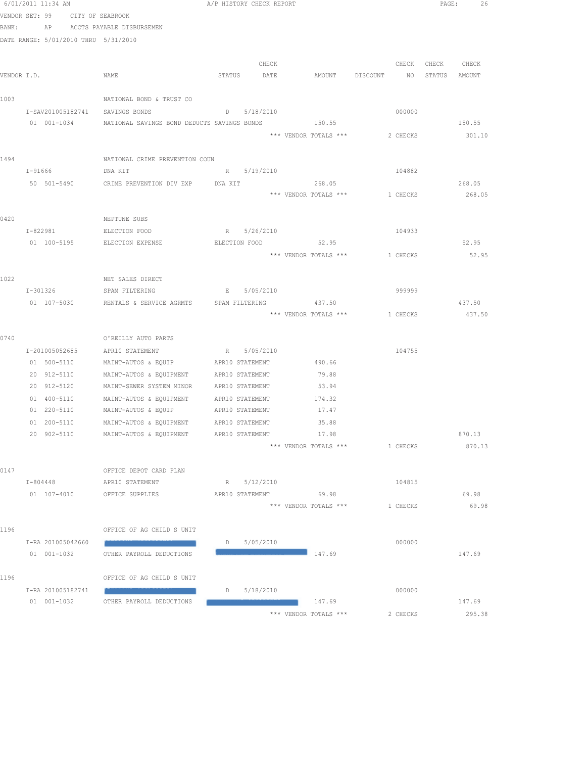6/01/2011 11:34 AM A/P HISTORY CHECK REPORT

VENDOR SET: 99 CITY OF SEABROOK

BANK: AP ACCTS PAYABLE DISBURSEMEN

DATE RANGE: 5/01/2010 THRU 5/31/2010

| VENDOR I.D. | NAME | STATUS | CHECK DATE | AMOUNT | DISCOUNT | CHECK NO | CHECK STATUS | CHECK AMOUNT |
|---|---|---|---|---|---|---|---|---|
| 1003 | NATIONAL BOND & TRUST CO | | | | | | | |
| I-SAV201005182741 | SAVINGS BONDS | D | 5/18/2010 | | | 000000 | | |
| 01 001-1034 | NATIONAL SAVINGS BOND DEDUCTS SAVINGS BONDS | | | 150.55 | | | | 150.55 |
| | | | *** VENDOR TOTALS *** | | | 2 CHECKS | | 301.10 |
| 1494 | NATIONAL CRIME PREVENTION COUN | | | | | | | |
| I-91666 | DNA KIT | R | 5/19/2010 | | | 104882 | | |
| 50 501-5490 | CRIME PREVENTION DIV EXP | DNA KIT | | 268.05 | | | | 268.05 |
| | | | *** VENDOR TOTALS *** | | | 1 CHECKS | | 268.05 |
| 0420 | NEPTUNE SUBS | | | | | | | |
| I-822981 | ELECTION FOOD | R | 5/26/2010 | | | 104933 | | |
| 01 100-5195 | ELECTION EXPENSE | ELECTION FOOD | | 52.95 | | | | 52.95 |
| | | | *** VENDOR TOTALS *** | | | 1 CHECKS | | 52.95 |
| 1022 | NET SALES DIRECT | | | | | | | |
| I-301326 | SPAM FILTERING | E | 5/05/2010 | | | 999999 | | |
| 01 107-5030 | RENTALS & SERVICE AGRMTS | SPAM FILTERING | | 437.50 | | | | 437.50 |
| | | | *** VENDOR TOTALS *** | | | 1 CHECKS | | 437.50 |
| 0740 | O'REILLY AUTO PARTS | | | | | | | |
| I-201005052685 | APR10 STATEMENT | R | 5/05/2010 | | | 104755 | | |
| 01 500-5110 | MAINT-AUTOS & EQUIP | APR10 STATEMENT | | 490.66 | | | | |
| 20 912-5110 | MAINT-AUTOS & EQUIPMENT | APR10 STATEMENT | | 79.88 | | | | |
| 20 912-5120 | MAINT-SEWER SYSTEM MINOR | APR10 STATEMENT | | 53.94 | | | | |
| 01 400-5110 | MAINT-AUTOS & EQUIPMENT | APR10 STATEMENT | | 174.32 | | | | |
| 01 220-5110 | MAINT-AUTOS & EQUIP | APR10 STATEMENT | | 17.47 | | | | |
| 01 200-5110 | MAINT-AUTOS & EQUIPMENT | APR10 STATEMENT | | 35.88 | | | | |
| 20 902-5110 | MAINT-AUTOS & EQUIPMENT | APR10 STATEMENT | | 17.98 | | | | 870.13 |
| | | | *** VENDOR TOTALS *** | | | 1 CHECKS | | 870.13 |
| 0147 | OFFICE DEPOT CARD PLAN | | | | | | | |
| I-804448 | APR10 STATEMENT | R | 5/12/2010 | | | 104815 | | |
| 01 107-4010 | OFFICE SUPPLIES | APR10 STATEMENT | | 69.98 | | | | 69.98 |
| | | | *** VENDOR TOTALS *** | | | 1 CHECKS | | 69.98 |
| 1196 | OFFICE OF AG CHILD S UNIT | | | | | | | |
| I-RA 201005042660 | [REDACTED] | D | 5/05/2010 | | | 000000 | | |
| 01 001-1032 | OTHER PAYROLL DEDUCTIONS | [REDACTED] | | 147.69 | | | | 147.69 |
| 1196 | OFFICE OF AG CHILD S UNIT | | | | | | | |
| I-RA 201005182741 | [REDACTED] | D | 5/18/2010 | | | 000000 | | |
| 01 001-1032 | OTHER PAYROLL DEDUCTIONS | [REDACTED] | | 147.69 | | | | 147.69 |
| | | | *** VENDOR TOTALS *** | | | 2 CHECKS | | 295.38 |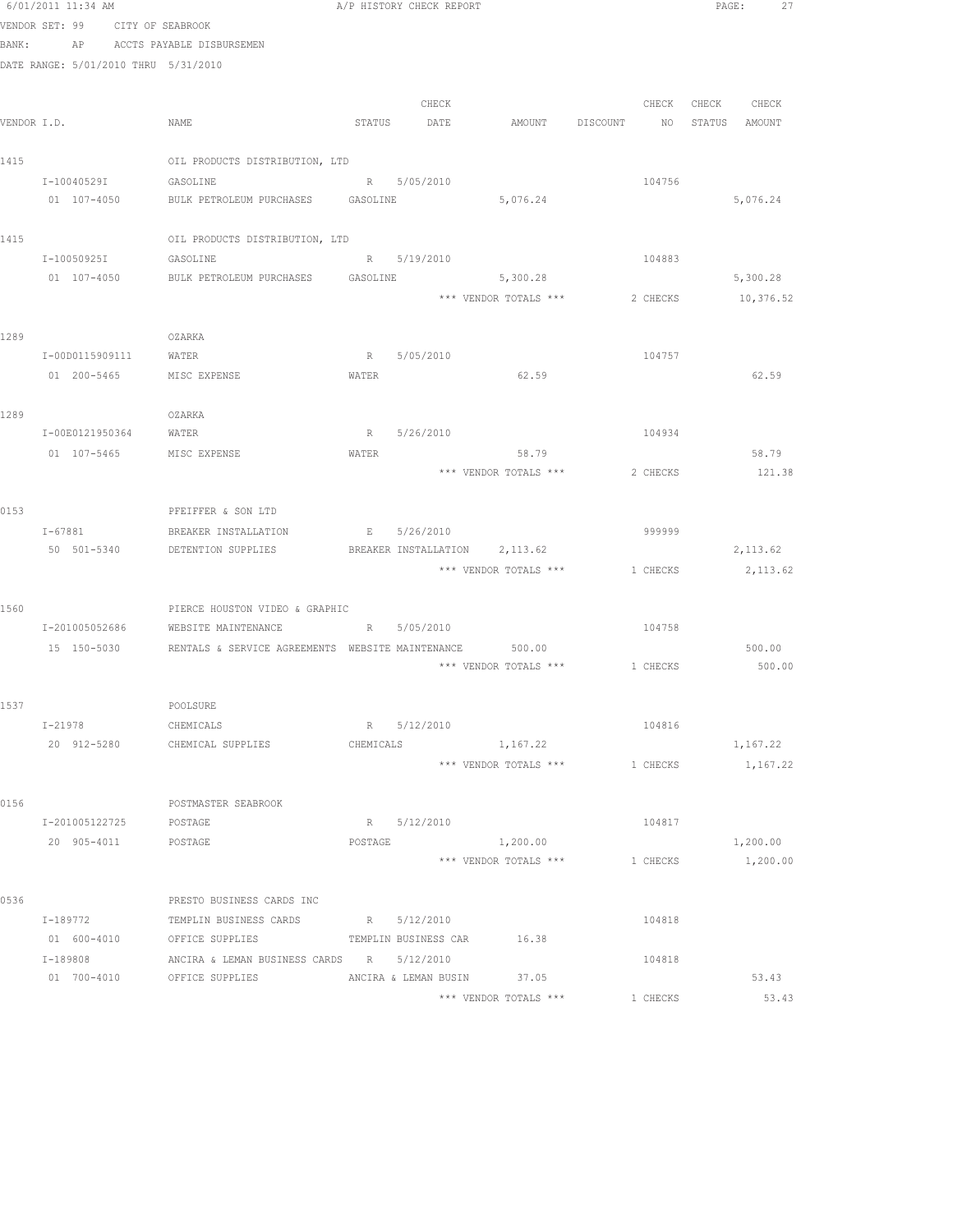6/01/2011 11:34 AM    A/P HISTORY CHECK REPORT

VENDOR SET: 99    CITY OF SEABROOK
BANK:    AP    ACCTS PAYABLE DISBURSEMEN
DATE RANGE: 5/01/2010 THRU 5/31/2010

| VENDOR I.D. | NAME | STATUS | CHECK DATE | AMOUNT | DISCOUNT | CHECK NO | CHECK STATUS | CHECK AMOUNT |
|---|---|---|---|---|---|---|---|---|
| 1415 | OIL PRODUCTS DISTRIBUTION, LTD | | | | | | | |
| I-10040529I | GASOLINE | R | 5/05/2010 | | | 104756 | | |
| 01 107-4050 | BULK PETROLEUM PURCHASES | GASOLINE | | 5,076.24 | | | | 5,076.24 |
| 1415 | OIL PRODUCTS DISTRIBUTION, LTD | | | | | | | |
| I-10050925I | GASOLINE | R | 5/19/2010 | | | 104883 | | |
| 01 107-4050 | BULK PETROLEUM PURCHASES | GASOLINE | | 5,300.28 | | | | 5,300.28 |
| | | | | *** VENDOR TOTALS *** | | 2 CHECKS | | 10,376.52 |
| 1289 | OZARKA | | | | | | | |
| I-00D0115909111 | WATER | R | 5/05/2010 | | | 104757 | | |
| 01 200-5465 | MISC EXPENSE | WATER | | 62.59 | | | | 62.59 |
| 1289 | OZARKA | | | | | | | |
| I-00E0121950364 | WATER | R | 5/26/2010 | | | 104934 | | |
| 01 107-5465 | MISC EXPENSE | WATER | | 58.79 | | | | 58.79 |
| | | | | *** VENDOR TOTALS *** | | 2 CHECKS | | 121.38 |
| 0153 | PFEIFFER & SON LTD | | | | | | | |
| I-67881 | BREAKER INSTALLATION | E | 5/26/2010 | | | 999999 | | |
| 50 501-5340 | DETENTION SUPPLIES | BREAKER INSTALLATION | | 2,113.62 | | | | 2,113.62 |
| | | | | *** VENDOR TOTALS *** | | 1 CHECKS | | 2,113.62 |
| 1560 | PIERCE HOUSTON VIDEO & GRAPHIC | | | | | | | |
| I-201005052686 | WEBSITE MAINTENANCE | R | 5/05/2010 | | | 104758 | | |
| 15 150-5030 | RENTALS & SERVICE AGREEMENTS | WEBSITE MAINTENANCE | | 500.00 | | | | 500.00 |
| | | | | *** VENDOR TOTALS *** | | 1 CHECKS | | 500.00 |
| 1537 | POOLSURE | | | | | | | |
| I-21978 | CHEMICALS | R | 5/12/2010 | | | 104816 | | |
| 20 912-5280 | CHEMICAL SUPPLIES | CHEMICALS | | 1,167.22 | | | | 1,167.22 |
| | | | | *** VENDOR TOTALS *** | | 1 CHECKS | | 1,167.22 |
| 0156 | POSTMASTER SEABROOK | | | | | | | |
| I-201005122725 | POSTAGE | R | 5/12/2010 | | | 104817 | | |
| 20 905-4011 | POSTAGE | POSTAGE | | 1,200.00 | | | | 1,200.00 |
| | | | | *** VENDOR TOTALS *** | | 1 CHECKS | | 1,200.00 |
| 0536 | PRESTO BUSINESS CARDS INC | | | | | | | |
| I-189772 | TEMPLIN BUSINESS CARDS | R | 5/12/2010 | | | 104818 | | |
| 01 600-4010 | OFFICE SUPPLIES | TEMPLIN BUSINESS CAR | | 16.38 | | | | |
| I-189808 | ANCIRA & LEMAN BUSINESS CARDS | R | 5/12/2010 | | | 104818 | | |
| 01 700-4010 | OFFICE SUPPLIES | ANCIRA & LEMAN BUSIN | | 37.05 | | | | 53.43 |
| | | | | *** VENDOR TOTALS *** | | 1 CHECKS | | 53.43 |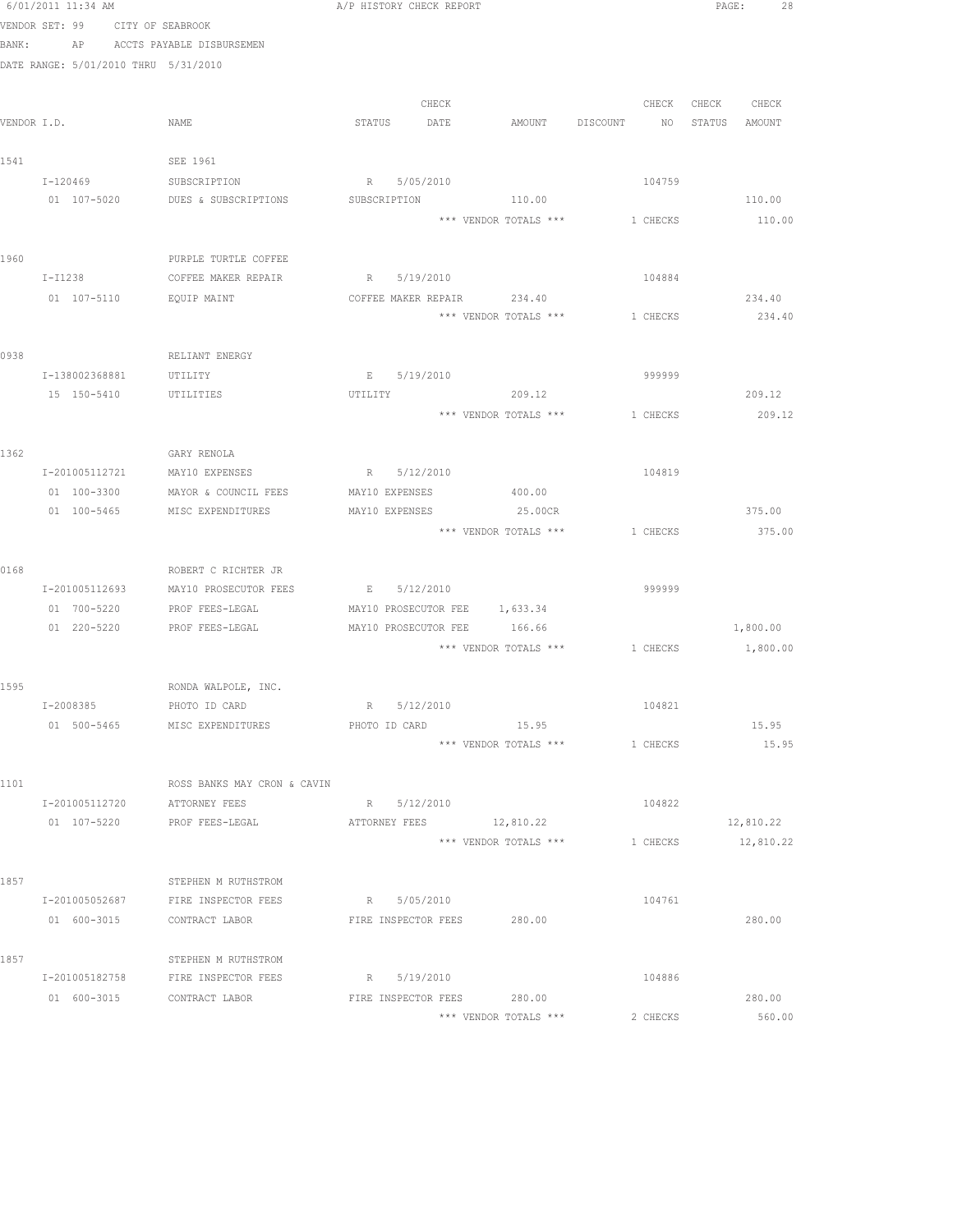6/01/2011 11:34 AM A/P HISTORY CHECK REPORT

VENDOR SET: 99 CITY OF SEABROOK

BANK: AP ACCTS PAYABLE DISBURSEMEN

DATE RANGE: 5/01/2010 THRU 5/31/2010

| VENDOR I.D. | NAME | STATUS | CHECK DATE | AMOUNT | DISCOUNT | CHECK NO | CHECK STATUS | CHECK AMOUNT |
|---|---|---|---|---|---|---|---|---|
| 1541 | SEE 1961 | | | | | | | |
| I-120469 | SUBSCRIPTION | R | 5/05/2010 | | | 104759 | | |
| 01 107-5020 | DUES & SUBSCRIPTIONS | SUBSCRIPTION | | 110.00 | | | | 110.00 |
| | | | | *** VENDOR TOTALS *** | | 1 CHECKS | | 110.00 |
| 1960 | PURPLE TURTLE COFFEE | | | | | | | |
| I-I1238 | COFFEE MAKER REPAIR | R | 5/19/2010 | | | 104884 | | |
| 01 107-5110 | EQUIP MAINT | COFFEE MAKER REPAIR | | 234.40 | | | | 234.40 |
| | | | | *** VENDOR TOTALS *** | | 1 CHECKS | | 234.40 |
| 0938 | RELIANT ENERGY | | | | | | | |
| I-138002368881 | UTILITY | E | 5/19/2010 | | | 999999 | | |
| 15 150-5410 | UTILITIES | UTILITY | | 209.12 | | | | 209.12 |
| | | | | *** VENDOR TOTALS *** | | 1 CHECKS | | 209.12 |
| 1362 | GARY RENOLA | | | | | | | |
| I-201005112721 | MAY10 EXPENSES | R | 5/12/2010 | | | 104819 | | |
| 01 100-3300 | MAYOR & COUNCIL FEES | MAY10 EXPENSES | | 400.00 | | | | |
| 01 100-5465 | MISC EXPENDITURES | MAY10 EXPENSES | | 25.00CR | | | | 375.00 |
| | | | | *** VENDOR TOTALS *** | | 1 CHECKS | | 375.00 |
| 0168 | ROBERT C RICHTER JR | | | | | | | |
| I-201005112693 | MAY10 PROSECUTOR FEES | E | 5/12/2010 | | | 999999 | | |
| 01 700-5220 | PROF FEES-LEGAL | MAY10 PROSECUTOR FEE | | 1,633.34 | | | | |
| 01 220-5220 | PROF FEES-LEGAL | MAY10 PROSECUTOR FEE | | 166.66 | | | | 1,800.00 |
| | | | | *** VENDOR TOTALS *** | | 1 CHECKS | | 1,800.00 |
| 1595 | RONDA WALPOLE, INC. | | | | | | | |
| I-2008385 | PHOTO ID CARD | R | 5/12/2010 | | | 104821 | | |
| 01 500-5465 | MISC EXPENDITURES | PHOTO ID CARD | | 15.95 | | | | 15.95 |
| | | | | *** VENDOR TOTALS *** | | 1 CHECKS | | 15.95 |
| 1101 | ROSS BANKS MAY CRON & CAVIN | | | | | | | |
| I-201005112720 | ATTORNEY FEES | R | 5/12/2010 | | | 104822 | | |
| 01 107-5220 | PROF FEES-LEGAL | ATTORNEY FEES | | 12,810.22 | | | | 12,810.22 |
| | | | | *** VENDOR TOTALS *** | | 1 CHECKS | | 12,810.22 |
| 1857 | STEPHEN M RUTHSTROM | | | | | | | |
| I-201005052687 | FIRE INSPECTOR FEES | R | 5/05/2010 | | | 104761 | | |
| 01 600-3015 | CONTRACT LABOR | FIRE INSPECTOR FEES | | 280.00 | | | | 280.00 |
| 1857 | STEPHEN M RUTHSTROM | | | | | | | |
| I-201005182758 | FIRE INSPECTOR FEES | R | 5/19/2010 | | | 104886 | | |
| 01 600-3015 | CONTRACT LABOR | FIRE INSPECTOR FEES | | 280.00 | | | | 280.00 |
| | | | | *** VENDOR TOTALS *** | | 2 CHECKS | | 560.00 |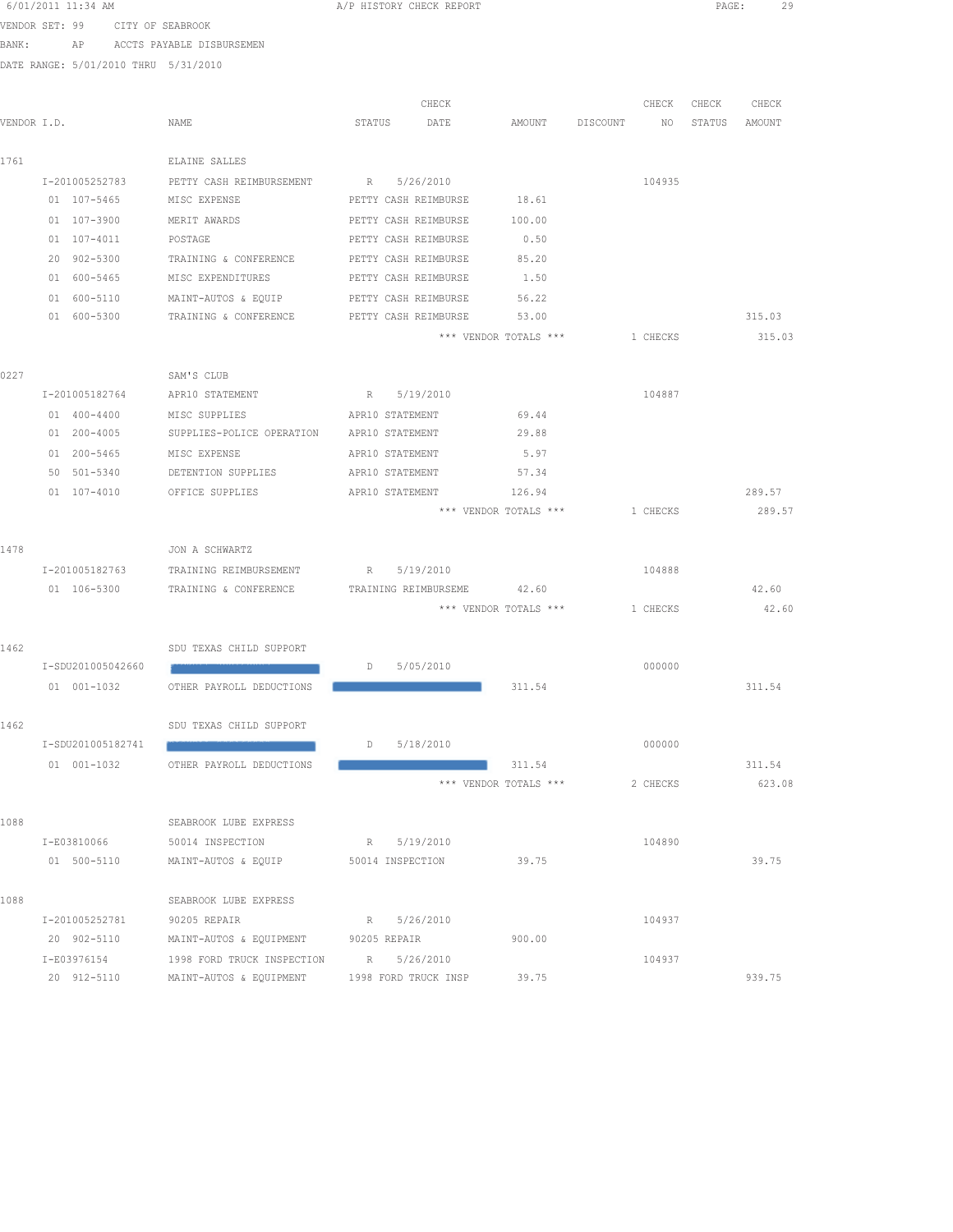6/01/2011 11:34 AM A/P HISTORY CHECK REPORT

VENDOR SET: 99 CITY OF SEABROOK
BANK: AP ACCTS PAYABLE DISBURSEMEN
DATE RANGE: 5/01/2010 THRU 5/31/2010

| VENDOR I.D. | NAME | STATUS | CHECK DATE | AMOUNT | DISCOUNT | CHECK NO | CHECK STATUS | CHECK AMOUNT |
|---|---|---|---|---|---|---|---|---|
| 1761 | ELAINE SALLES | | | | | | | |
| I-201005252783 | PETTY CASH REIMBURSEMENT | R | 5/26/2010 | | | 104935 | | |
| 01 107-5465 | MISC EXPENSE | PETTY CASH REIMBURSE | | 18.61 | | | | |
| 01 107-3900 | MERIT AWARDS | PETTY CASH REIMBURSE | | 100.00 | | | | |
| 01 107-4011 | POSTAGE | PETTY CASH REIMBURSE | | 0.50 | | | | |
| 20 902-5300 | TRAINING & CONFERENCE | PETTY CASH REIMBURSE | | 85.20 | | | | |
| 01 600-5465 | MISC EXPENDITURES | PETTY CASH REIMBURSE | | 1.50 | | | | |
| 01 600-5110 | MAINT-AUTOS & EQUIP | PETTY CASH REIMBURSE | | 56.22 | | | | |
| 01 600-5300 | TRAINING & CONFERENCE | PETTY CASH REIMBURSE | | 53.00 | | | | 315.03 |
| | | | *** VENDOR TOTALS *** | | | 1 CHECKS | | 315.03 |
| 0227 | SAM'S CLUB | | | | | | | |
| I-201005182764 | APR10 STATEMENT | R | 5/19/2010 | | | 104887 | | |
| 01 400-4400 | MISC SUPPLIES | APR10 STATEMENT | | 69.44 | | | | |
| 01 200-4005 | SUPPLIES-POLICE OPERATION | APR10 STATEMENT | | 29.88 | | | | |
| 01 200-5465 | MISC EXPENSE | APR10 STATEMENT | | 5.97 | | | | |
| 50 501-5340 | DETENTION SUPPLIES | APR10 STATEMENT | | 57.34 | | | | |
| 01 107-4010 | OFFICE SUPPLIES | APR10 STATEMENT | | 126.94 | | | | 289.57 |
| | | | *** VENDOR TOTALS *** | | | 1 CHECKS | | 289.57 |
| 1478 | JON A SCHWARTZ | | | | | | | |
| I-201005182763 | TRAINING REIMBURSEMENT | R | 5/19/2010 | | | 104888 | | |
| 01 106-5300 | TRAINING & CONFERENCE | TRAINING REIMBURSEME | | 42.60 | | | | 42.60 |
| | | | *** VENDOR TOTALS *** | | | 1 CHECKS | | 42.60 |
| 1462 | SDU TEXAS CHILD SUPPORT | | | | | | | |
| I-SDU201005042660 | [REDACTED] | D | 5/05/2010 | | | 000000 | | |
| 01 001-1032 | OTHER PAYROLL DEDUCTIONS | [REDACTED] | | 311.54 | | | | 311.54 |
| 1462 | SDU TEXAS CHILD SUPPORT | | | | | | | |
| I-SDU201005182741 | [REDACTED] | D | 5/18/2010 | | | 000000 | | |
| 01 001-1032 | OTHER PAYROLL DEDUCTIONS | [REDACTED] | | 311.54 | | | | 311.54 |
| | | | *** VENDOR TOTALS *** | | | 2 CHECKS | | 623.08 |
| 1088 | SEABROOK LUBE EXPRESS | | | | | | | |
| I-E03810066 | 50014 INSPECTION | R | 5/19/2010 | | | 104890 | | |
| 01 500-5110 | MAINT-AUTOS & EQUIP | 50014 INSPECTION | | 39.75 | | | | 39.75 |
| 1088 | SEABROOK LUBE EXPRESS | | | | | | | |
| I-201005252781 | 90205 REPAIR | R | 5/26/2010 | | | 104937 | | |
| 20 902-5110 | MAINT-AUTOS & EQUIPMENT | 90205 REPAIR | | 900.00 | | | | |
| I-E03976154 | 1998 FORD TRUCK INSPECTION | R | 5/26/2010 | | | 104937 | | |
| 20 912-5110 | MAINT-AUTOS & EQUIPMENT | 1998 FORD TRUCK INSP | | 39.75 | | | | 939.75 |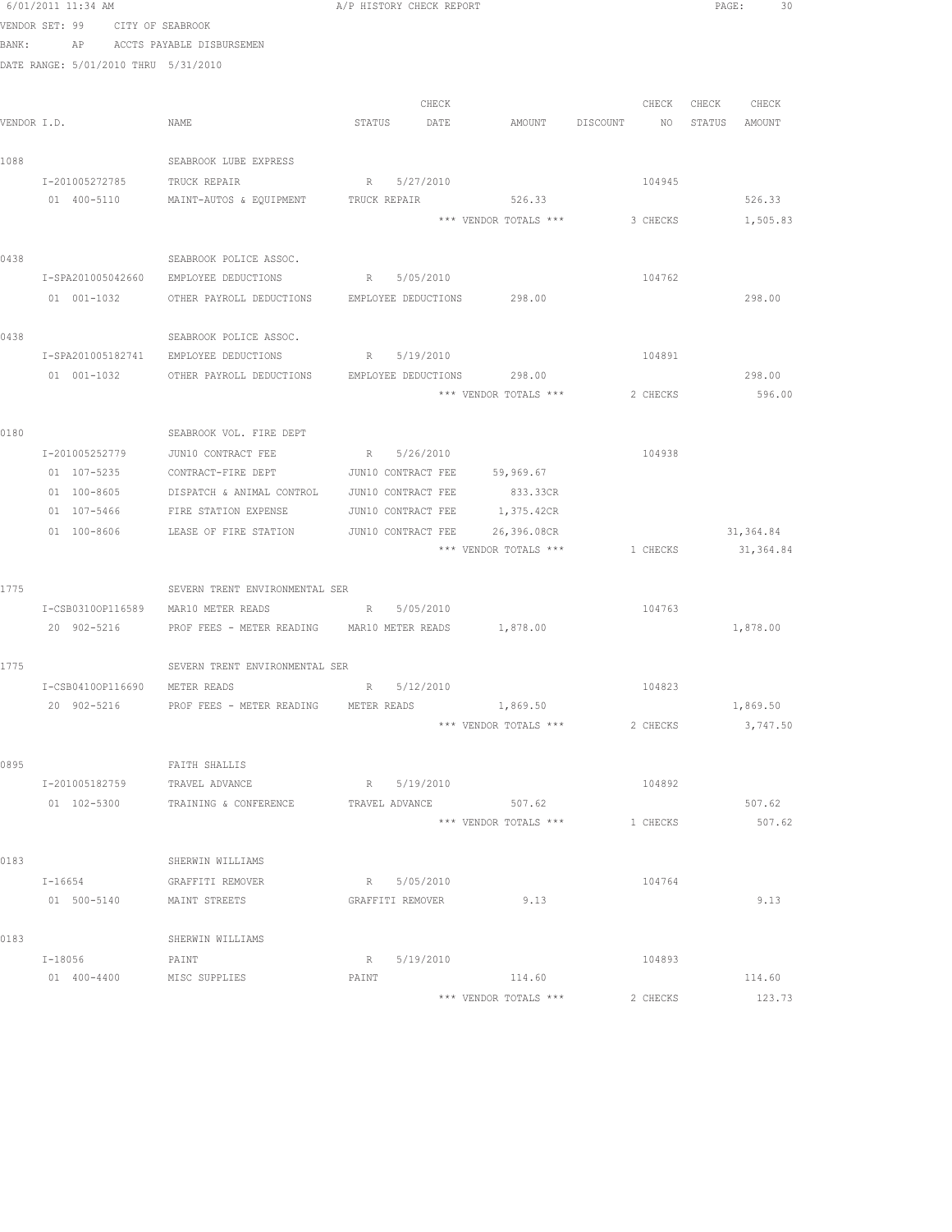6/01/2011 11:34 AM A/P HISTORY CHECK REPORT

VENDOR SET: 99 CITY OF SEABROOK
BANK: AP ACCTS PAYABLE DISBURSEMEN
DATE RANGE: 5/01/2010 THRU 5/31/2010

| VENDOR I.D. | NAME | STATUS | CHECK DATE | AMOUNT | DISCOUNT | CHECK NO | CHECK STATUS | CHECK AMOUNT |
|---|---|---|---|---|---|---|---|---|
| 1088 | SEABROOK LUBE EXPRESS | | | | | | | |
| I-201005272785 | TRUCK REPAIR | R | 5/27/2010 | | | 104945 | | |
| 01 400-5110 | MAINT-AUTOS & EQUIPMENT | TRUCK REPAIR | | 526.33 | | | | 526.33 |
| | | | | *** VENDOR TOTALS *** | | 3 CHECKS | | 1,505.83 |
| 0438 | SEABROOK POLICE ASSOC. | | | | | | | |
| I-SPA201005042660 | EMPLOYEE DEDUCTIONS | R | 5/05/2010 | | | 104762 | | |
| 01 001-1032 | OTHER PAYROLL DEDUCTIONS | EMPLOYEE DEDUCTIONS | | 298.00 | | | | 298.00 |
| 0438 | SEABROOK POLICE ASSOC. | | | | | | | |
| I-SPA201005182741 | EMPLOYEE DEDUCTIONS | R | 5/19/2010 | | | 104891 | | |
| 01 001-1032 | OTHER PAYROLL DEDUCTIONS | EMPLOYEE DEDUCTIONS | | 298.00 | | | | 298.00 |
| | | | | *** VENDOR TOTALS *** | | 2 CHECKS | | 596.00 |
| 0180 | SEABROOK VOL. FIRE DEPT | | | | | | | |
| I-201005252779 | JUN10 CONTRACT FEE | R | 5/26/2010 | | | 104938 | | |
| 01 107-5235 | CONTRACT-FIRE DEPT | JUN10 CONTRACT FEE | | 59,969.67 | | | | |
| 01 100-8605 | DISPATCH & ANIMAL CONTROL | JUN10 CONTRACT FEE | | 833.33CR | | | | |
| 01 107-5466 | FIRE STATION EXPENSE | JUN10 CONTRACT FEE | | 1,375.42CR | | | | |
| 01 100-8606 | LEASE OF FIRE STATION | JUN10 CONTRACT FEE | | 26,396.08CR | | | | 31,364.84 |
| | | | | *** VENDOR TOTALS *** | | 1 CHECKS | | 31,364.84 |
| 1775 | SEVERN TRENT ENVIRONMENTAL SER | | | | | | | |
| I-CSB0310OP116589 | MAR10 METER READS | R | 5/05/2010 | | | 104763 | | |
| 20 902-5216 | PROF FEES - METER READING | MAR10 METER READS | | 1,878.00 | | | | 1,878.00 |
| 1775 | SEVERN TRENT ENVIRONMENTAL SER | | | | | | | |
| I-CSB0410OP116690 | METER READS | R | 5/12/2010 | | | 104823 | | |
| 20 902-5216 | PROF FEES - METER READING | METER READS | | 1,869.50 | | | | 1,869.50 |
| | | | | *** VENDOR TOTALS *** | | 2 CHECKS | | 3,747.50 |
| 0895 | FAITH SHALLIS | | | | | | | |
| I-201005182759 | TRAVEL ADVANCE | R | 5/19/2010 | | | 104892 | | |
| 01 102-5300 | TRAINING & CONFERENCE | TRAVEL ADVANCE | | 507.62 | | | | 507.62 |
| | | | | *** VENDOR TOTALS *** | | 1 CHECKS | | 507.62 |
| 0183 | SHERWIN WILLIAMS | | | | | | | |
| I-16654 | GRAFFITI REMOVER | R | 5/05/2010 | | | 104764 | | |
| 01 500-5140 | MAINT STREETS | GRAFFITI REMOVER | | 9.13 | | | | 9.13 |
| 0183 | SHERWIN WILLIAMS | | | | | | | |
| I-18056 | PAINT | R | 5/19/2010 | | | 104893 | | |
| 01 400-4400 | MISC SUPPLIES | PAINT | | 114.60 | | | | 114.60 |
| | | | | *** VENDOR TOTALS *** | | 2 CHECKS | | 123.73 |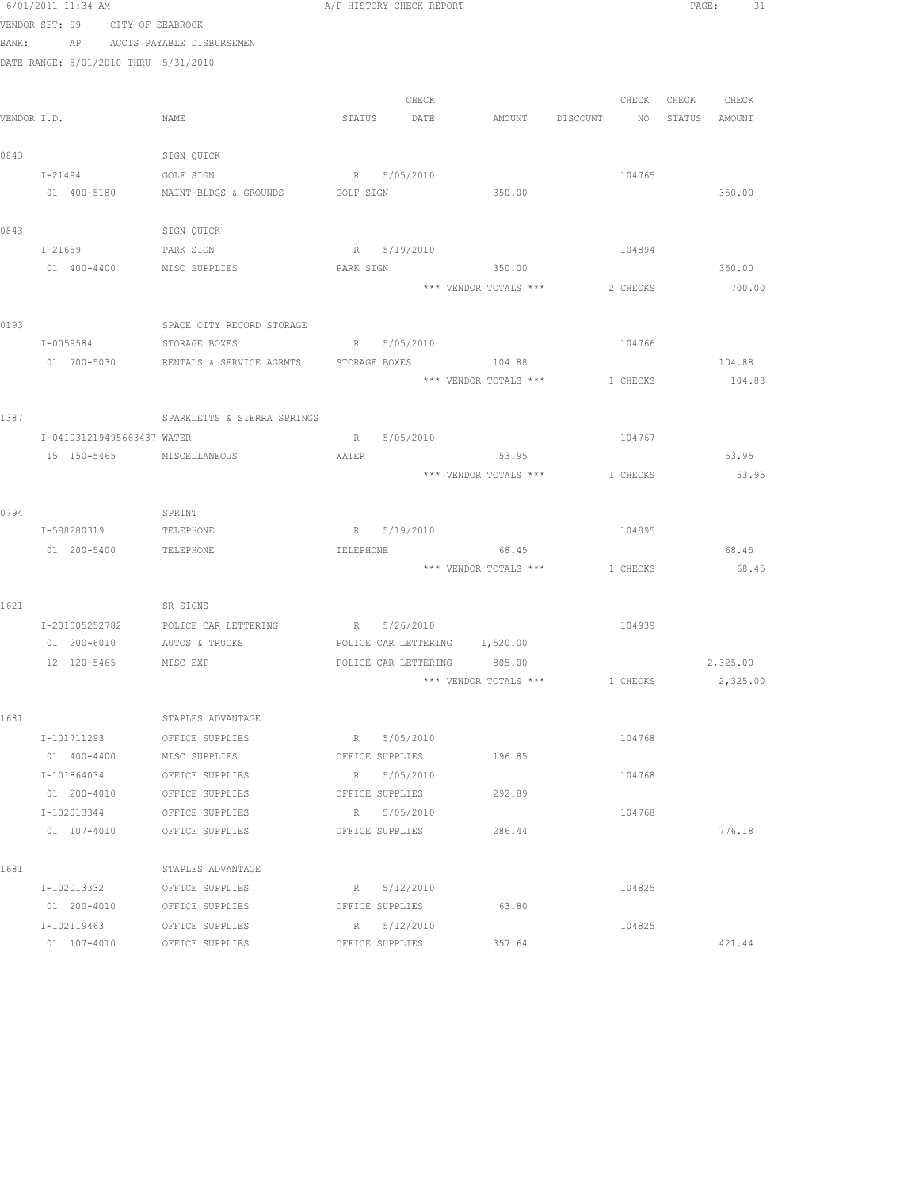6/01/2011 11:34 AM A/P HISTORY CHECK REPORT

VENDOR SET: 99 CITY OF SEABROOK
BANK: AP ACCTS PAYABLE DISBURSEMEN
DATE RANGE: 5/01/2010 THRU 5/31/2010

| VENDOR I.D. | NAME | STATUS | CHECK DATE | AMOUNT | DISCOUNT | CHECK NO | CHECK STATUS | CHECK AMOUNT |
|---|---|---|---|---|---|---|---|---|
| 0843 | SIGN QUICK | | | | | | | |
| I-21494 | GOLF SIGN | R | 5/05/2010 | | | 104765 | | |
| 01 400-5180 | MAINT-BLDGS & GROUNDS | GOLF SIGN | | 350.00 | | | | 350.00 |
| 0843 | SIGN QUICK | | | | | | | |
| I-21659 | PARK SIGN | R | 5/19/2010 | | | 104894 | | |
| 01 400-4400 | MISC SUPPLIES | PARK SIGN | | 350.00 | | | | 350.00 |
| | | | | *** VENDOR TOTALS *** | | 2 CHECKS | | 700.00 |
| 0193 | SPACE CITY RECORD STORAGE | | | | | | | |
| I-0059584 | STORAGE BOXES | R | 5/05/2010 | | | 104766 | | |
| 01 700-5030 | RENTALS & SERVICE AGRMTS | STORAGE BOXES | | 104.88 | | | | 104.88 |
| | | | | *** VENDOR TOTALS *** | | 1 CHECKS | | 104.88 |
| 1387 | SPARKLETTS & SIERRA SPRINGS | | | | | | | |
| I-041031219495663437 | WATER | R | 5/05/2010 | | | 104767 | | |
| 15 150-5465 | MISCELLANEOUS | WATER | | 53.95 | | | | 53.95 |
| | | | | *** VENDOR TOTALS *** | | 1 CHECKS | | 53.95 |
| 0794 | SPRINT | | | | | | | |
| I-588280319 | TELEPHONE | R | 5/19/2010 | | | 104895 | | |
| 01 200-5400 | TELEPHONE | TELEPHONE | | 68.45 | | | | 68.45 |
| | | | | *** VENDOR TOTALS *** | | 1 CHECKS | | 68.45 |
| 1621 | SR SIGNS | | | | | | | |
| I-201005252782 | POLICE CAR LETTERING | R | 5/26/2010 | | | 104939 | | |
| 01 200-6010 | AUTOS & TRUCKS | POLICE CAR LETTERING | | 1,520.00 | | | | |
| 12 120-5465 | MISC EXP | POLICE CAR LETTERING | | 805.00 | | | | 2,325.00 |
| | | | | *** VENDOR TOTALS *** | | 1 CHECKS | | 2,325.00 |
| 1681 | STAPLES ADVANTAGE | | | | | | | |
| I-101711293 | OFFICE SUPPLIES | R | 5/05/2010 | | | 104768 | | |
| 01 400-4400 | MISC SUPPLIES | OFFICE SUPPLIES | | 196.85 | | | | |
| I-101864034 | OFFICE SUPPLIES | R | 5/05/2010 | | | 104768 | | |
| 01 200-4010 | OFFICE SUPPLIES | OFFICE SUPPLIES | | 292.89 | | | | |
| I-102013344 | OFFICE SUPPLIES | R | 5/05/2010 | | | 104768 | | |
| 01 107-4010 | OFFICE SUPPLIES | OFFICE SUPPLIES | | 286.44 | | | | 776.18 |
| 1681 | STAPLES ADVANTAGE | | | | | | | |
| I-102013332 | OFFICE SUPPLIES | R | 5/12/2010 | | | 104825 | | |
| 01 200-4010 | OFFICE SUPPLIES | OFFICE SUPPLIES | | 63.80 | | | | |
| I-102119463 | OFFICE SUPPLIES | R | 5/12/2010 | | | 104825 | | |
| 01 107-4010 | OFFICE SUPPLIES | OFFICE SUPPLIES | | 357.64 | | | | 421.44 |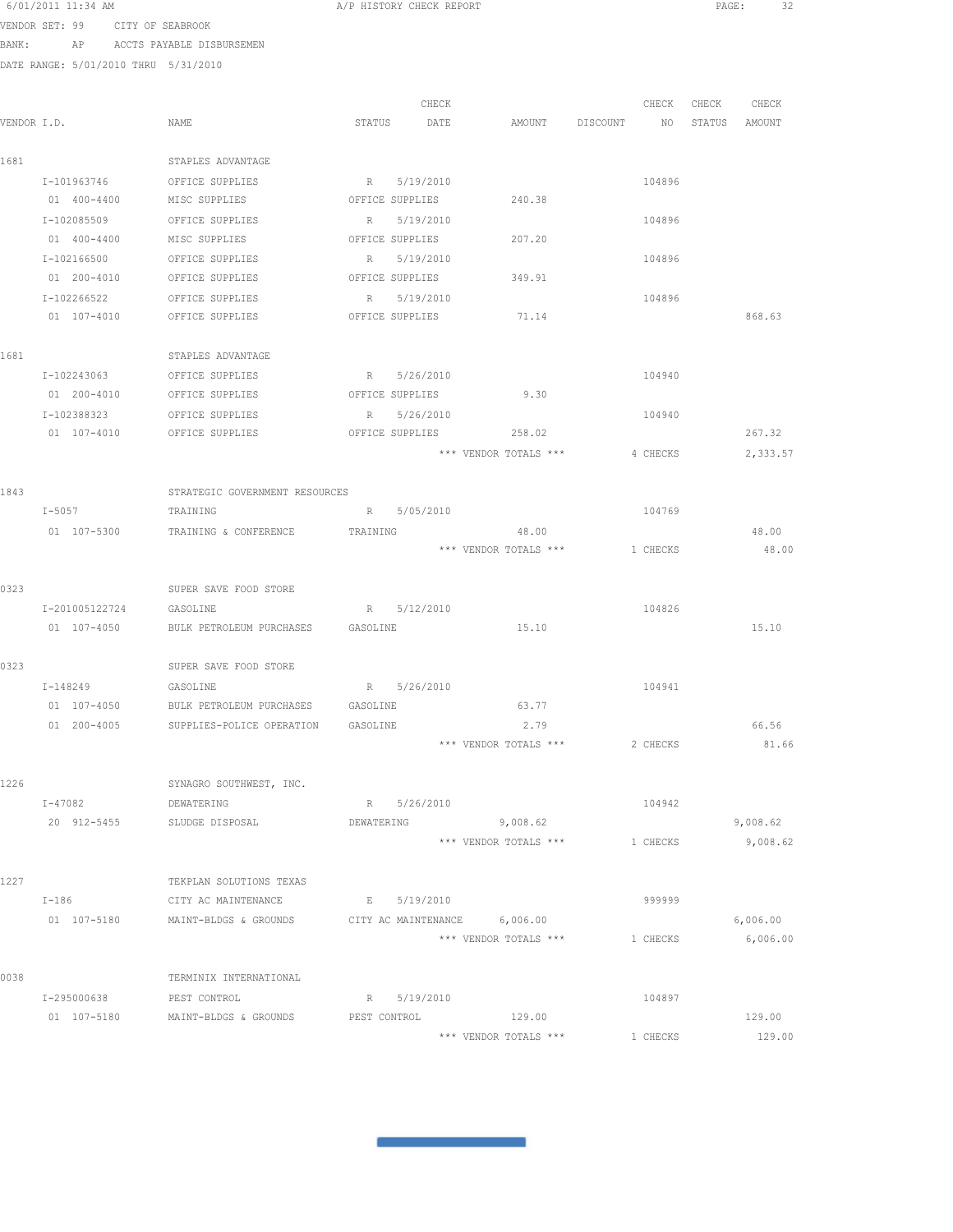6/01/2011 11:34 AM — A/P HISTORY CHECK REPORT

VENDOR SET: 99 CITY OF SEABROOK

BANK: AP ACCTS PAYABLE DISBURSEMEN

DATE RANGE: 5/01/2010 THRU 5/31/2010

| VENDOR I.D. | NAME | STATUS | CHECK DATE | AMOUNT | DISCOUNT | CHECK NO | CHECK STATUS | CHECK AMOUNT |
|---|---|---|---|---|---|---|---|---|
| 1681 | STAPLES ADVANTAGE | | | | | | | |
| I-101963746 | OFFICE SUPPLIES | R | 5/19/2010 | | | 104896 | | |
| 01 400-4400 | MISC SUPPLIES | OFFICE SUPPLIES | | 240.38 | | | | |
| I-102085509 | OFFICE SUPPLIES | R | 5/19/2010 | | | 104896 | | |
| 01 400-4400 | MISC SUPPLIES | OFFICE SUPPLIES | | 207.20 | | | | |
| I-102166500 | OFFICE SUPPLIES | R | 5/19/2010 | | | 104896 | | |
| 01 200-4010 | OFFICE SUPPLIES | OFFICE SUPPLIES | | 349.91 | | | | |
| I-102266522 | OFFICE SUPPLIES | R | 5/19/2010 | | | 104896 | | |
| 01 107-4010 | OFFICE SUPPLIES | OFFICE SUPPLIES | | 71.14 | | | | 868.63 |
| 1681 | STAPLES ADVANTAGE | | | | | | | |
| I-102243063 | OFFICE SUPPLIES | R | 5/26/2010 | | | 104940 | | |
| 01 200-4010 | OFFICE SUPPLIES | OFFICE SUPPLIES | | 9.30 | | | | |
| I-102388323 | OFFICE SUPPLIES | R | 5/26/2010 | | | 104940 | | |
| 01 107-4010 | OFFICE SUPPLIES | OFFICE SUPPLIES | | 258.02 | | | | 267.32 |
| | | | | *** VENDOR TOTALS *** | | 4 CHECKS | | 2,333.57 |
| 1843 | STRATEGIC GOVERNMENT RESOURCES | | | | | | | |
| I-5057 | TRAINING | R | 5/05/2010 | | | 104769 | | |
| 01 107-5300 | TRAINING & CONFERENCE | TRAINING | | 48.00 | | | | 48.00 |
| | | | | *** VENDOR TOTALS *** | | 1 CHECKS | | 48.00 |
| 0323 | SUPER SAVE FOOD STORE | | | | | | | |
| I-201005122724 | GASOLINE | R | 5/12/2010 | | | 104826 | | |
| 01 107-4050 | BULK PETROLEUM PURCHASES | GASOLINE | | 15.10 | | | | 15.10 |
| 0323 | SUPER SAVE FOOD STORE | | | | | | | |
| I-148249 | GASOLINE | R | 5/26/2010 | | | 104941 | | |
| 01 107-4050 | BULK PETROLEUM PURCHASES | GASOLINE | | 63.77 | | | | |
| 01 200-4005 | SUPPLIES-POLICE OPERATION | GASOLINE | | 2.79 | | | | 66.56 |
| | | | | *** VENDOR TOTALS *** | | 2 CHECKS | | 81.66 |
| 1226 | SYNAGRO SOUTHWEST, INC. | | | | | | | |
| I-47082 | DEWATERING | R | 5/26/2010 | | | 104942 | | |
| 20 912-5455 | SLUDGE DISPOSAL | DEWATERING | | 9,008.62 | | | | 9,008.62 |
| | | | | *** VENDOR TOTALS *** | | 1 CHECKS | | 9,008.62 |
| 1227 | TEKPLAN SOLUTIONS TEXAS | | | | | | | |
| I-186 | CITY AC MAINTENANCE | E | 5/19/2010 | | | 999999 | | |
| 01 107-5180 | MAINT-BLDGS & GROUNDS | CITY AC MAINTENANCE | | 6,006.00 | | | | 6,006.00 |
| | | | | *** VENDOR TOTALS *** | | 1 CHECKS | | 6,006.00 |
| 0038 | TERMINIX INTERNATIONAL | | | | | | | |
| I-295000638 | PEST CONTROL | R | 5/19/2010 | | | 104897 | | |
| 01 107-5180 | MAINT-BLDGS & GROUNDS | PEST CONTROL | | 129.00 | | | | 129.00 |
| | | | | *** VENDOR TOTALS *** | | 1 CHECKS | | 129.00 |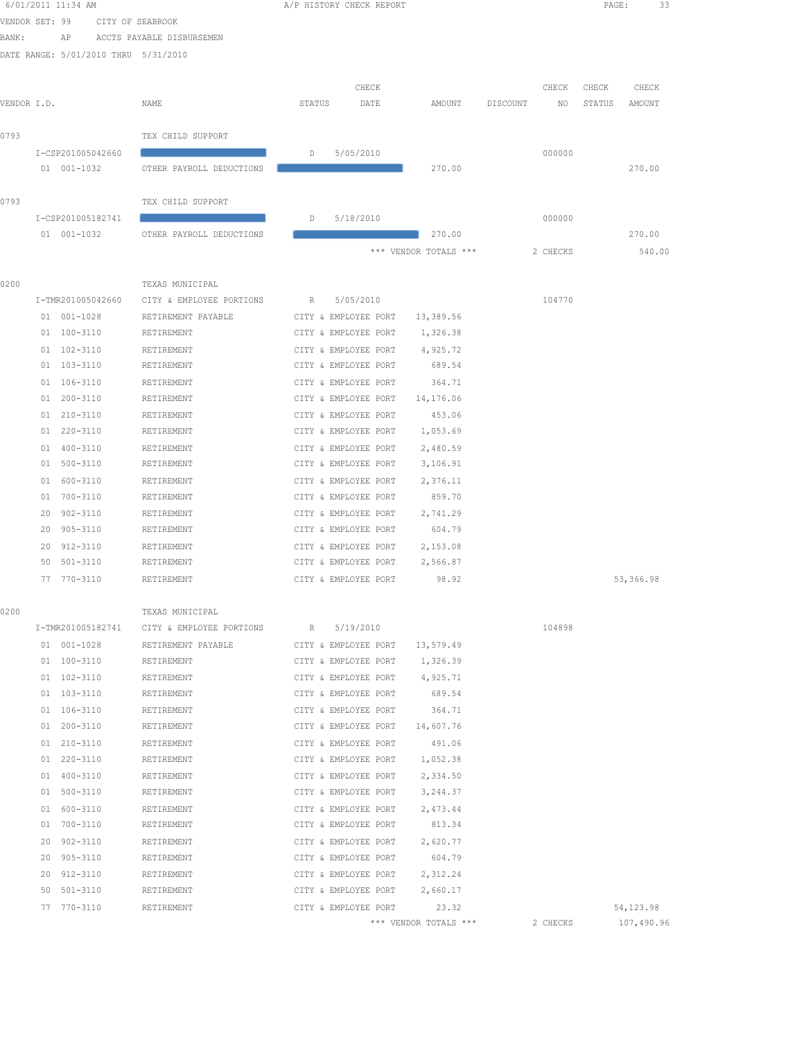6/01/2011 11:34 AM A/P HISTORY CHECK REPORT

VENDOR SET: 99 CITY OF SEABROOK

BANK: AP ACCTS PAYABLE DISBURSEMEN

DATE RANGE: 5/01/2010 THRU 5/31/2010

| VENDOR I.D. | NAME | STATUS | CHECK DATE | AMOUNT | DISCOUNT | CHECK NO | CHECK STATUS | CHECK AMOUNT |
|---|---|---|---|---|---|---|---|---|
| 0793 | TEX CHILD SUPPORT | | | | | | | |
| I-CSP201005042660 | | D | 5/05/2010 | | | 000000 | | |
| 01 001-1032 | OTHER PAYROLL DEDUCTIONS | | | 270.00 | | | | 270.00 |
| 0793 | TEX CHILD SUPPORT | | | | | | | |
| I-CSP201005182741 | | D | 5/18/2010 | | | 000000 | | |
| 01 001-1032 | OTHER PAYROLL DEDUCTIONS | | | 270.00 | | | | 270.00 |
| | | | *** VENDOR TOTALS *** | | | 2 CHECKS | | 540.00 |
| 0200 | TEXAS MUNICIPAL | | | | | | | |
| I-TMR201005042660 | CITY & EMPLOYEE PORTIONS | R | 5/05/2010 | | | 104770 | | |
| 01 001-1028 | RETIREMENT PAYABLE | CITY & EMPLOYEE PORT | | 13,389.56 | | | | |
| 01 100-3110 | RETIREMENT | CITY & EMPLOYEE PORT | | 1,326.38 | | | | |
| 01 102-3110 | RETIREMENT | CITY & EMPLOYEE PORT | | 4,925.72 | | | | |
| 01 103-3110 | RETIREMENT | CITY & EMPLOYEE PORT | | 689.54 | | | | |
| 01 106-3110 | RETIREMENT | CITY & EMPLOYEE PORT | | 364.71 | | | | |
| 01 200-3110 | RETIREMENT | CITY & EMPLOYEE PORT | | 14,176.06 | | | | |
| 01 210-3110 | RETIREMENT | CITY & EMPLOYEE PORT | | 453.06 | | | | |
| 01 220-3110 | RETIREMENT | CITY & EMPLOYEE PORT | | 1,053.69 | | | | |
| 01 400-3110 | RETIREMENT | CITY & EMPLOYEE PORT | | 2,480.59 | | | | |
| 01 500-3110 | RETIREMENT | CITY & EMPLOYEE PORT | | 3,106.91 | | | | |
| 01 600-3110 | RETIREMENT | CITY & EMPLOYEE PORT | | 2,376.11 | | | | |
| 01 700-3110 | RETIREMENT | CITY & EMPLOYEE PORT | | 859.70 | | | | |
| 20 902-3110 | RETIREMENT | CITY & EMPLOYEE PORT | | 2,741.29 | | | | |
| 20 905-3110 | RETIREMENT | CITY & EMPLOYEE PORT | | 604.79 | | | | |
| 20 912-3110 | RETIREMENT | CITY & EMPLOYEE PORT | | 2,153.08 | | | | |
| 50 501-3110 | RETIREMENT | CITY & EMPLOYEE PORT | | 2,566.87 | | | | |
| 77 770-3110 | RETIREMENT | CITY & EMPLOYEE PORT | | 98.92 | | | | 53,366.98 |
| 0200 | TEXAS MUNICIPAL | | | | | | | |
| I-TMR201005182741 | CITY & EMPLOYEE PORTIONS | R | 5/19/2010 | | | 104898 | | |
| 01 001-1028 | RETIREMENT PAYABLE | CITY & EMPLOYEE PORT | | 13,579.49 | | | | |
| 01 100-3110 | RETIREMENT | CITY & EMPLOYEE PORT | | 1,326.39 | | | | |
| 01 102-3110 | RETIREMENT | CITY & EMPLOYEE PORT | | 4,925.71 | | | | |
| 01 103-3110 | RETIREMENT | CITY & EMPLOYEE PORT | | 689.54 | | | | |
| 01 106-3110 | RETIREMENT | CITY & EMPLOYEE PORT | | 364.71 | | | | |
| 01 200-3110 | RETIREMENT | CITY & EMPLOYEE PORT | | 14,607.76 | | | | |
| 01 210-3110 | RETIREMENT | CITY & EMPLOYEE PORT | | 491.06 | | | | |
| 01 220-3110 | RETIREMENT | CITY & EMPLOYEE PORT | | 1,052.38 | | | | |
| 01 400-3110 | RETIREMENT | CITY & EMPLOYEE PORT | | 2,334.50 | | | | |
| 01 500-3110 | RETIREMENT | CITY & EMPLOYEE PORT | | 3,244.37 | | | | |
| 01 600-3110 | RETIREMENT | CITY & EMPLOYEE PORT | | 2,473.44 | | | | |
| 01 700-3110 | RETIREMENT | CITY & EMPLOYEE PORT | | 813.34 | | | | |
| 20 902-3110 | RETIREMENT | CITY & EMPLOYEE PORT | | 2,620.77 | | | | |
| 20 905-3110 | RETIREMENT | CITY & EMPLOYEE PORT | | 604.79 | | | | |
| 20 912-3110 | RETIREMENT | CITY & EMPLOYEE PORT | | 2,312.24 | | | | |
| 50 501-3110 | RETIREMENT | CITY & EMPLOYEE PORT | | 2,660.17 | | | | |
| 77 770-3110 | RETIREMENT | CITY & EMPLOYEE PORT | | 23.32 | | | | 54,123.98 |
| | | | *** VENDOR TOTALS *** | | | 2 CHECKS | | 107,490.96 |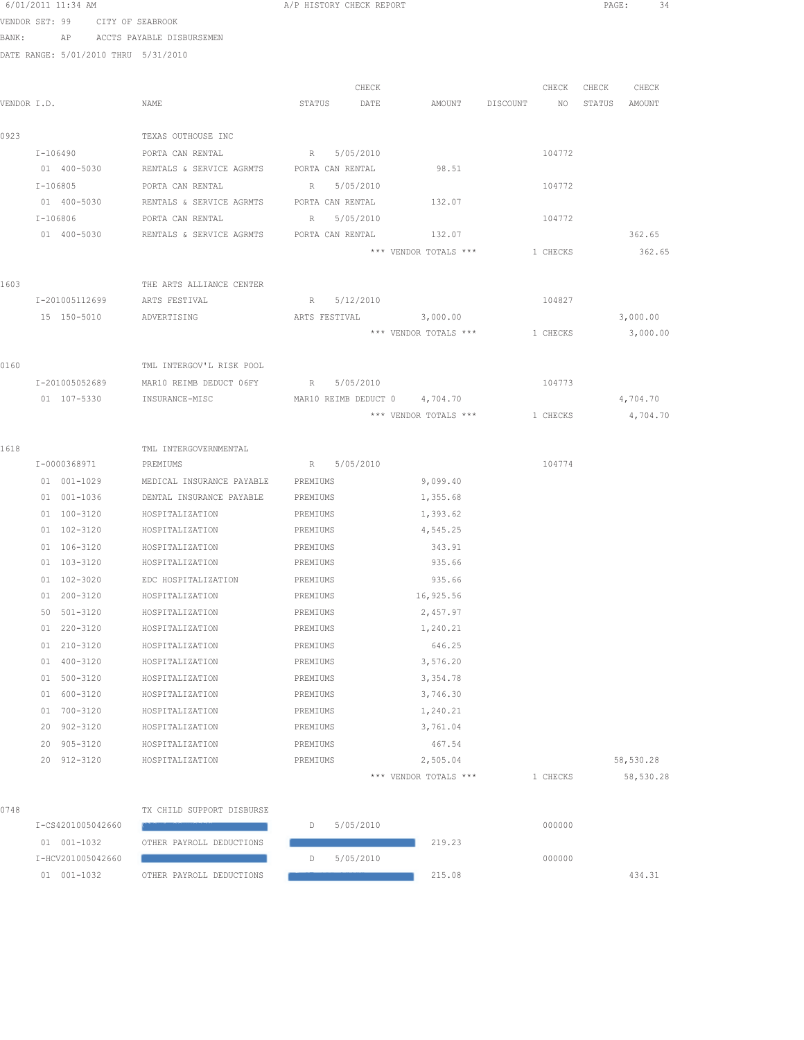6/01/2011 11:34 AM A/P HISTORY CHECK REPORT

VENDOR SET: 99 CITY OF SEABROOK
BANK: AP ACCTS PAYABLE DISBURSEMEN
DATE RANGE: 5/01/2010 THRU 5/31/2010

| VENDOR I.D. | NAME | STATUS | CHECK DATE | AMOUNT | DISCOUNT | CHECK NO | CHECK STATUS | CHECK AMOUNT |
|---|---|---|---|---|---|---|---|---|
| 0923 | TEXAS OUTHOUSE INC | | | | | | | |
| I-106490 | PORTA CAN RENTAL | R | 5/05/2010 | | | 104772 | | |
| 01 400-5030 | RENTALS & SERVICE AGRMTS | PORTA CAN RENTAL | | 98.51 | | | | |
| I-106805 | PORTA CAN RENTAL | R | 5/05/2010 | | | 104772 | | |
| 01 400-5030 | RENTALS & SERVICE AGRMTS | PORTA CAN RENTAL | | 132.07 | | | | |
| I-106806 | PORTA CAN RENTAL | R | 5/05/2010 | | | 104772 | | |
| 01 400-5030 | RENTALS & SERVICE AGRMTS | PORTA CAN RENTAL | | 132.07 | | | | 362.65 |
| | | | *** VENDOR TOTALS *** | | | 1 CHECKS | | 362.65 |
| 1603 | THE ARTS ALLIANCE CENTER | | | | | | | |
| I-201005112699 | ARTS FESTIVAL | R | 5/12/2010 | | | 104827 | | |
| 15 150-5010 | ADVERTISING | ARTS FESTIVAL | | 3,000.00 | | | | 3,000.00 |
| | | | *** VENDOR TOTALS *** | | | 1 CHECKS | | 3,000.00 |
| 0160 | TML INTERGOV'L RISK POOL | | | | | | | |
| I-201005052689 | MAR10 REIMB DEDUCT 06FY | R | 5/05/2010 | | | 104773 | | |
| 01 107-5330 | INSURANCE-MISC | MAR10 REIMB DEDUCT 0 | | 4,704.70 | | | | 4,704.70 |
| | | | *** VENDOR TOTALS *** | | | 1 CHECKS | | 4,704.70 |
| 1618 | TML INTERGOVERNMENTAL | | | | | | | |
| I-0000368971 | PREMIUMS | R | 5/05/2010 | | | 104774 | | |
| 01 001-1029 | MEDICAL INSURANCE PAYABLE | PREMIUMS | | 9,099.40 | | | | |
| 01 001-1036 | DENTAL INSURANCE PAYABLE | PREMIUMS | | 1,355.68 | | | | |
| 01 100-3120 | HOSPITALIZATION | PREMIUMS | | 1,393.62 | | | | |
| 01 102-3120 | HOSPITALIZATION | PREMIUMS | | 4,545.25 | | | | |
| 01 106-3120 | HOSPITALIZATION | PREMIUMS | | 343.91 | | | | |
| 01 103-3120 | HOSPITALIZATION | PREMIUMS | | 935.66 | | | | |
| 01 102-3020 | EDC HOSPITALIZATION | PREMIUMS | | 935.66 | | | | |
| 01 200-3120 | HOSPITALIZATION | PREMIUMS | | 16,925.56 | | | | |
| 50 501-3120 | HOSPITALIZATION | PREMIUMS | | 2,457.97 | | | | |
| 01 220-3120 | HOSPITALIZATION | PREMIUMS | | 1,240.21 | | | | |
| 01 210-3120 | HOSPITALIZATION | PREMIUMS | | 646.25 | | | | |
| 01 400-3120 | HOSPITALIZATION | PREMIUMS | | 3,576.20 | | | | |
| 01 500-3120 | HOSPITALIZATION | PREMIUMS | | 3,354.78 | | | | |
| 01 600-3120 | HOSPITALIZATION | PREMIUMS | | 3,746.30 | | | | |
| 01 700-3120 | HOSPITALIZATION | PREMIUMS | | 1,240.21 | | | | |
| 20 902-3120 | HOSPITALIZATION | PREMIUMS | | 3,761.04 | | | | |
| 20 905-3120 | HOSPITALIZATION | PREMIUMS | | 467.54 | | | | |
| 20 912-3120 | HOSPITALIZATION | PREMIUMS | | 2,505.04 | | | | 58,530.28 |
| | | | *** VENDOR TOTALS *** | | | 1 CHECKS | | 58,530.28 |
| 0748 | TX CHILD SUPPORT DISBURSE | | | | | | | |
| I-CS4201005042660 | [REDACTED] | D | 5/05/2010 | | | 000000 | | |
| 01 001-1032 | OTHER PAYROLL DEDUCTIONS | [REDACTED] | | 219.23 | | | | |
| I-HCV201005042660 | [REDACTED] | D | 5/05/2010 | | | 000000 | | |
| 01 001-1032 | OTHER PAYROLL DEDUCTIONS | [REDACTED] | | 215.08 | | | | 434.31 |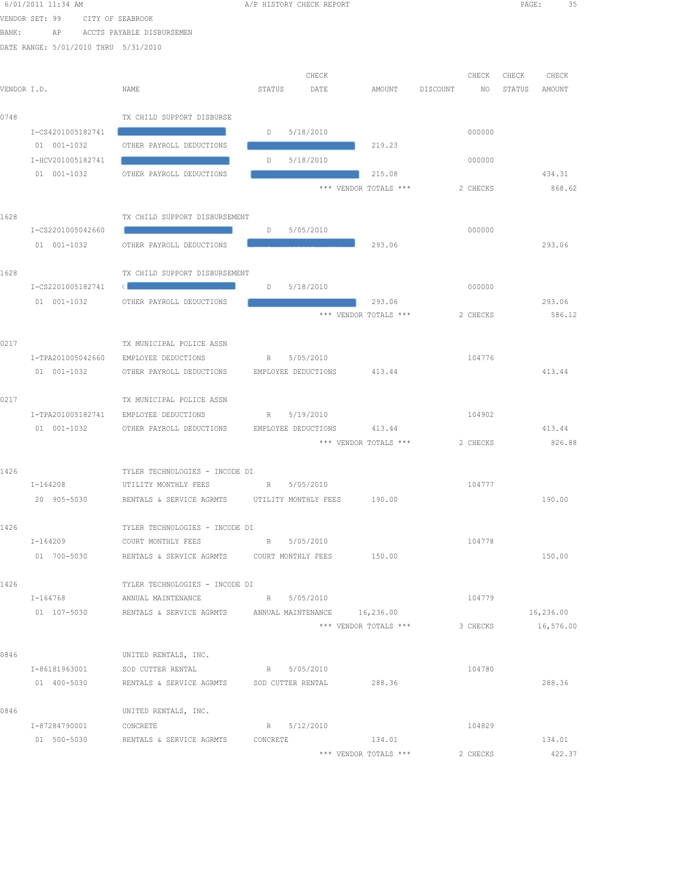A/P HISTORY CHECK REPORT

VENDOR SET: 99 CITY OF SEABROOK

BANK: AP ACCTS PAYABLE DISBURSEMEN

DATE RANGE: 5/01/2010 THRU 5/31/2010

| VENDOR I.D. | NAME | STATUS | CHECK DATE | AMOUNT | DISCOUNT | CHECK NO | CHECK STATUS | CHECK AMOUNT |
|---|---|---|---|---|---|---|---|---|
| 0748 | TX CHILD SUPPORT DISBURSE | | | | | | | |
| I-CS4201005182741 | | D | 5/18/2010 | | | 000000 | | |
| 01 001-1032 | OTHER PAYROLL DEDUCTIONS | | | 219.23 | | | | |
| I-HCV201005182741 | | D | 5/18/2010 | | | 000000 | | |
| 01 001-1032 | OTHER PAYROLL DEDUCTIONS | | | 215.08 | | | | 434.31 |
| | | | *** VENDOR TOTALS *** | | | 2 CHECKS | | 868.62 |
| 1628 | TX CHILD SUPPORT DISBURSEMENT | | | | | | | |
| I-CS2201005042660 | | D | 5/05/2010 | | | 000000 | | |
| 01 001-1032 | OTHER PAYROLL DEDUCTIONS | | | 293.06 | | | | 293.06 |
| 1628 | TX CHILD SUPPORT DISBURSEMENT | | | | | | | |
| I-CS2201005182741 | ( | D | 5/18/2010 | | | 000000 | | |
| 01 001-1032 | OTHER PAYROLL DEDUCTIONS | | | 293.06 | | | | 293.06 |
| | | | *** VENDOR TOTALS *** | | | 2 CHECKS | | 586.12 |
| 0217 | TX MUNICIPAL POLICE ASSN | | | | | | | |
| I-TPA201005042660 | EMPLOYEE DEDUCTIONS | R | 5/05/2010 | | | 104776 | | |
| 01 001-1032 | OTHER PAYROLL DEDUCTIONS | EMPLOYEE DEDUCTIONS | | 413.44 | | | | 413.44 |
| 0217 | TX MUNICIPAL POLICE ASSN | | | | | | | |
| I-TPA201005182741 | EMPLOYEE DEDUCTIONS | R | 5/19/2010 | | | 104902 | | |
| 01 001-1032 | OTHER PAYROLL DEDUCTIONS | EMPLOYEE DEDUCTIONS | | 413.44 | | | | 413.44 |
| | | | *** VENDOR TOTALS *** | | | 2 CHECKS | | 826.88 |
| 1426 | TYLER TECHNOLOGIES - INCODE DI | | | | | | | |
| I-164208 | UTILITY MONTHLY FEES | R | 5/05/2010 | | | 104777 | | |
| 20 905-5030 | RENTALS & SERVICE AGRMTS | UTILITY MONTHLY FEES | | 190.00 | | | | 190.00 |
| 1426 | TYLER TECHNOLOGIES - INCODE DI | | | | | | | |
| I-164209 | COURT MONTHLY FEES | R | 5/05/2010 | | | 104778 | | |
| 01 700-5030 | RENTALS & SERVICE AGRMTS | COURT MONTHLY FEES | | 150.00 | | | | 150.00 |
| 1426 | TYLER TECHNOLOGIES - INCODE DI | | | | | | | |
| I-164768 | ANNUAL MAINTENANCE | R | 5/05/2010 | | | 104779 | | |
| 01 107-5030 | RENTALS & SERVICE AGRMTS | ANNUAL MAINTENANCE | | 16,236.00 | | | | 16,236.00 |
| | | | *** VENDOR TOTALS *** | | | 3 CHECKS | | 16,576.00 |
| 0846 | UNITED RENTALS, INC. | | | | | | | |
| I-86181963001 | SOD CUTTER RENTAL | R | 5/05/2010 | | | 104780 | | |
| 01 400-5030 | RENTALS & SERVICE AGRMTS | SOD CUTTER RENTAL | | 288.36 | | | | 288.36 |
| 0846 | UNITED RENTALS, INC. | | | | | | | |
| I-87284790001 | CONCRETE | R | 5/12/2010 | | | 104829 | | |
| 01 500-5030 | RENTALS & SERVICE AGRMTS | CONCRETE | | 134.01 | | | | 134.01 |
| | | | *** VENDOR TOTALS *** | | | 2 CHECKS | | 422.37 |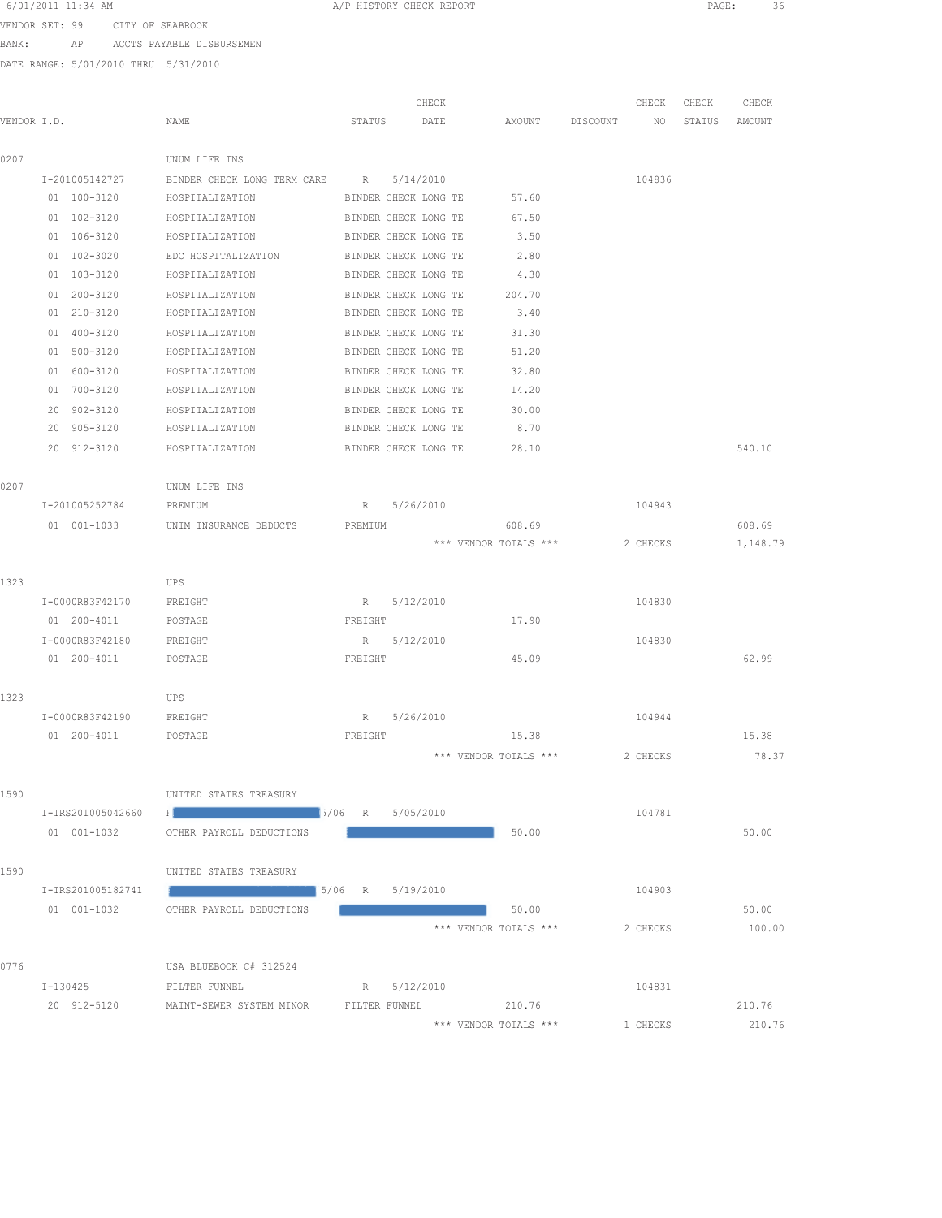6/01/2011 11:34 AM — A/P HISTORY CHECK REPORT

VENDOR SET: 99 CITY OF SEABROOK
BANK: AP ACCTS PAYABLE DISBURSEMEN
DATE RANGE: 5/01/2010 THRU 5/31/2010

| VENDOR I.D. | NAME | STATUS | CHECK DATE | AMOUNT | DISCOUNT | CHECK NO | CHECK STATUS | CHECK AMOUNT |
|---|---|---|---|---|---|---|---|---|
| 0207 | UNUM LIFE INS | | | | | | | |
| I-201005142727 | BINDER CHECK LONG TERM CARE | R | 5/14/2010 | | | 104836 | | |
| 01 100-3120 | HOSPITALIZATION | BINDER CHECK LONG TE | | 57.60 | | | | |
| 01 102-3120 | HOSPITALIZATION | BINDER CHECK LONG TE | | 67.50 | | | | |
| 01 106-3120 | HOSPITALIZATION | BINDER CHECK LONG TE | | 3.50 | | | | |
| 01 102-3020 | EDC HOSPITALIZATION | BINDER CHECK LONG TE | | 2.80 | | | | |
| 01 103-3120 | HOSPITALIZATION | BINDER CHECK LONG TE | | 4.30 | | | | |
| 01 200-3120 | HOSPITALIZATION | BINDER CHECK LONG TE | | 204.70 | | | | |
| 01 210-3120 | HOSPITALIZATION | BINDER CHECK LONG TE | | 3.40 | | | | |
| 01 400-3120 | HOSPITALIZATION | BINDER CHECK LONG TE | | 31.30 | | | | |
| 01 500-3120 | HOSPITALIZATION | BINDER CHECK LONG TE | | 51.20 | | | | |
| 01 600-3120 | HOSPITALIZATION | BINDER CHECK LONG TE | | 32.80 | | | | |
| 01 700-3120 | HOSPITALIZATION | BINDER CHECK LONG TE | | 14.20 | | | | |
| 20 902-3120 | HOSPITALIZATION | BINDER CHECK LONG TE | | 30.00 | | | | |
| 20 905-3120 | HOSPITALIZATION | BINDER CHECK LONG TE | | 8.70 | | | | |
| 20 912-3120 | HOSPITALIZATION | BINDER CHECK LONG TE | | 28.10 | | | | 540.10 |
| 0207 | UNUM LIFE INS | | | | | | | |
| I-201005252784 | PREMIUM | R | 5/26/2010 | | | 104943 | | |
| 01 001-1033 | UNIM INSURANCE DEDUCTS | PREMIUM | | 608.69 | | | | 608.69 |
| | | | | *** VENDOR TOTALS *** | | 2 CHECKS | | 1,148.79 |
| 1323 | UPS | | | | | | | |
| I-0000R83F42170 | FREIGHT | R | 5/12/2010 | | | 104830 | | |
| 01 200-4011 | POSTAGE | FREIGHT | | 17.90 | | | | |
| I-0000R83F42180 | FREIGHT | R | 5/12/2010 | | | 104830 | | |
| 01 200-4011 | POSTAGE | FREIGHT | | 45.09 | | | | 62.99 |
| 1323 | UPS | | | | | | | |
| I-0000R83F42190 | FREIGHT | R | 5/26/2010 | | | 104944 | | |
| 01 200-4011 | POSTAGE | FREIGHT | | 15.38 | | | | 15.38 |
| | | | | *** VENDOR TOTALS *** | | 2 CHECKS | | 78.37 |
| 1590 | UNITED STATES TREASURY | | | | | | | |
| I-IRS201005042660 | I[REDACTED]5/06 | R | 5/05/2010 | | | 104781 | | |
| 01 001-1032 | OTHER PAYROLL DEDUCTIONS | [REDACTED] | | 50.00 | | | | 50.00 |
| 1590 | UNITED STATES TREASURY | | | | | | | |
| I-IRS201005182741 | [REDACTED] 5/06 | R | 5/19/2010 | | | 104903 | | |
| 01 001-1032 | OTHER PAYROLL DEDUCTIONS | [REDACTED] | | 50.00 | | | | 50.00 |
| | | | | *** VENDOR TOTALS *** | | 2 CHECKS | | 100.00 |
| 0776 | USA BLUEBOOK C# 312524 | | | | | | | |
| I-130425 | FILTER FUNNEL | R | 5/12/2010 | | | 104831 | | |
| 20 912-5120 | MAINT-SEWER SYSTEM MINOR | FILTER FUNNEL | | 210.76 | | | | 210.76 |
| | | | | *** VENDOR TOTALS *** | | 1 CHECKS | | 210.76 |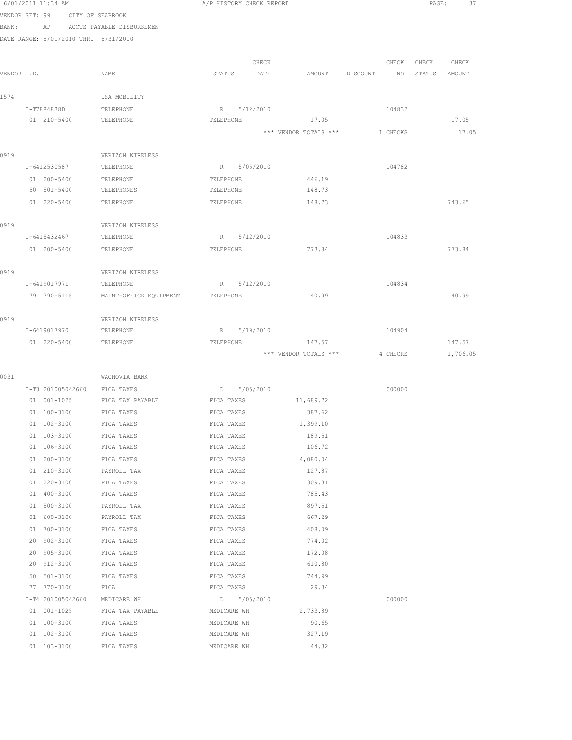6/01/2011 11:34 AM A/P HISTORY CHECK REPORT

VENDOR SET: 99 CITY OF SEABROOK
BANK: AP ACCTS PAYABLE DISBURSEMEN
DATE RANGE: 5/01/2010 THRU 5/31/2010

| VENDOR I.D. | NAME | STATUS | CHECK DATE | AMOUNT | DISCOUNT | CHECK NO | CHECK STATUS | CHECK AMOUNT |
|---|---|---|---|---|---|---|---|---|
| 1574 | USA MOBILITY | | | | | | | |
| I-T7884838D | TELEPHONE | R | 5/12/2010 | | | 104832 | | |
| 01 210-5400 | TELEPHONE | TELEPHONE | | 17.05 | | | | 17.05 |
| | | | | *** VENDOR TOTALS *** | | 1 CHECKS | | 17.05 |
| 0919 | VERIZON WIRELESS | | | | | | | |
| I-6412530587 | TELEPHONE | R | 5/05/2010 | | | 104782 | | |
| 01 200-5400 | TELEPHONE | TELEPHONE | | 446.19 | | | | |
| 50 501-5400 | TELEPHONES | TELEPHONE | | 148.73 | | | | |
| 01 220-5400 | TELEPHONE | TELEPHONE | | 148.73 | | | | 743.65 |
| 0919 | VERIZON WIRELESS | | | | | | | |
| I-6415432467 | TELEPHONE | R | 5/12/2010 | | | 104833 | | |
| 01 200-5400 | TELEPHONE | TELEPHONE | | 773.84 | | | | 773.84 |
| 0919 | VERIZON WIRELESS | | | | | | | |
| I-6419017971 | TELEPHONE | R | 5/12/2010 | | | 104834 | | |
| 79 790-5115 | MAINT-OFFICE EQUIPMENT | TELEPHONE | | 40.99 | | | | 40.99 |
| 0919 | VERIZON WIRELESS | | | | | | | |
| I-6419017970 | TELEPHONE | R | 5/19/2010 | | | 104904 | | |
| 01 220-5400 | TELEPHONE | TELEPHONE | | 147.57 | | | | 147.57 |
| | | | | *** VENDOR TOTALS *** | | 4 CHECKS | | 1,706.05 |
| 0031 | WACHOVIA BANK | | | | | | | |
| I-T3 201005042660 | FICA TAXES | D | 5/05/2010 | | | 000000 | | |
| 01 001-1025 | FICA TAX PAYABLE | FICA TAXES | | 11,689.72 | | | | |
| 01 100-3100 | FICA TAXES | FICA TAXES | | 387.62 | | | | |
| 01 102-3100 | FICA TAXES | FICA TAXES | | 1,399.10 | | | | |
| 01 103-3100 | FICA TAXES | FICA TAXES | | 189.51 | | | | |
| 01 106-3100 | FICA TAXES | FICA TAXES | | 106.72 | | | | |
| 01 200-3100 | FICA TAXES | FICA TAXES | | 4,080.04 | | | | |
| 01 210-3100 | PAYROLL TAX | FICA TAXES | | 127.87 | | | | |
| 01 220-3100 | FICA TAXES | FICA TAXES | | 309.31 | | | | |
| 01 400-3100 | FICA TAXES | FICA TAXES | | 785.43 | | | | |
| 01 500-3100 | PAYROLL TAX | FICA TAXES | | 897.51 | | | | |
| 01 600-3100 | PAYROLL TAX | FICA TAXES | | 667.29 | | | | |
| 01 700-3100 | FICA TAXES | FICA TAXES | | 408.09 | | | | |
| 20 902-3100 | FICA TAXES | FICA TAXES | | 774.02 | | | | |
| 20 905-3100 | FICA TAXES | FICA TAXES | | 172.08 | | | | |
| 20 912-3100 | FICA TAXES | FICA TAXES | | 610.80 | | | | |
| 50 501-3100 | FICA TAXES | FICA TAXES | | 744.99 | | | | |
| 77 770-3100 | FICA | FICA TAXES | | 29.34 | | | | |
| I-T4 201005042660 | MEDICARE WH | D | 5/05/2010 | | | 000000 | | |
| 01 001-1025 | FICA TAX PAYABLE | MEDICARE WH | | 2,733.89 | | | | |
| 01 100-3100 | FICA TAXES | MEDICARE WH | | 90.65 | | | | |
| 01 102-3100 | FICA TAXES | MEDICARE WH | | 327.19 | | | | |
| 01 103-3100 | FICA TAXES | MEDICARE WH | | 44.32 | | | | |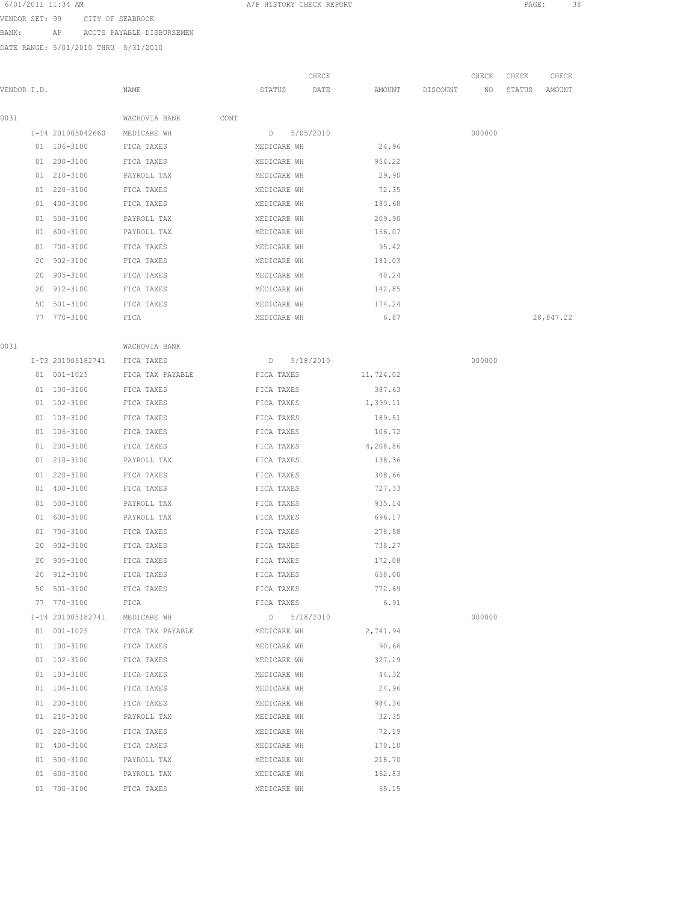VENDOR SET: 99 CITY OF SEABROOK

BANK: AP ACCTS PAYABLE DISBURSEMEN

DATE RANGE: 5/01/2010 THRU 5/31/2010

| VENDOR I.D. | NAME | STATUS | CHECK DATE | AMOUNT | DISCOUNT | CHECK NO | CHECK STATUS | CHECK AMOUNT |
|---|---|---|---|---|---|---|---|---|
| 0031 | WACHOVIA BANK CONT | | | | | | | |
| I-T4 201005042660 | MEDICARE WH | D | 5/05/2010 | | | 000000 | | |
| 01 106-3100 | FICA TAXES | MEDICARE WH | | 24.96 | | | | |
| 01 200-3100 | FICA TAXES | MEDICARE WH | | 954.22 | | | | |
| 01 210-3100 | PAYROLL TAX | MEDICARE WH | | 29.90 | | | | |
| 01 220-3100 | FICA TAXES | MEDICARE WH | | 72.35 | | | | |
| 01 400-3100 | FICA TAXES | MEDICARE WH | | 183.68 | | | | |
| 01 500-3100 | PAYROLL TAX | MEDICARE WH | | 209.90 | | | | |
| 01 600-3100 | PAYROLL TAX | MEDICARE WH | | 156.07 | | | | |
| 01 700-3100 | FICA TAXES | MEDICARE WH | | 95.42 | | | | |
| 20 902-3100 | FICA TAXES | MEDICARE WH | | 181.03 | | | | |
| 20 905-3100 | FICA TAXES | MEDICARE WH | | 40.24 | | | | |
| 20 912-3100 | FICA TAXES | MEDICARE WH | | 142.85 | | | | |
| 50 501-3100 | FICA TAXES | MEDICARE WH | | 174.24 | | | | |
| 77 770-3100 | FICA | MEDICARE WH | | 6.87 | | | | 28,847.22 |
| 0031 | WACHOVIA BANK | | | | | | | |
| I-T3 201005182741 | FICA TAXES | D | 5/18/2010 | | | 000000 | | |
| 01 001-1025 | FICA TAX PAYABLE | FICA TAXES | | 11,724.02 | | | | |
| 01 100-3100 | FICA TAXES | FICA TAXES | | 387.63 | | | | |
| 01 102-3100 | FICA TAXES | FICA TAXES | | 1,399.11 | | | | |
| 01 103-3100 | FICA TAXES | FICA TAXES | | 189.51 | | | | |
| 01 106-3100 | FICA TAXES | FICA TAXES | | 106.72 | | | | |
| 01 200-3100 | FICA TAXES | FICA TAXES | | 4,208.86 | | | | |
| 01 210-3100 | PAYROLL TAX | FICA TAXES | | 138.36 | | | | |
| 01 220-3100 | FICA TAXES | FICA TAXES | | 308.66 | | | | |
| 01 400-3100 | FICA TAXES | FICA TAXES | | 727.33 | | | | |
| 01 500-3100 | PAYROLL TAX | FICA TAXES | | 935.14 | | | | |
| 01 600-3100 | PAYROLL TAX | FICA TAXES | | 696.17 | | | | |
| 01 700-3100 | FICA TAXES | FICA TAXES | | 278.58 | | | | |
| 20 902-3100 | FICA TAXES | FICA TAXES | | 738.27 | | | | |
| 20 905-3100 | FICA TAXES | FICA TAXES | | 172.08 | | | | |
| 20 912-3100 | FICA TAXES | FICA TAXES | | 658.00 | | | | |
| 50 501-3100 | FICA TAXES | FICA TAXES | | 772.69 | | | | |
| 77 770-3100 | FICA | FICA TAXES | | 6.91 | | | | |
| I-T4 201005182741 | MEDICARE WH | D | 5/18/2010 | | | 000000 | | |
| 01 001-1025 | FICA TAX PAYABLE | MEDICARE WH | | 2,741.94 | | | | |
| 01 100-3100 | FICA TAXES | MEDICARE WH | | 90.66 | | | | |
| 01 102-3100 | FICA TAXES | MEDICARE WH | | 327.19 | | | | |
| 01 103-3100 | FICA TAXES | MEDICARE WH | | 44.32 | | | | |
| 01 106-3100 | FICA TAXES | MEDICARE WH | | 24.96 | | | | |
| 01 200-3100 | FICA TAXES | MEDICARE WH | | 984.36 | | | | |
| 01 210-3100 | PAYROLL TAX | MEDICARE WH | | 32.35 | | | | |
| 01 220-3100 | FICA TAXES | MEDICARE WH | | 72.19 | | | | |
| 01 400-3100 | FICA TAXES | MEDICARE WH | | 170.10 | | | | |
| 01 500-3100 | PAYROLL TAX | MEDICARE WH | | 218.70 | | | | |
| 01 600-3100 | PAYROLL TAX | MEDICARE WH | | 162.83 | | | | |
| 01 700-3100 | FICA TAXES | MEDICARE WH | | 65.15 | | | | |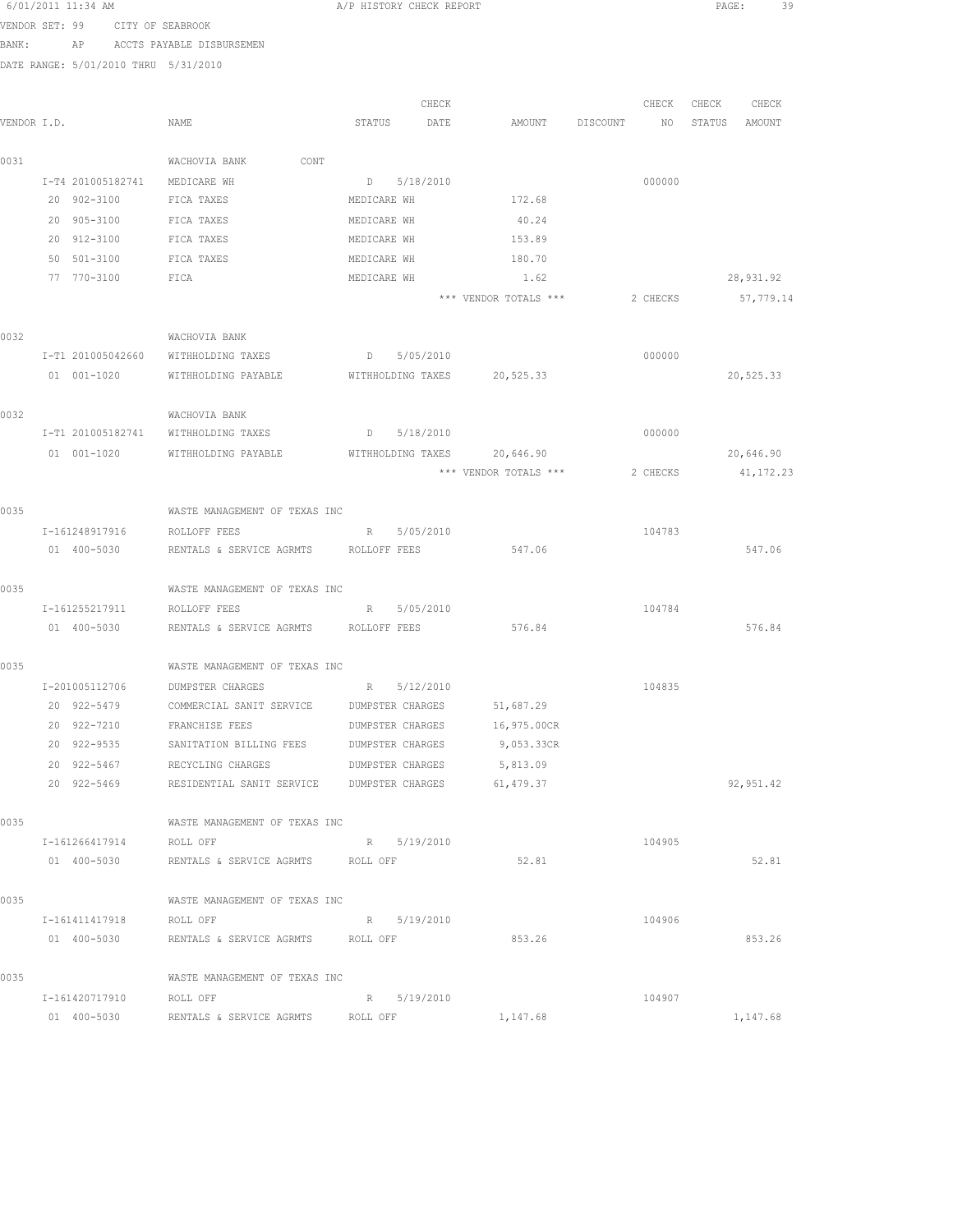6/01/2011 11:34 AM A/P HISTORY CHECK REPORT

VENDOR SET: 99 CITY OF SEABROOK

BANK: AP ACCTS PAYABLE DISBURSEMEN

DATE RANGE: 5/01/2010 THRU 5/31/2010

| VENDOR I.D. | NAME | STATUS | CHECK DATE | AMOUNT | DISCOUNT | CHECK NO | CHECK STATUS | CHECK AMOUNT |
|---|---|---|---|---|---|---|---|---|
| 0031 | WACHOVIA BANK CONT | | | | | | | |
| I-T4 201005182741 | MEDICARE WH | D | 5/18/2010 | | | 000000 | | |
| 20 902-3100 | FICA TAXES | MEDICARE WH | | 172.68 | | | | |
| 20 905-3100 | FICA TAXES | MEDICARE WH | | 40.24 | | | | |
| 20 912-3100 | FICA TAXES | MEDICARE WH | | 153.89 | | | | |
| 50 501-3100 | FICA TAXES | MEDICARE WH | | 180.70 | | | | |
| 77 770-3100 | FICA | MEDICARE WH | | 1.62 | | | | 28,931.92 |
| | | | | *** VENDOR TOTALS *** | | 2 CHECKS | | 57,779.14 |
| 0032 | WACHOVIA BANK | | | | | | | |
| I-T1 201005042660 | WITHHOLDING TAXES | D | 5/05/2010 | | | 000000 | | |
| 01 001-1020 | WITHHOLDING PAYABLE | WITHHOLDING TAXES | | 20,525.33 | | | | 20,525.33 |
| 0032 | WACHOVIA BANK | | | | | | | |
| I-T1 201005182741 | WITHHOLDING TAXES | D | 5/18/2010 | | | 000000 | | |
| 01 001-1020 | WITHHOLDING PAYABLE | WITHHOLDING TAXES | | 20,646.90 | | | | 20,646.90 |
| | | | | *** VENDOR TOTALS *** | | 2 CHECKS | | 41,172.23 |
| 0035 | WASTE MANAGEMENT OF TEXAS INC | | | | | | | |
| I-161248917916 | ROLLOFF FEES | R | 5/05/2010 | | | 104783 | | |
| 01 400-5030 | RENTALS & SERVICE AGRMTS | ROLLOFF FEES | | 547.06 | | | | 547.06 |
| 0035 | WASTE MANAGEMENT OF TEXAS INC | | | | | | | |
| I-161255217911 | ROLLOFF FEES | R | 5/05/2010 | | | 104784 | | |
| 01 400-5030 | RENTALS & SERVICE AGRMTS | ROLLOFF FEES | | 576.84 | | | | 576.84 |
| 0035 | WASTE MANAGEMENT OF TEXAS INC | | | | | | | |
| I-201005112706 | DUMPSTER CHARGES | R | 5/12/2010 | | | 104835 | | |
| 20 922-5479 | COMMERCIAL SANIT SERVICE | DUMPSTER CHARGES | | 51,687.29 | | | | |
| 20 922-7210 | FRANCHISE FEES | DUMPSTER CHARGES | | 16,975.00CR | | | | |
| 20 922-9535 | SANITATION BILLING FEES | DUMPSTER CHARGES | | 9,053.33CR | | | | |
| 20 922-5467 | RECYCLING CHARGES | DUMPSTER CHARGES | | 5,813.09 | | | | |
| 20 922-5469 | RESIDENTIAL SANIT SERVICE | DUMPSTER CHARGES | | 61,479.37 | | | | 92,951.42 |
| 0035 | WASTE MANAGEMENT OF TEXAS INC | | | | | | | |
| I-161266417914 | ROLL OFF | R | 5/19/2010 | | | 104905 | | |
| 01 400-5030 | RENTALS & SERVICE AGRMTS | ROLL OFF | | 52.81 | | | | 52.81 |
| 0035 | WASTE MANAGEMENT OF TEXAS INC | | | | | | | |
| I-161411417918 | ROLL OFF | R | 5/19/2010 | | | 104906 | | |
| 01 400-5030 | RENTALS & SERVICE AGRMTS | ROLL OFF | | 853.26 | | | | 853.26 |
| 0035 | WASTE MANAGEMENT OF TEXAS INC | | | | | | | |
| I-161420717910 | ROLL OFF | R | 5/19/2010 | | | 104907 | | |
| 01 400-5030 | RENTALS & SERVICE AGRMTS | ROLL OFF | | 1,147.68 | | | | 1,147.68 |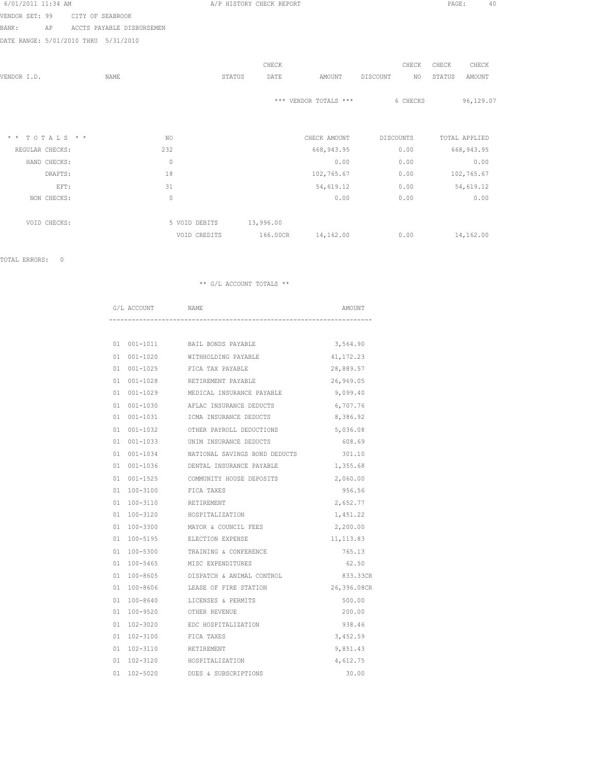6/01/2011 11:34 AM A/P HISTORY CHECK REPORT

VENDOR SET: 99 CITY OF SEABROOK

BANK: AP ACCTS PAYABLE DISBURSEMEN

DATE RANGE: 5/01/2010 THRU 5/31/2010

| VENDOR I.D. | NAME | STATUS | CHECK DATE | AMOUNT | DISCOUNT | CHECK NO | CHECK STATUS | CHECK AMOUNT |
|---|---|---|---|---|---|---|---|---|
| | | | | *** VENDOR TOTALS *** | | 6 CHECKS | | 96,129.07 |

| * * T O T A L S * * | NO | | | CHECK AMOUNT | DISCOUNTS | TOTAL APPLIED |
|---|---|---|---|---|---|---|
| REGULAR CHECKS: | 232 | | | 668,943.95 | 0.00 | 668,943.95 |
| HAND CHECKS: | 0 | | | 0.00 | 0.00 | 0.00 |
| DRAFTS: | 18 | | | 102,765.67 | 0.00 | 102,765.67 |
| EFT: | 31 | | | 54,619.12 | 0.00 | 54,619.12 |
| NON CHECKS: | 0 | | | 0.00 | 0.00 | 0.00 |
| VOID CHECKS: | 5 | VOID DEBITS | 13,996.00 | | | |
| | | VOID CREDITS | 166.00CR | 14,162.00 | 0.00 | 14,162.00 |

TOTAL ERRORS: 0

** G/L ACCOUNT TOTALS **

| G/L ACCOUNT | NAME | AMOUNT |
|---|---|---|
| 01 001-1011 | BAIL BONDS PAYABLE | 3,564.90 |
| 01 001-1020 | WITHHOLDING PAYABLE | 41,172.23 |
| 01 001-1025 | FICA TAX PAYABLE | 28,889.57 |
| 01 001-1028 | RETIREMENT PAYABLE | 26,969.05 |
| 01 001-1029 | MEDICAL INSURANCE PAYABLE | 9,099.40 |
| 01 001-1030 | AFLAC INSURANCE DEDUCTS | 6,707.76 |
| 01 001-1031 | ICMA INSURANCE DEDUCTS | 8,386.92 |
| 01 001-1032 | OTHER PAYROLL DEDUCTIONS | 5,036.08 |
| 01 001-1033 | UNIM INSURANCE DEDUCTS | 608.69 |
| 01 001-1034 | NATIONAL SAVINGS BOND DEDUCTS | 301.10 |
| 01 001-1036 | DENTAL INSURANCE PAYABLE | 1,355.68 |
| 01 001-1525 | COMMUNITY HOUSE DEPOSITS | 2,060.00 |
| 01 100-3100 | FICA TAXES | 956.56 |
| 01 100-3110 | RETIREMENT | 2,652.77 |
| 01 100-3120 | HOSPITALIZATION | 1,451.22 |
| 01 100-3300 | MAYOR & COUNCIL FEES | 2,200.00 |
| 01 100-5195 | ELECTION EXPENSE | 11,113.83 |
| 01 100-5300 | TRAINING & CONFERENCE | 765.13 |
| 01 100-5465 | MISC EXPENDITURES | 62.50 |
| 01 100-8605 | DISPATCH & ANIMAL CONTROL | 833.33CR |
| 01 100-8606 | LEASE OF FIRE STATION | 26,396.08CR |
| 01 100-8640 | LICENSES & PERMITS | 500.00 |
| 01 100-9520 | OTHER REVENUE | 200.00 |
| 01 102-3020 | EDC HOSPITALIZATION | 938.46 |
| 01 102-3100 | FICA TAXES | 3,452.59 |
| 01 102-3110 | RETIREMENT | 9,851.43 |
| 01 102-3120 | HOSPITALIZATION | 4,612.75 |
| 01 102-5020 | DUES & SUBSCRIPTIONS | 30.00 |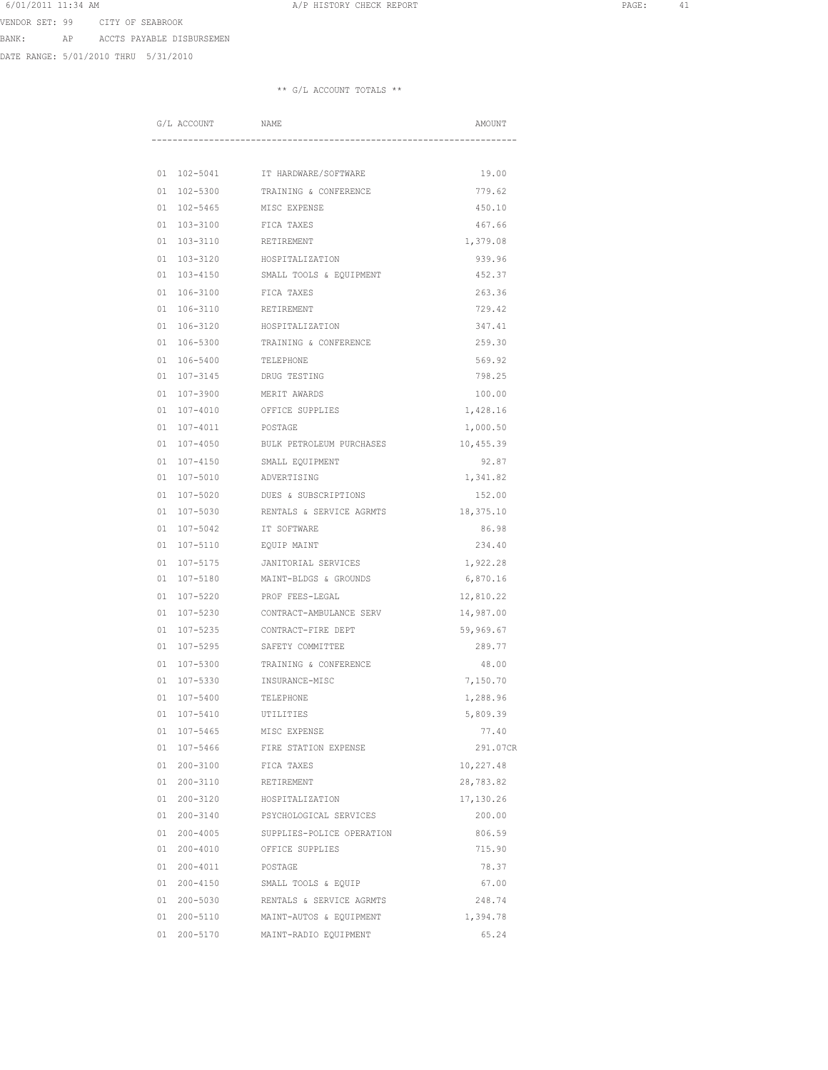6/01/2011 11:34 AM A/P HISTORY CHECK REPORT

VENDOR SET: 99 CITY OF SEABROOK

BANK: AP ACCTS PAYABLE DISBURSEMEN

DATE RANGE: 5/01/2010 THRU 5/31/2010

** G/L ACCOUNT TOTALS **

| G/L ACCOUNT | NAME | AMOUNT |
|---|---|---|
| 01 102-5041 | IT HARDWARE/SOFTWARE | 19.00 |
| 01 102-5300 | TRAINING & CONFERENCE | 779.62 |
| 01 102-5465 | MISC EXPENSE | 450.10 |
| 01 103-3100 | FICA TAXES | 467.66 |
| 01 103-3110 | RETIREMENT | 1,379.08 |
| 01 103-3120 | HOSPITALIZATION | 939.96 |
| 01 103-4150 | SMALL TOOLS & EQUIPMENT | 452.37 |
| 01 106-3100 | FICA TAXES | 263.36 |
| 01 106-3110 | RETIREMENT | 729.42 |
| 01 106-3120 | HOSPITALIZATION | 347.41 |
| 01 106-5300 | TRAINING & CONFERENCE | 259.30 |
| 01 106-5400 | TELEPHONE | 569.92 |
| 01 107-3145 | DRUG TESTING | 798.25 |
| 01 107-3900 | MERIT AWARDS | 100.00 |
| 01 107-4010 | OFFICE SUPPLIES | 1,428.16 |
| 01 107-4011 | POSTAGE | 1,000.50 |
| 01 107-4050 | BULK PETROLEUM PURCHASES | 10,455.39 |
| 01 107-4150 | SMALL EQUIPMENT | 92.87 |
| 01 107-5010 | ADVERTISING | 1,341.82 |
| 01 107-5020 | DUES & SUBSCRIPTIONS | 152.00 |
| 01 107-5030 | RENTALS & SERVICE AGRMTS | 18,375.10 |
| 01 107-5042 | IT SOFTWARE | 86.98 |
| 01 107-5110 | EQUIP MAINT | 234.40 |
| 01 107-5175 | JANITORIAL SERVICES | 1,922.28 |
| 01 107-5180 | MAINT-BLDGS & GROUNDS | 6,870.16 |
| 01 107-5220 | PROF FEES-LEGAL | 12,810.22 |
| 01 107-5230 | CONTRACT-AMBULANCE SERV | 14,987.00 |
| 01 107-5235 | CONTRACT-FIRE DEPT | 59,969.67 |
| 01 107-5295 | SAFETY COMMITTEE | 289.77 |
| 01 107-5300 | TRAINING & CONFERENCE | 48.00 |
| 01 107-5330 | INSURANCE-MISC | 7,150.70 |
| 01 107-5400 | TELEPHONE | 1,288.96 |
| 01 107-5410 | UTILITIES | 5,809.39 |
| 01 107-5465 | MISC EXPENSE | 77.40 |
| 01 107-5466 | FIRE STATION EXPENSE | 291.07CR |
| 01 200-3100 | FICA TAXES | 10,227.48 |
| 01 200-3110 | RETIREMENT | 28,783.82 |
| 01 200-3120 | HOSPITALIZATION | 17,130.26 |
| 01 200-3140 | PSYCHOLOGICAL SERVICES | 200.00 |
| 01 200-4005 | SUPPLIES-POLICE OPERATION | 806.59 |
| 01 200-4010 | OFFICE SUPPLIES | 715.90 |
| 01 200-4011 | POSTAGE | 78.37 |
| 01 200-4150 | SMALL TOOLS & EQUIP | 67.00 |
| 01 200-5030 | RENTALS & SERVICE AGRMTS | 248.74 |
| 01 200-5110 | MAINT-AUTOS & EQUIPMENT | 1,394.78 |
| 01 200-5170 | MAINT-RADIO EQUIPMENT | 65.24 |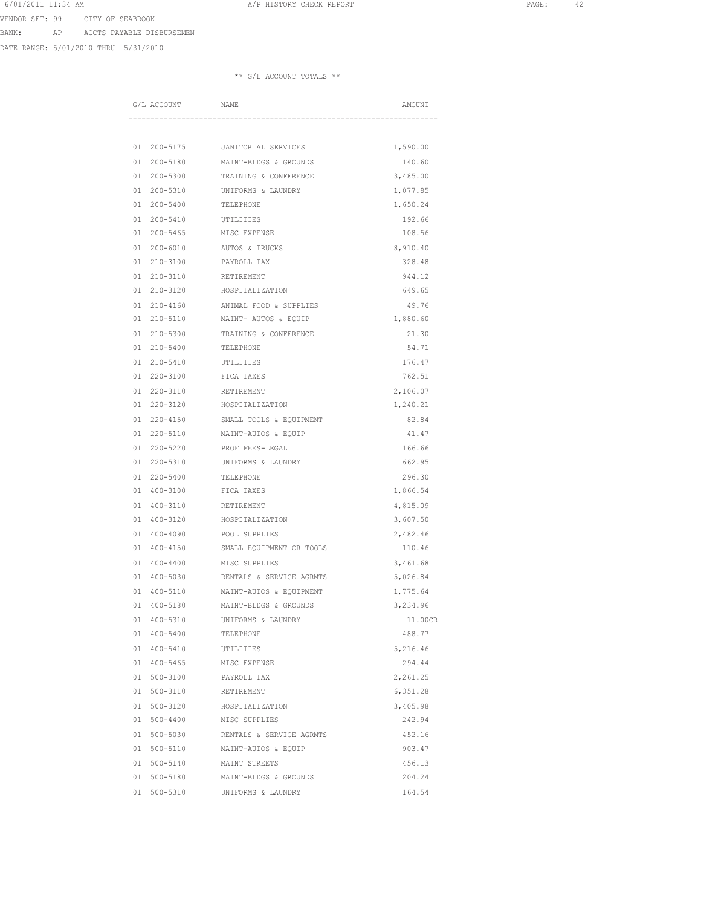VENDOR SET: 99 CITY OF SEABROOK

BANK: AP ACCTS PAYABLE DISBURSEMEN

DATE RANGE: 5/01/2010 THRU 5/31/2010

** G/L ACCOUNT TOTALS **

| G/L ACCOUNT | NAME | AMOUNT |
|---|---|---|
| 01 200-5175 | JANITORIAL SERVICES | 1,590.00 |
| 01 200-5180 | MAINT-BLDGS & GROUNDS | 140.60 |
| 01 200-5300 | TRAINING & CONFERENCE | 3,485.00 |
| 01 200-5310 | UNIFORMS & LAUNDRY | 1,077.85 |
| 01 200-5400 | TELEPHONE | 1,650.24 |
| 01 200-5410 | UTILITIES | 192.66 |
| 01 200-5465 | MISC EXPENSE | 108.56 |
| 01 200-6010 | AUTOS & TRUCKS | 8,910.40 |
| 01 210-3100 | PAYROLL TAX | 328.48 |
| 01 210-3110 | RETIREMENT | 944.12 |
| 01 210-3120 | HOSPITALIZATION | 649.65 |
| 01 210-4160 | ANIMAL FOOD & SUPPLIES | 49.76 |
| 01 210-5110 | MAINT- AUTOS & EQUIP | 1,880.60 |
| 01 210-5300 | TRAINING & CONFERENCE | 21.30 |
| 01 210-5400 | TELEPHONE | 54.71 |
| 01 210-5410 | UTILITIES | 176.47 |
| 01 220-3100 | FICA TAXES | 762.51 |
| 01 220-3110 | RETIREMENT | 2,106.07 |
| 01 220-3120 | HOSPITALIZATION | 1,240.21 |
| 01 220-4150 | SMALL TOOLS & EQUIPMENT | 82.84 |
| 01 220-5110 | MAINT-AUTOS & EQUIP | 41.47 |
| 01 220-5220 | PROF FEES-LEGAL | 166.66 |
| 01 220-5310 | UNIFORMS & LAUNDRY | 662.95 |
| 01 220-5400 | TELEPHONE | 296.30 |
| 01 400-3100 | FICA TAXES | 1,866.54 |
| 01 400-3110 | RETIREMENT | 4,815.09 |
| 01 400-3120 | HOSPITALIZATION | 3,607.50 |
| 01 400-4090 | POOL SUPPLIES | 2,482.46 |
| 01 400-4150 | SMALL EQUIPMENT OR TOOLS | 110.46 |
| 01 400-4400 | MISC SUPPLIES | 3,461.68 |
| 01 400-5030 | RENTALS & SERVICE AGRMTS | 5,026.84 |
| 01 400-5110 | MAINT-AUTOS & EQUIPMENT | 1,775.64 |
| 01 400-5180 | MAINT-BLDGS & GROUNDS | 3,234.96 |
| 01 400-5310 | UNIFORMS & LAUNDRY | 11.00CR |
| 01 400-5400 | TELEPHONE | 488.77 |
| 01 400-5410 | UTILITIES | 5,216.46 |
| 01 400-5465 | MISC EXPENSE | 294.44 |
| 01 500-3100 | PAYROLL TAX | 2,261.25 |
| 01 500-3110 | RETIREMENT | 6,351.28 |
| 01 500-3120 | HOSPITALIZATION | 3,405.98 |
| 01 500-4400 | MISC SUPPLIES | 242.94 |
| 01 500-5030 | RENTALS & SERVICE AGRMTS | 452.16 |
| 01 500-5110 | MAINT-AUTOS & EQUIP | 903.47 |
| 01 500-5140 | MAINT STREETS | 456.13 |
| 01 500-5180 | MAINT-BLDGS & GROUNDS | 204.24 |
| 01 500-5310 | UNIFORMS & LAUNDRY | 164.54 |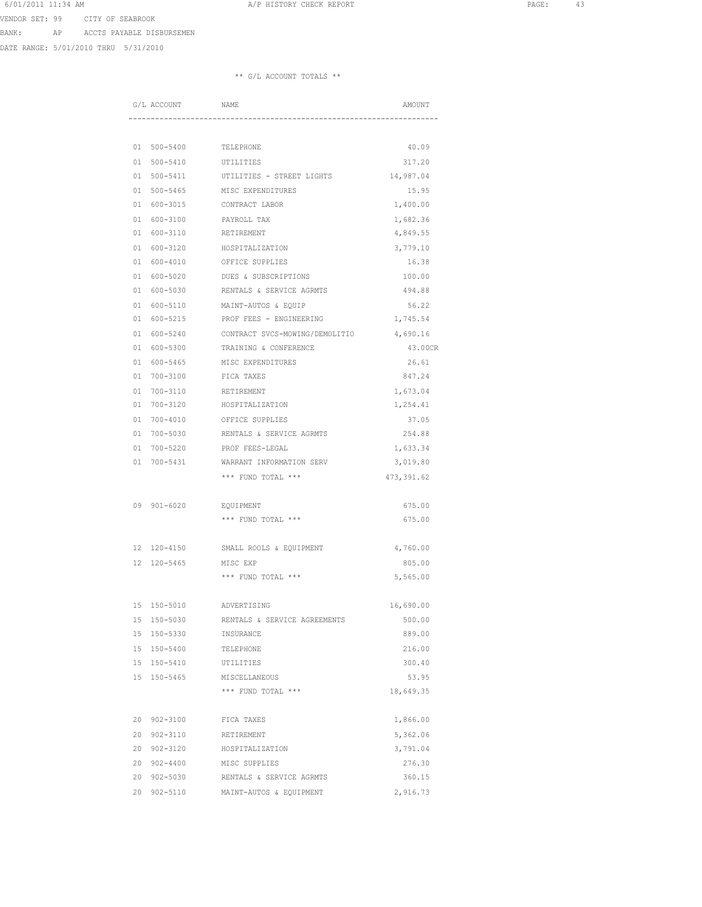VENDOR SET: 99 CITY OF SEABROOK

BANK: AP ACCTS PAYABLE DISBURSEMEN

DATE RANGE: 5/01/2010 THRU 5/31/2010

** G/L ACCOUNT TOTALS **

| G/L ACCOUNT | NAME | AMOUNT |
|---|---|---|
| 01 500-5400 | TELEPHONE | 40.09 |
| 01 500-5410 | UTILITIES | 317.20 |
| 01 500-5411 | UTILITIES - STREET LIGHTS | 14,987.04 |
| 01 500-5465 | MISC EXPENDITURES | 15.95 |
| 01 600-3015 | CONTRACT LABOR | 1,400.00 |
| 01 600-3100 | PAYROLL TAX | 1,682.36 |
| 01 600-3110 | RETIREMENT | 4,849.55 |
| 01 600-3120 | HOSPITALIZATION | 3,779.10 |
| 01 600-4010 | OFFICE SUPPLIES | 16.38 |
| 01 600-5020 | DUES & SUBSCRIPTIONS | 100.00 |
| 01 600-5030 | RENTALS & SERVICE AGRMTS | 494.88 |
| 01 600-5110 | MAINT-AUTOS & EQUIP | 56.22 |
| 01 600-5215 | PROF FEES - ENGINEERING | 1,745.54 |
| 01 600-5240 | CONTRACT SVCS-MOWING/DEMOLITIO | 4,690.16 |
| 01 600-5300 | TRAINING & CONFERENCE | 43.00CR |
| 01 600-5465 | MISC EXPENDITURES | 26.61 |
| 01 700-3100 | FICA TAXES | 847.24 |
| 01 700-3110 | RETIREMENT | 1,673.04 |
| 01 700-3120 | HOSPITALIZATION | 1,254.41 |
| 01 700-4010 | OFFICE SUPPLIES | 37.05 |
| 01 700-5030 | RENTALS & SERVICE AGRMTS | 254.88 |
| 01 700-5220 | PROF FEES-LEGAL | 1,633.34 |
| 01 700-5431 | WARRANT INFORMATION SERV | 3,019.80 |
| | *** FUND TOTAL *** | 473,391.62 |
| 09 901-6020 | EQUIPMENT | 675.00 |
| | *** FUND TOTAL *** | 675.00 |
| 12 120-4150 | SMALL ROOLS & EQUIPMENT | 4,760.00 |
| 12 120-5465 | MISC EXP | 805.00 |
| | *** FUND TOTAL *** | 5,565.00 |
| 15 150-5010 | ADVERTISING | 16,690.00 |
| 15 150-5030 | RENTALS & SERVICE AGREEMENTS | 500.00 |
| 15 150-5330 | INSURANCE | 889.00 |
| 15 150-5400 | TELEPHONE | 216.00 |
| 15 150-5410 | UTILITIES | 300.40 |
| 15 150-5465 | MISCELLANEOUS | 53.95 |
| | *** FUND TOTAL *** | 18,649.35 |
| 20 902-3100 | FICA TAXES | 1,866.00 |
| 20 902-3110 | RETIREMENT | 5,362.06 |
| 20 902-3120 | HOSPITALIZATION | 3,791.04 |
| 20 902-4400 | MISC SUPPLIES | 276.30 |
| 20 902-5030 | RENTALS & SERVICE AGRMTS | 360.15 |
| 20 902-5110 | MAINT-AUTOS & EQUIPMENT | 2,916.73 |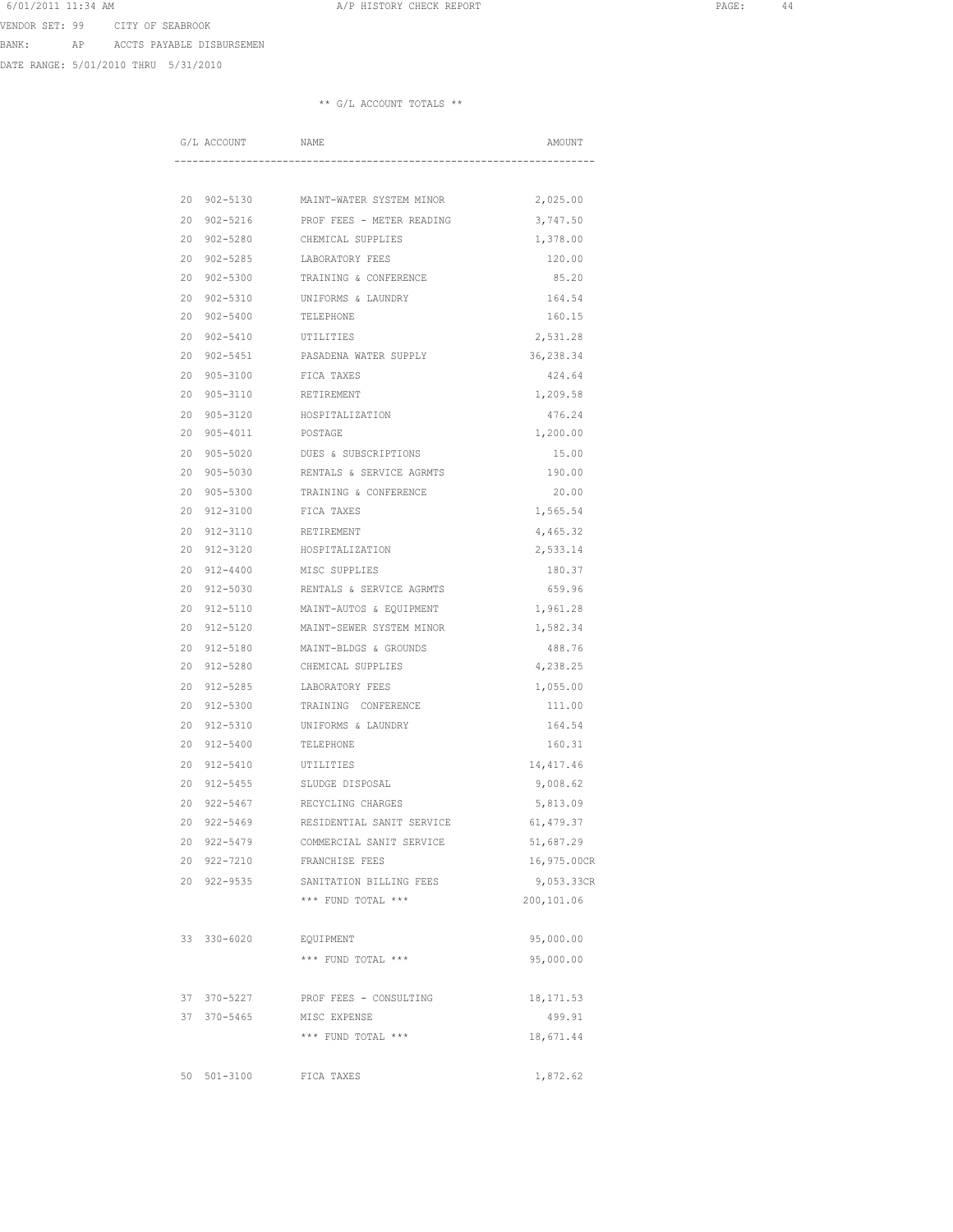VENDOR SET: 99 CITY OF SEABROOK

BANK: AP ACCTS PAYABLE DISBURSEMEN

DATE RANGE: 5/01/2010 THRU 5/31/2010

** G/L ACCOUNT TOTALS **

| G/L ACCOUNT | NAME | AMOUNT |
|---|---|---|
| 20 902-5130 | MAINT-WATER SYSTEM MINOR | 2,025.00 |
| 20 902-5216 | PROF FEES - METER READING | 3,747.50 |
| 20 902-5280 | CHEMICAL SUPPLIES | 1,378.00 |
| 20 902-5285 | LABORATORY FEES | 120.00 |
| 20 902-5300 | TRAINING & CONFERENCE | 85.20 |
| 20 902-5310 | UNIFORMS & LAUNDRY | 164.54 |
| 20 902-5400 | TELEPHONE | 160.15 |
| 20 902-5410 | UTILITIES | 2,531.28 |
| 20 902-5451 | PASADENA WATER SUPPLY | 36,238.34 |
| 20 905-3100 | FICA TAXES | 424.64 |
| 20 905-3110 | RETIREMENT | 1,209.58 |
| 20 905-3120 | HOSPITALIZATION | 476.24 |
| 20 905-4011 | POSTAGE | 1,200.00 |
| 20 905-5020 | DUES & SUBSCRIPTIONS | 15.00 |
| 20 905-5030 | RENTALS & SERVICE AGRMTS | 190.00 |
| 20 905-5300 | TRAINING & CONFERENCE | 20.00 |
| 20 912-3100 | FICA TAXES | 1,565.54 |
| 20 912-3110 | RETIREMENT | 4,465.32 |
| 20 912-3120 | HOSPITALIZATION | 2,533.14 |
| 20 912-4400 | MISC SUPPLIES | 180.37 |
| 20 912-5030 | RENTALS & SERVICE AGRMTS | 659.96 |
| 20 912-5110 | MAINT-AUTOS & EQUIPMENT | 1,961.28 |
| 20 912-5120 | MAINT-SEWER SYSTEM MINOR | 1,582.34 |
| 20 912-5180 | MAINT-BLDGS & GROUNDS | 488.76 |
| 20 912-5280 | CHEMICAL SUPPLIES | 4,238.25 |
| 20 912-5285 | LABORATORY FEES | 1,055.00 |
| 20 912-5300 | TRAINING CONFERENCE | 111.00 |
| 20 912-5310 | UNIFORMS & LAUNDRY | 164.54 |
| 20 912-5400 | TELEPHONE | 160.31 |
| 20 912-5410 | UTILITIES | 14,417.46 |
| 20 912-5455 | SLUDGE DISPOSAL | 9,008.62 |
| 20 922-5467 | RECYCLING CHARGES | 5,813.09 |
| 20 922-5469 | RESIDENTIAL SANIT SERVICE | 61,479.37 |
| 20 922-5479 | COMMERCIAL SANIT SERVICE | 51,687.29 |
| 20 922-7210 | FRANCHISE FEES | 16,975.00CR |
| 20 922-9535 | SANITATION BILLING FEES | 9,053.33CR |
| | *** FUND TOTAL *** | 200,101.06 |
| 33 330-6020 | EQUIPMENT | 95,000.00 |
| | *** FUND TOTAL *** | 95,000.00 |
| 37 370-5227 | PROF FEES - CONSULTING | 18,171.53 |
| 37 370-5465 | MISC EXPENSE | 499.91 |
| | *** FUND TOTAL *** | 18,671.44 |
| 50 501-3100 | FICA TAXES | 1,872.62 |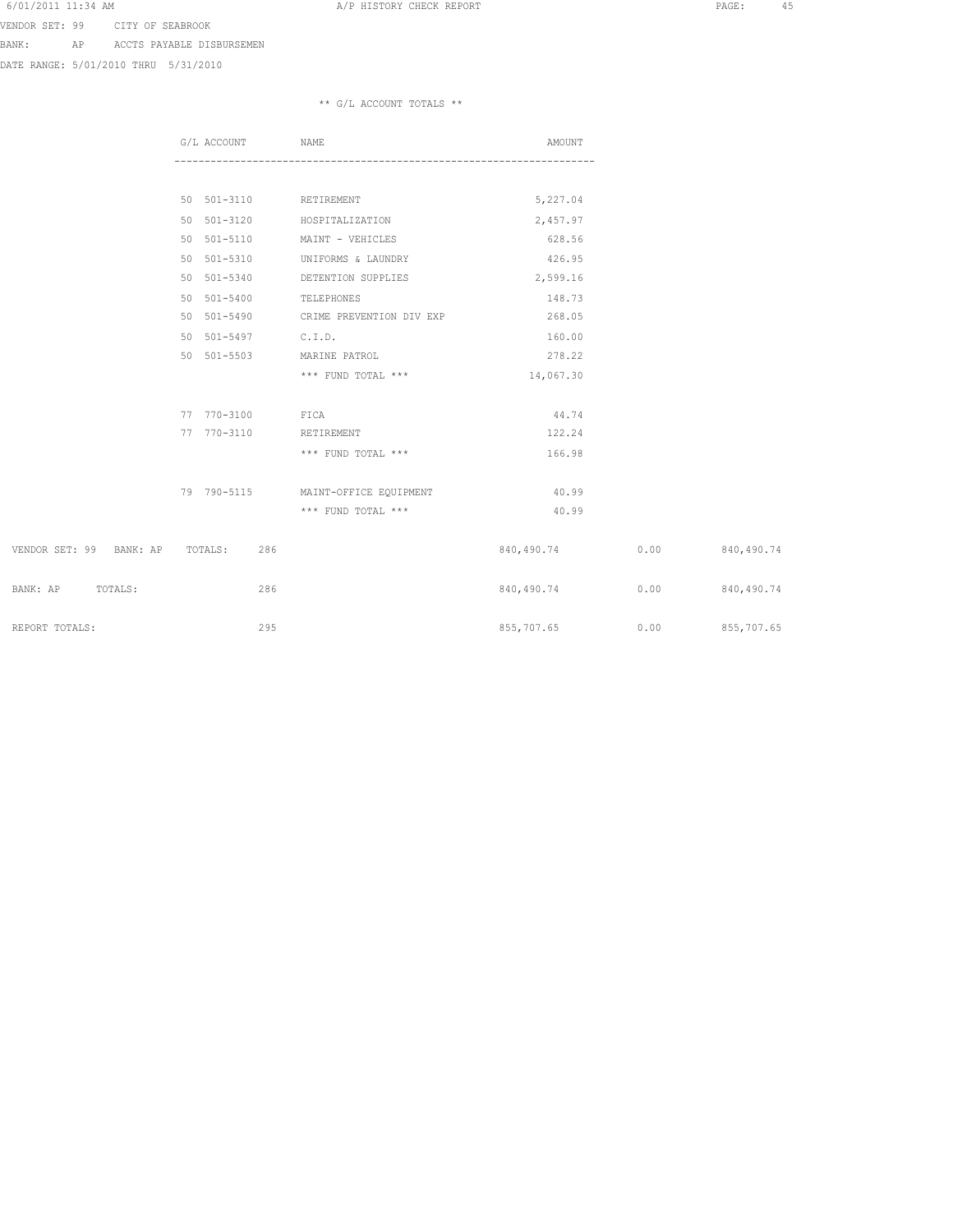VENDOR SET: 99 CITY OF SEABROOK

BANK: AP ACCTS PAYABLE DISBURSEMEN

DATE RANGE: 5/01/2010 THRU 5/31/2010

** G/L ACCOUNT TOTALS **

| G/L ACCOUNT | NAME | AMOUNT |
|---|---|---|
| 50 501-3110 | RETIREMENT | 5,227.04 |
| 50 501-3120 | HOSPITALIZATION | 2,457.97 |
| 50 501-5110 | MAINT - VEHICLES | 628.56 |
| 50 501-5310 | UNIFORMS & LAUNDRY | 426.95 |
| 50 501-5340 | DETENTION SUPPLIES | 2,599.16 |
| 50 501-5400 | TELEPHONES | 148.73 |
| 50 501-5490 | CRIME PREVENTION DIV EXP | 268.05 |
| 50 501-5497 | C.I.D. | 160.00 |
| 50 501-5503 | MARINE PATROL | 278.22 |
| | *** FUND TOTAL *** | 14,067.30 |
| 77 770-3100 | FICA | 44.74 |
| 77 770-3110 | RETIREMENT | 122.24 |
| | *** FUND TOTAL *** | 166.98 |
| 79 790-5115 | MAINT-OFFICE EQUIPMENT | 40.99 |
| | *** FUND TOTAL *** | 40.99 |

| | COUNT | | | |
|---|---|---|---|---|
| VENDOR SET: 99 BANK: AP TOTALS: | 286 | 840,490.74 | 0.00 | 840,490.74 |
| BANK: AP TOTALS: | 286 | 840,490.74 | 0.00 | 840,490.74 |
| REPORT TOTALS: | 295 | 855,707.65 | 0.00 | 855,707.65 |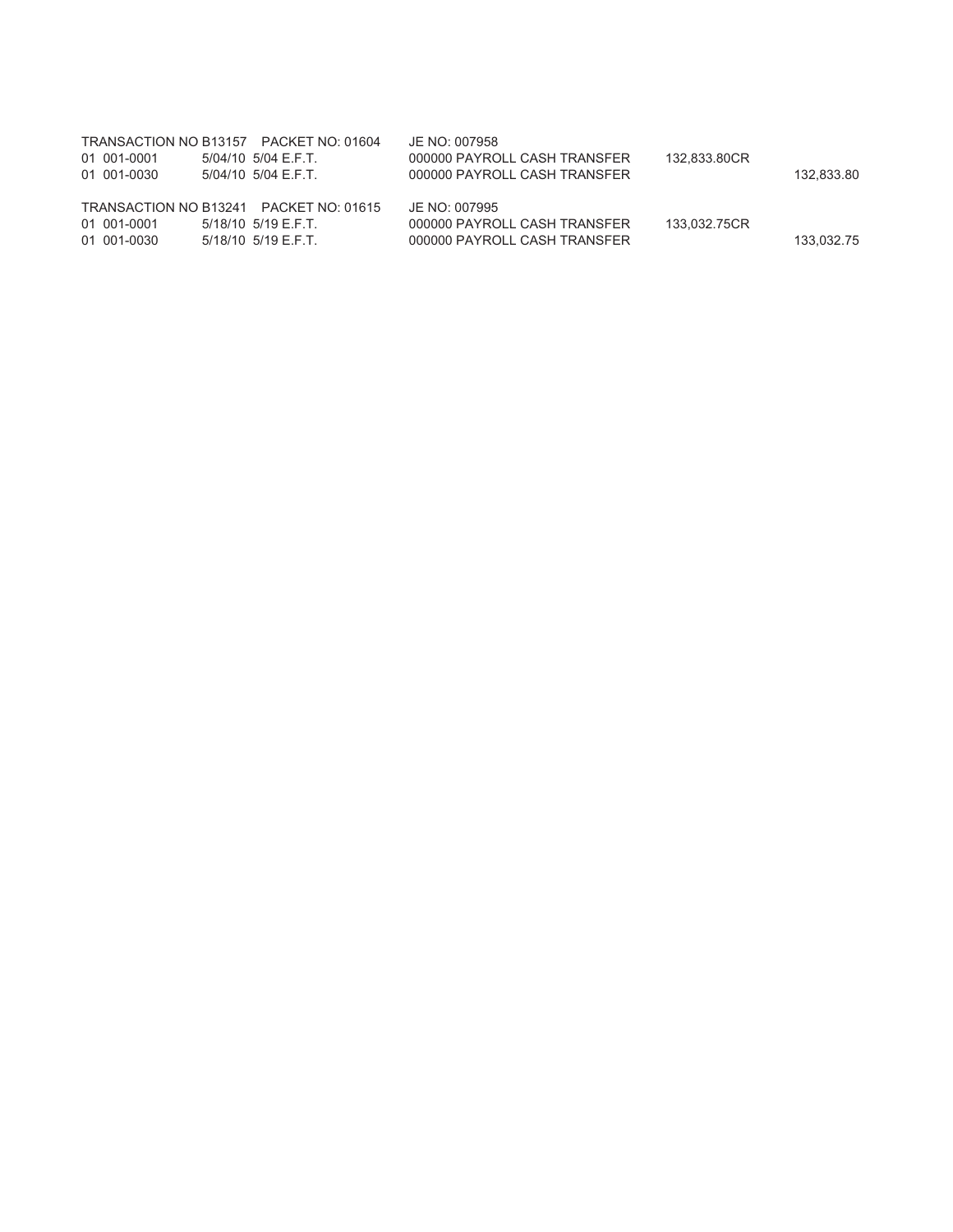| | | | | |
|---|---|---|---|---|
| TRANSACTION NO B13157 | PACKET NO: 01604 | JE NO: 007958 | | |
| 01 001-0001 | 5/04/10 5/04 E.F.T. | 000000 PAYROLL CASH TRANSFER | 132,833.80CR | |
| 01 001-0030 | 5/04/10 5/04 E.F.T. | 000000 PAYROLL CASH TRANSFER | | 132,833.80 |
| TRANSACTION NO B13241 | PACKET NO: 01615 | JE NO: 007995 | | |
| 01 001-0001 | 5/18/10 5/19 E.F.T. | 000000 PAYROLL CASH TRANSFER | 133,032.75CR | |
| 01 001-0030 | 5/18/10 5/19 E.F.T. | 000000 PAYROLL CASH TRANSFER | | 133,032.75 |